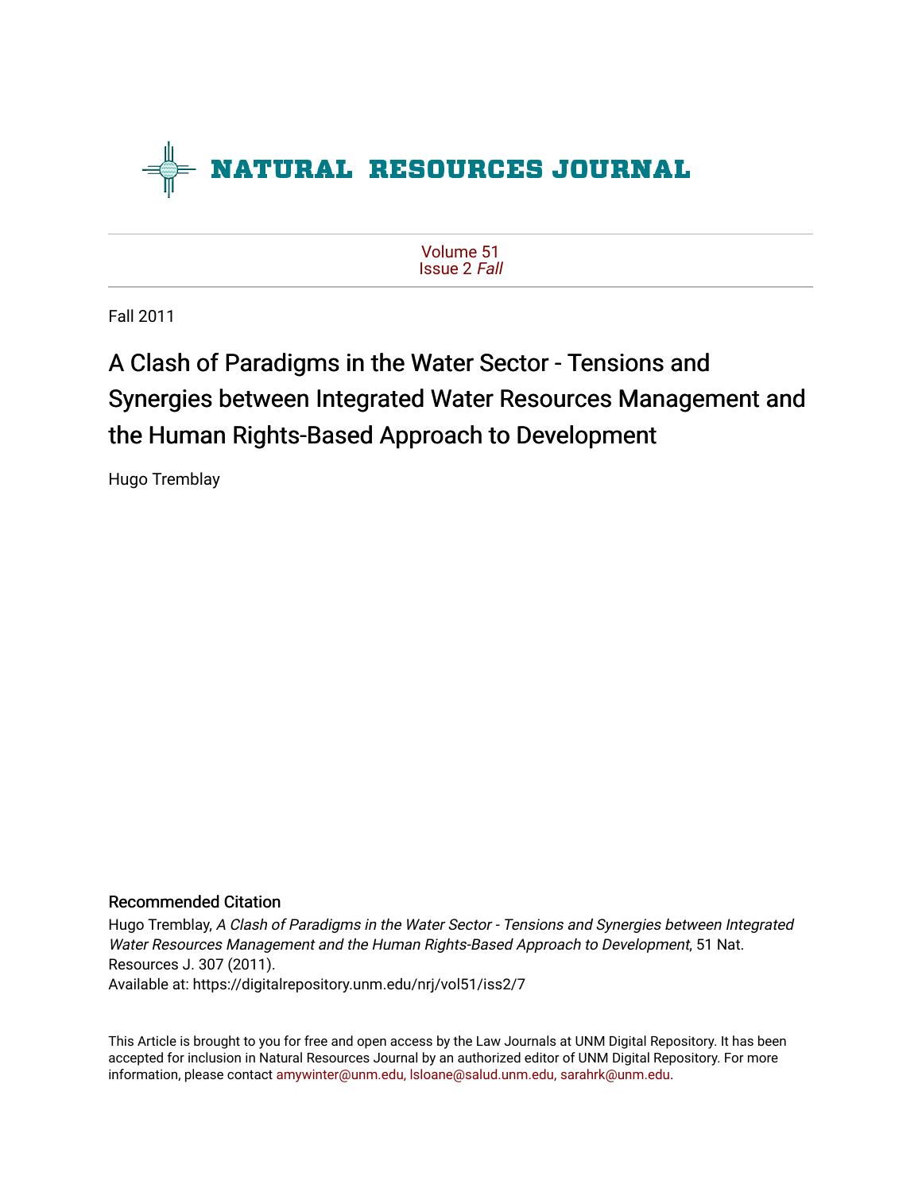# NATURAL RESOURCES JOURNAL

Volume 51
Issue 2 *Fall*

Fall 2011

## A Clash of Paradigms in the Water Sector - Tensions and Synergies between Integrated Water Resources Management and the Human Rights-Based Approach to Development

Hugo Tremblay

### Recommended Citation

Hugo Tremblay, *A Clash of Paradigms in the Water Sector - Tensions and Synergies between Integrated Water Resources Management and the Human Rights-Based Approach to Development*, 51 Nat. Resources J. 307 (2011).
Available at: https://digitalrepository.unm.edu/nrj/vol51/iss2/7

This Article is brought to you for free and open access by the Law Journals at UNM Digital Repository. It has been accepted for inclusion in Natural Resources Journal by an authorized editor of UNM Digital Repository. For more information, please contact amywinter@unm.edu, lsloane@salud.unm.edu, sarahrk@unm.edu.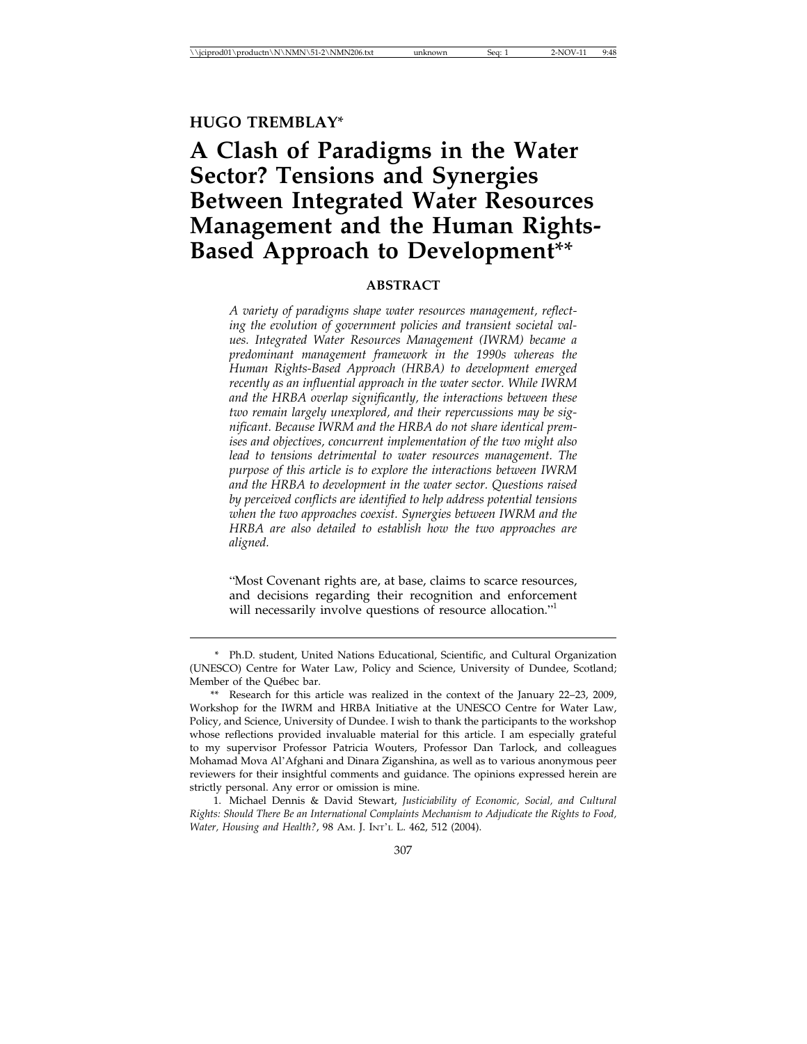**HUGO TREMBLAY***

# A Clash of Paradigms in the Water Sector? Tensions and Synergies Between Integrated Water Resources Management and the Human Rights-Based Approach to Development**

## ABSTRACT

*A variety of paradigms shape water resources management, reflecting the evolution of government policies and transient societal values. Integrated Water Resources Management (IWRM) became a predominant management framework in the 1990s whereas the Human Rights-Based Approach (HRBA) to development emerged recently as an influential approach in the water sector. While IWRM and the HRBA overlap significantly, the interactions between these two remain largely unexplored, and their repercussions may be significant. Because IWRM and the HRBA do not share identical premises and objectives, concurrent implementation of the two might also lead to tensions detrimental to water resources management. The purpose of this article is to explore the interactions between IWRM and the HRBA to development in the water sector. Questions raised by perceived conflicts are identified to help address potential tensions when the two approaches coexist. Synergies between IWRM and the HRBA are also detailed to establish how the two approaches are aligned.*

> "Most Covenant rights are, at base, claims to scarce resources, and decisions regarding their recognition and enforcement will necessarily involve questions of resource allocation."[1]

---

\* Ph.D. student, United Nations Educational, Scientific, and Cultural Organization (UNESCO) Centre for Water Law, Policy and Science, University of Dundee, Scotland; Member of the Québec bar.

\*\* Research for this article was realized in the context of the January 22–23, 2009, Workshop for the IWRM and HRBA Initiative at the UNESCO Centre for Water Law, Policy, and Science, University of Dundee. I wish to thank the participants to the workshop whose reflections provided invaluable material for this article. I am especially grateful to my supervisor Professor Patricia Wouters, Professor Dan Tarlock, and colleagues Mohamad Mova Al'Afghani and Dinara Ziganshina, as well as to various anonymous peer reviewers for their insightful comments and guidance. The opinions expressed herein are strictly personal. Any error or omission is mine.

1. Michael Dennis & David Stewart, *Justiciability of Economic, Social, and Cultural Rights: Should There Be an International Complaints Mechanism to Adjudicate the Rights to Food, Water, Housing and Health?*, 98 AM. J. INT'L L. 462, 512 (2004).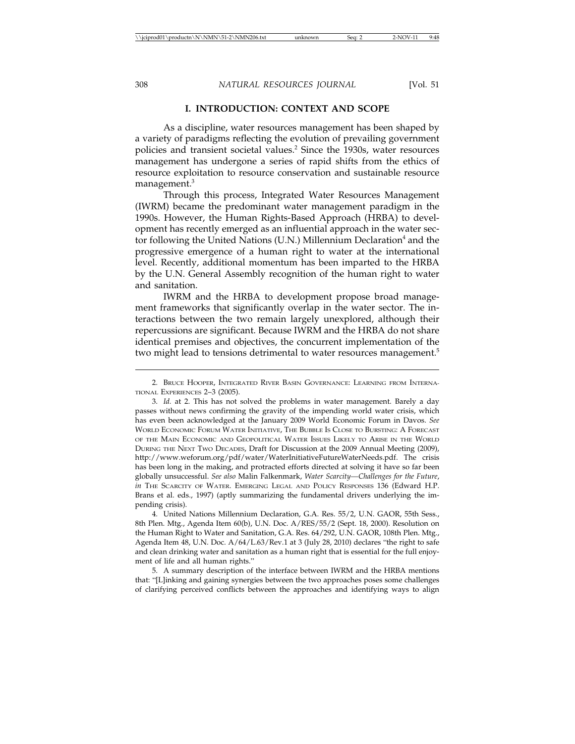## I. INTRODUCTION: CONTEXT AND SCOPE

As a discipline, water resources management has been shaped by a variety of paradigms reflecting the evolution of prevailing government policies and transient societal values.[2] Since the 1930s, water resources management has undergone a series of rapid shifts from the ethics of resource exploitation to resource conservation and sustainable resource management.[3]

Through this process, Integrated Water Resources Management (IWRM) became the predominant water management paradigm in the 1990s. However, the Human Rights-Based Approach (HRBA) to development has recently emerged as an influential approach in the water sector following the United Nations (U.N.) Millennium Declaration[4] and the progressive emergence of a human right to water at the international level. Recently, additional momentum has been imparted to the HRBA by the U.N. General Assembly recognition of the human right to water and sanitation.

IWRM and the HRBA to development propose broad management frameworks that significantly overlap in the water sector. The interactions between the two remain largely unexplored, although their repercussions are significant. Because IWRM and the HRBA do not share identical premises and objectives, the concurrent implementation of the two might lead to tensions detrimental to water resources management.[5]

---

2. BRUCE HOOPER, INTEGRATED RIVER BASIN GOVERNANCE: LEARNING FROM INTERNATIONAL EXPERIENCES 2–3 (2005).

3. *Id.* at 2. This has not solved the problems in water management. Barely a day passes without news confirming the gravity of the impending world water crisis, which has even been acknowledged at the January 2009 World Economic Forum in Davos. *See* WORLD ECONOMIC FORUM WATER INITIATIVE, THE BUBBLE IS CLOSE TO BURSTING: A FORECAST OF THE MAIN ECONOMIC AND GEOPOLITICAL WATER ISSUES LIKELY TO ARISE IN THE WORLD DURING THE NEXT TWO DECADES, Draft for Discussion at the 2009 Annual Meeting (2009), http://www.weforum.org/pdf/water/WaterInitiativeFutureWaterNeeds.pdf. The crisis has been long in the making, and protracted efforts directed at solving it have so far been globally unsuccessful. *See also* Malin Falkenmark, *Water Scarcity—Challenges for the Future*, *in* THE SCARCITY OF WATER. EMERGING LEGAL AND POLICY RESPONSES 136 (Edward H.P. Brans et al. eds., 1997) (aptly summarizing the fundamental drivers underlying the impending crisis).

4. United Nations Millennium Declaration, G.A. Res. 55/2, U.N. GAOR, 55th Sess., 8th Plen. Mtg., Agenda Item 60(b), U.N. Doc. A/RES/55/2 (Sept. 18, 2000). Resolution on the Human Right to Water and Sanitation, G.A. Res. 64/292, U.N. GAOR, 108th Plen. Mtg., Agenda Item 48, U.N. Doc. A/64/L.63/Rev.1 at 3 (July 28, 2010) declares "the right to safe and clean drinking water and sanitation as a human right that is essential for the full enjoyment of life and all human rights."

5. A summary description of the interface between IWRM and the HRBA mentions that: "[L]inking and gaining synergies between the two approaches poses some challenges of clarifying perceived conflicts between the approaches and identifying ways to align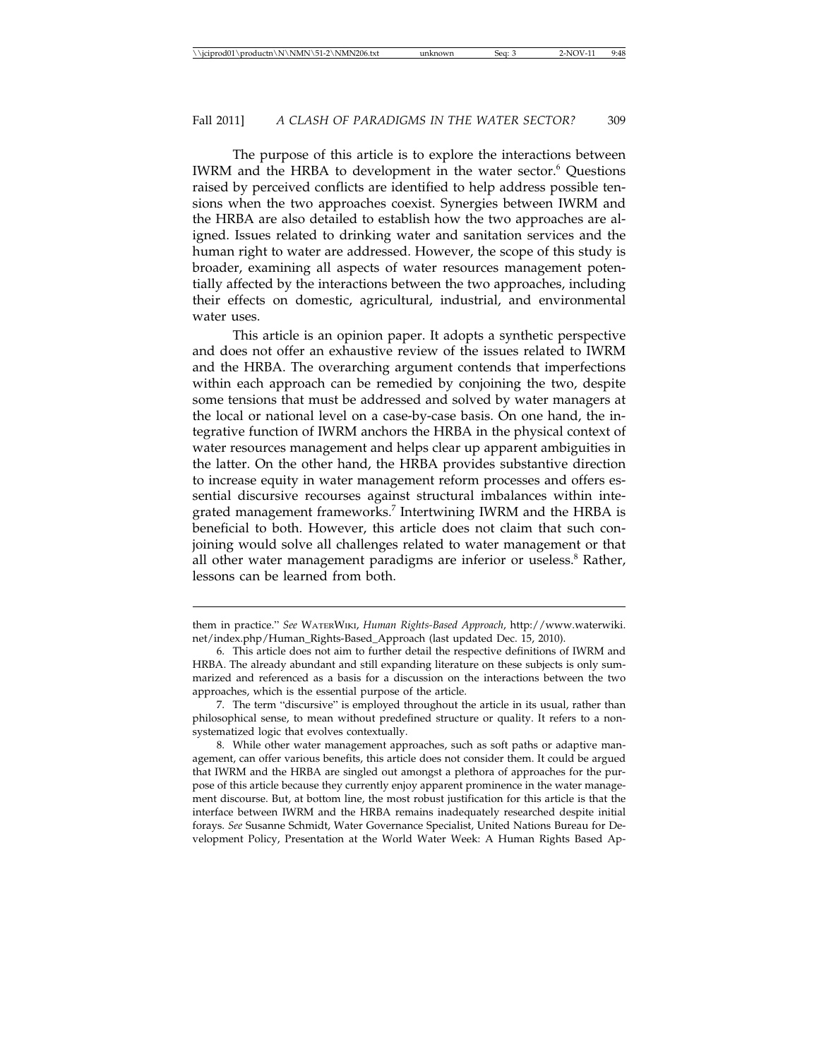The purpose of this article is to explore the interactions between IWRM and the HRBA to development in the water sector.[6] Questions raised by perceived conflicts are identified to help address possible tensions when the two approaches coexist. Synergies between IWRM and the HRBA are also detailed to establish how the two approaches are aligned. Issues related to drinking water and sanitation services and the human right to water are addressed. However, the scope of this study is broader, examining all aspects of water resources management potentially affected by the interactions between the two approaches, including their effects on domestic, agricultural, industrial, and environmental water uses.

This article is an opinion paper. It adopts a synthetic perspective and does not offer an exhaustive review of the issues related to IWRM and the HRBA. The overarching argument contends that imperfections within each approach can be remedied by conjoining the two, despite some tensions that must be addressed and solved by water managers at the local or national level on a case-by-case basis. On one hand, the integrative function of IWRM anchors the HRBA in the physical context of water resources management and helps clear up apparent ambiguities in the latter. On the other hand, the HRBA provides substantive direction to increase equity in water management reform processes and offers essential discursive recourses against structural imbalances within integrated management frameworks.[7] Intertwining IWRM and the HRBA is beneficial to both. However, this article does not claim that such conjoining would solve all challenges related to water management or that all other water management paradigms are inferior or useless.[8] Rather, lessons can be learned from both.

---

them in practice." *See* WATERWIKI, *Human Rights-Based Approach*, http://www.waterwiki.net/index.php/Human_Rights-Based_Approach (last updated Dec. 15, 2010).

6. This article does not aim to further detail the respective definitions of IWRM and HRBA. The already abundant and still expanding literature on these subjects is only summarized and referenced as a basis for a discussion on the interactions between the two approaches, which is the essential purpose of the article.

7. The term "discursive" is employed throughout the article in its usual, rather than philosophical sense, to mean without predefined structure or quality. It refers to a non-systematized logic that evolves contextually.

8. While other water management approaches, such as soft paths or adaptive management, can offer various benefits, this article does not consider them. It could be argued that IWRM and the HRBA are singled out amongst a plethora of approaches for the purpose of this article because they currently enjoy apparent prominence in the water management discourse. But, at bottom line, the most robust justification for this article is that the interface between IWRM and the HRBA remains inadequately researched despite initial forays. *See* Susanne Schmidt, Water Governance Specialist, United Nations Bureau for Development Policy, Presentation at the World Water Week: A Human Rights Based Ap-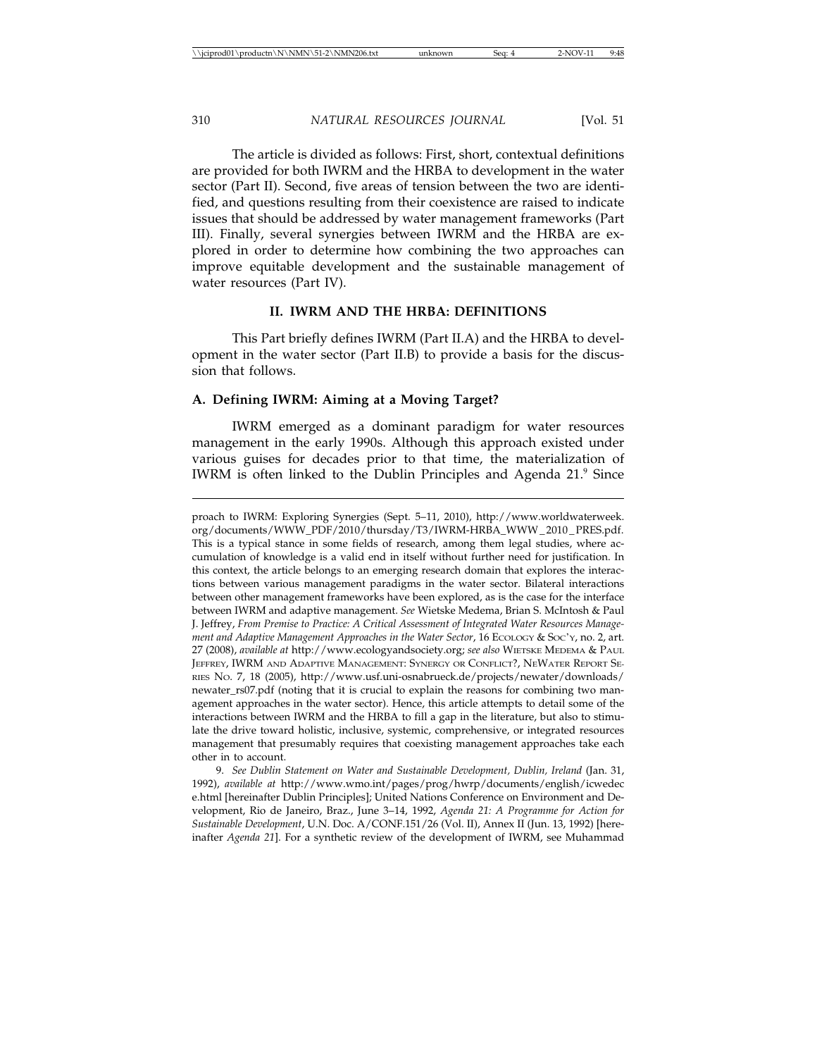The article is divided as follows: First, short, contextual definitions are provided for both IWRM and the HRBA to development in the water sector (Part II). Second, five areas of tension between the two are identified, and questions resulting from their coexistence are raised to indicate issues that should be addressed by water management frameworks (Part III). Finally, several synergies between IWRM and the HRBA are explored in order to determine how combining the two approaches can improve equitable development and the sustainable management of water resources (Part IV).

## II. IWRM AND THE HRBA: DEFINITIONS

This Part briefly defines IWRM (Part II.A) and the HRBA to development in the water sector (Part II.B) to provide a basis for the discussion that follows.

### A. Defining IWRM: Aiming at a Moving Target?

IWRM emerged as a dominant paradigm for water resources management in the early 1990s. Although this approach existed under various guises for decades prior to that time, the materialization of IWRM is often linked to the Dublin Principles and Agenda 21.[9] Since

---

proach to IWRM: Exploring Synergies (Sept. 5–11, 2010), http://www.worldwaterweek.org/documents/WWW_PDF/2010/thursday/T3/IWRM-HRBA_WWW_2010_PRES.pdf. This is a typical stance in some fields of research, among them legal studies, where accumulation of knowledge is a valid end in itself without further need for justification. In this context, the article belongs to an emerging research domain that explores the interactions between various management paradigms in the water sector. Bilateral interactions between other management frameworks have been explored, as is the case for the interface between IWRM and adaptive management. *See* Wietske Medema, Brian S. McIntosh & Paul J. Jeffrey, *From Premise to Practice: A Critical Assessment of Integrated Water Resources Management and Adaptive Management Approaches in the Water Sector*, 16 Ecology & Soc'y, no. 2, art. 27 (2008), *available at* http://www.ecologyandsociety.org; *see also* Wietske Medema & Paul Jeffrey, IWRM and Adaptive Management: Synergy or Conflict?, NeWater Report Series No. 7, 18 (2005), http://www.usf.uni-osnabrueck.de/projects/newater/downloads/newater_rs07.pdf (noting that it is crucial to explain the reasons for combining two management approaches in the water sector). Hence, this article attempts to detail some of the interactions between IWRM and the HRBA to fill a gap in the literature, but also to stimulate the drive toward holistic, inclusive, systemic, comprehensive, or integrated resources management that presumably requires that coexisting management approaches take each other in to account.

9. *See Dublin Statement on Water and Sustainable Development, Dublin, Ireland* (Jan. 31, 1992), *available at* http://www.wmo.int/pages/prog/hwrp/documents/english/icwedece.html [hereinafter Dublin Principles]; United Nations Conference on Environment and Development, Rio de Janeiro, Braz., June 3–14, 1992, *Agenda 21: A Programme for Action for Sustainable Development*, U.N. Doc. A/CONF.151/26 (Vol. II), Annex II (Jun. 13, 1992) [hereinafter *Agenda 21*]. For a synthetic review of the development of IWRM, see Muhammad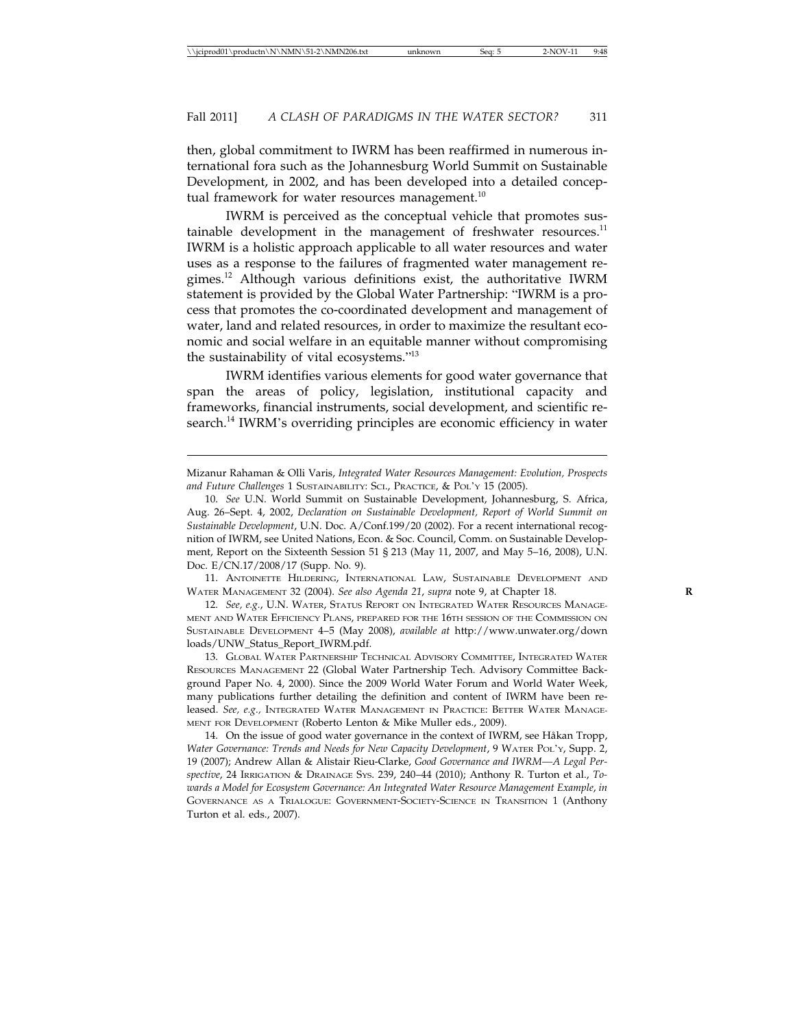then, global commitment to IWRM has been reaffirmed in numerous international fora such as the Johannesburg World Summit on Sustainable Development, in 2002, and has been developed into a detailed conceptual framework for water resources management.[10]

IWRM is perceived as the conceptual vehicle that promotes sustainable development in the management of freshwater resources.[11] IWRM is a holistic approach applicable to all water resources and water uses as a response to the failures of fragmented water management regimes.[12] Although various definitions exist, the authoritative IWRM statement is provided by the Global Water Partnership: "IWRM is a process that promotes the co-coordinated development and management of water, land and related resources, in order to maximize the resultant economic and social welfare in an equitable manner without compromising the sustainability of vital ecosystems."[13]

IWRM identifies various elements for good water governance that span the areas of policy, legislation, institutional capacity and frameworks, financial instruments, social development, and scientific research.[14] IWRM's overriding principles are economic efficiency in water

---

Mizanur Rahaman & Olli Varis, *Integrated Water Resources Management: Evolution, Prospects and Future Challenges* 1 SUSTAINABILITY: SCI., PRACTICE, & POL'Y 15 (2005).

10. *See* U.N. World Summit on Sustainable Development, Johannesburg, S. Africa, Aug. 26–Sept. 4, 2002, *Declaration on Sustainable Development, Report of World Summit on Sustainable Development*, U.N. Doc. A/Conf.199/20 (2002). For a recent international recognition of IWRM, see United Nations, Econ. & Soc. Council, Comm. on Sustainable Development, Report on the Sixteenth Session 51 § 213 (May 11, 2007, and May 5–16, 2008), U.N. Doc. E/CN.17/2008/17 (Supp. No. 9).

11. ANTOINETTE HILDERING, INTERNATIONAL LAW, SUSTAINABLE DEVELOPMENT AND WATER MANAGEMENT 32 (2004). *See also Agenda 21*, *supra* note 9, at Chapter 18.

12. *See, e.g.*, U.N. WATER, STATUS REPORT ON INTEGRATED WATER RESOURCES MANAGEMENT AND WATER EFFICIENCY PLANS, PREPARED FOR THE 16TH SESSION OF THE COMMISSION ON SUSTAINABLE DEVELOPMENT 4–5 (May 2008), *available at* http://www.unwater.org/downloads/UNW_Status_Report_IWRM.pdf.

13. GLOBAL WATER PARTNERSHIP TECHNICAL ADVISORY COMMITTEE, INTEGRATED WATER RESOURCES MANAGEMENT 22 (Global Water Partnership Tech. Advisory Committee Background Paper No. 4, 2000). Since the 2009 World Water Forum and World Water Week, many publications further detailing the definition and content of IWRM have been released. *See, e.g.,* INTEGRATED WATER MANAGEMENT IN PRACTICE: BETTER WATER MANAGEMENT FOR DEVELOPMENT (Roberto Lenton & Mike Muller eds., 2009).

14. On the issue of good water governance in the context of IWRM, see Håkan Tropp, *Water Governance: Trends and Needs for New Capacity Development*, 9 WATER POL'Y, Supp. 2, 19 (2007); Andrew Allan & Alistair Rieu-Clarke, *Good Governance and IWRM—A Legal Perspective*, 24 IRRIGATION & DRAINAGE SYS. 239, 240–44 (2010); Anthony R. Turton et al., *Towards a Model for Ecosystem Governance: An Integrated Water Resource Management Example*, *in* GOVERNANCE AS A TRIALOGUE: GOVERNMENT-SOCIETY-SCIENCE IN TRANSITION 1 (Anthony Turton et al. eds., 2007).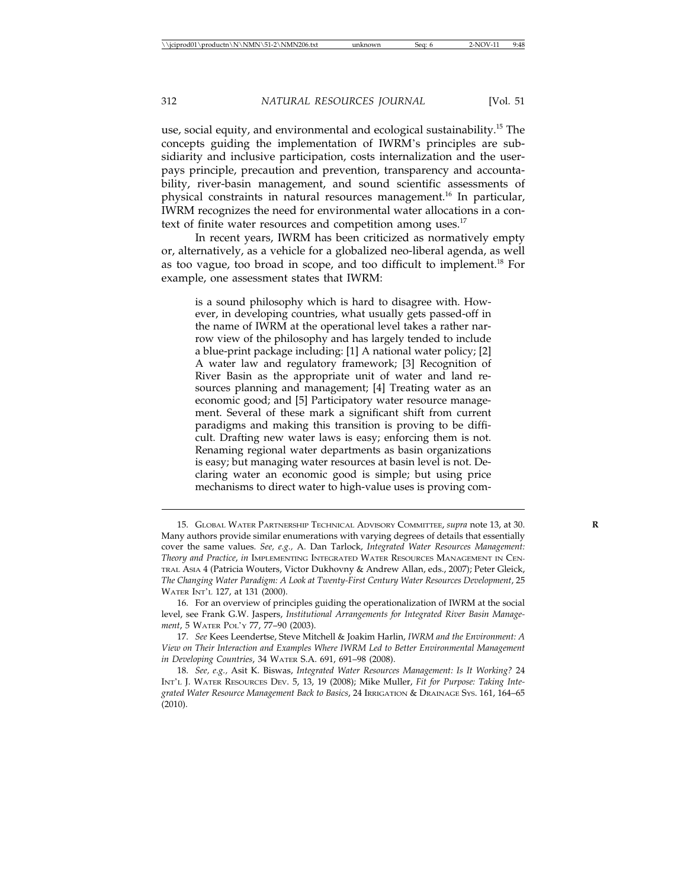use, social equity, and environmental and ecological sustainability.[15] The concepts guiding the implementation of IWRM's principles are subsidiarity and inclusive participation, costs internalization and the user-pays principle, precaution and prevention, transparency and accountability, river-basin management, and sound scientific assessments of physical constraints in natural resources management.[16] In particular, IWRM recognizes the need for environmental water allocations in a context of finite water resources and competition among uses.[17]

In recent years, IWRM has been criticized as normatively empty or, alternatively, as a vehicle for a globalized neo-liberal agenda, as well as too vague, too broad in scope, and too difficult to implement.[18] For example, one assessment states that IWRM:

> is a sound philosophy which is hard to disagree with. However, in developing countries, what usually gets passed-off in the name of IWRM at the operational level takes a rather narrow view of the philosophy and has largely tended to include a blue-print package including: [1] A national water policy; [2] A water law and regulatory framework; [3] Recognition of River Basin as the appropriate unit of water and land resources planning and management; [4] Treating water as an economic good; and [5] Participatory water resource management. Several of these mark a significant shift from current paradigms and making this transition is proving to be difficult. Drafting new water laws is easy; enforcing them is not. Renaming regional water departments as basin organizations is easy; but managing water resources at basin level is not. Declaring water an economic good is simple; but using price mechanisms to direct water to high-value uses is proving com-

---

15. GLOBAL WATER PARTNERSHIP TECHNICAL ADVISORY COMMITTEE, *supra* note 13, at 30. Many authors provide similar enumerations with varying degrees of details that essentially cover the same values. *See, e.g.,* A. Dan Tarlock, *Integrated Water Resources Management: Theory and Practice*, *in* IMPLEMENTING INTEGRATED WATER RESOURCES MANAGEMENT IN CENTRAL ASIA 4 (Patricia Wouters, Victor Dukhovny & Andrew Allan, eds., 2007); Peter Gleick, *The Changing Water Paradigm: A Look at Twenty-First Century Water Resources Development*, 25 WATER INT'L 127, at 131 (2000).

16. For an overview of principles guiding the operationalization of IWRM at the social level, see Frank G.W. Jaspers, *Institutional Arrangements for Integrated River Basin Management*, 5 WATER POL'Y 77, 77–90 (2003).

17. *See* Kees Leendertse, Steve Mitchell & Joakim Harlin, *IWRM and the Environment: A View on Their Interaction and Examples Where IWRM Led to Better Environmental Management in Developing Countries*, 34 WATER S.A. 691, 691–98 (2008).

18. *See, e.g.,* Asit K. Biswas, *Integrated Water Resources Management: Is It Working?* 24 INT'L J. WATER RESOURCES DEV. 5, 13, 19 (2008); Mike Muller, *Fit for Purpose: Taking Integrated Water Resource Management Back to Basics*, 24 IRRIGATION & DRAINAGE SYS. 161, 164–65 (2010).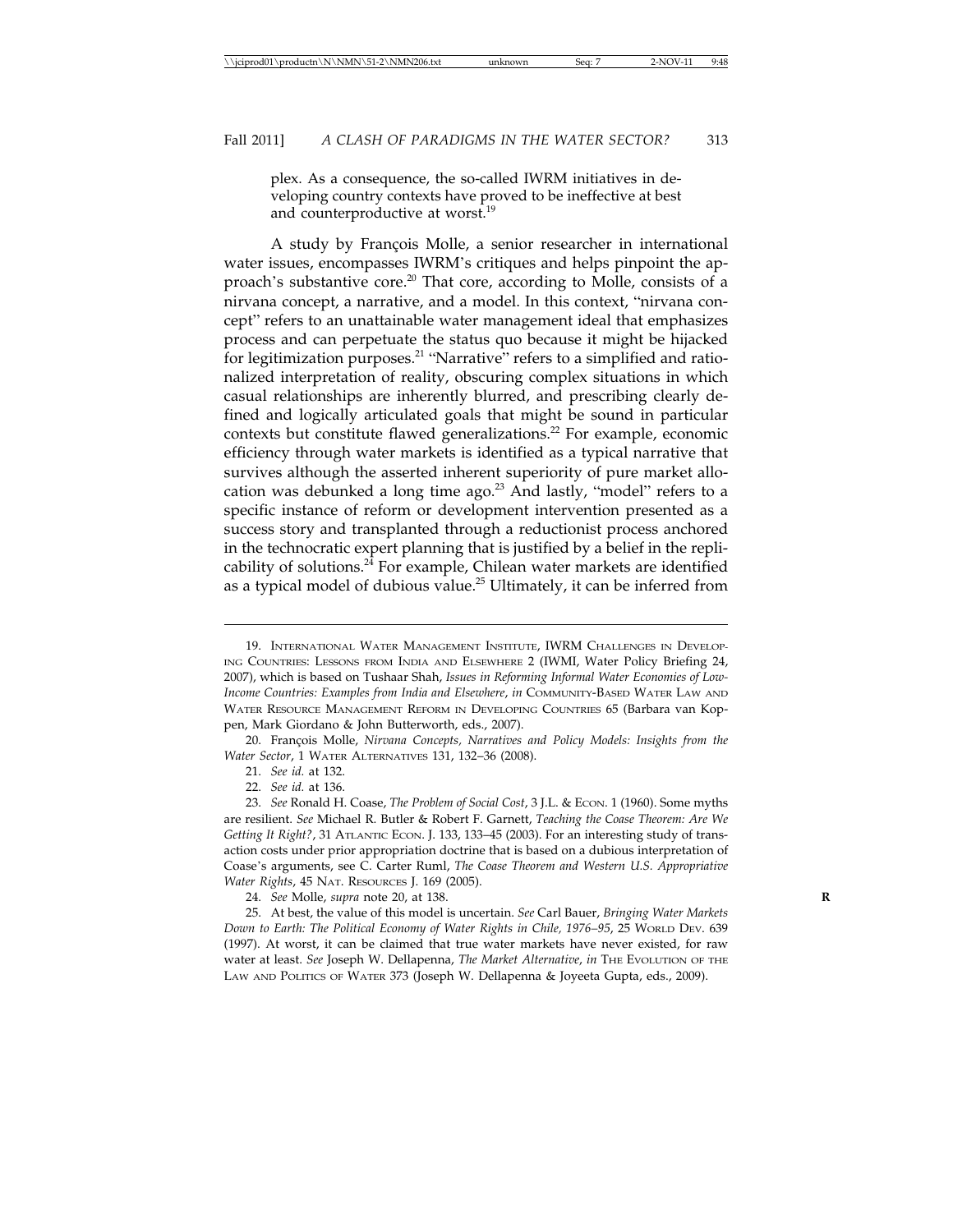plex. As a consequence, the so-called IWRM initiatives in developing country contexts have proved to be ineffective at best and counterproductive at worst.[19]

A study by François Molle, a senior researcher in international water issues, encompasses IWRM's critiques and helps pinpoint the approach's substantive core.[20] That core, according to Molle, consists of a nirvana concept, a narrative, and a model. In this context, "nirvana concept" refers to an unattainable water management ideal that emphasizes process and can perpetuate the status quo because it might be hijacked for legitimization purposes.[21] "Narrative" refers to a simplified and rationalized interpretation of reality, obscuring complex situations in which casual relationships are inherently blurred, and prescribing clearly defined and logically articulated goals that might be sound in particular contexts but constitute flawed generalizations.[22] For example, economic efficiency through water markets is identified as a typical narrative that survives although the asserted inherent superiority of pure market allocation was debunked a long time ago.[23] And lastly, "model" refers to a specific instance of reform or development intervention presented as a success story and transplanted through a reductionist process anchored in the technocratic expert planning that is justified by a belief in the replicability of solutions.[24] For example, Chilean water markets are identified as a typical model of dubious value.[25] Ultimately, it can be inferred from

---

19. International Water Management Institute, IWRM Challenges in Developing Countries: Lessons from India and Elsewhere 2 (IWMI, Water Policy Briefing 24, 2007), which is based on Tushaar Shah, *Issues in Reforming Informal Water Economies of Low-Income Countries: Examples from India and Elsewhere*, *in* Community-Based Water Law and Water Resource Management Reform in Developing Countries 65 (Barbara van Koppen, Mark Giordano & John Butterworth, eds., 2007).

20. François Molle, *Nirvana Concepts, Narratives and Policy Models: Insights from the Water Sector*, 1 Water Alternatives 131, 132–36 (2008).

21. *See id.* at 132.

22. *See id.* at 136.

23. *See* Ronald H. Coase, *The Problem of Social Cost*, 3 J.L. & Econ. 1 (1960). Some myths are resilient. *See* Michael R. Butler & Robert F. Garnett, *Teaching the Coase Theorem: Are We Getting It Right?*, 31 Atlantic Econ. J. 133, 133–45 (2003). For an interesting study of transaction costs under prior appropriation doctrine that is based on a dubious interpretation of Coase's arguments, see C. Carter Ruml, *The Coase Theorem and Western U.S. Appropriative Water Rights*, 45 Nat. Resources J. 169 (2005).

24. *See* Molle, *supra* note 20, at 138.

25. At best, the value of this model is uncertain. *See* Carl Bauer, *Bringing Water Markets Down to Earth: The Political Economy of Water Rights in Chile, 1976–95*, 25 World Dev. 639 (1997). At worst, it can be claimed that true water markets have never existed, for raw water at least. *See* Joseph W. Dellapenna, *The Market Alternative*, *in* The Evolution of the Law and Politics of Water 373 (Joseph W. Dellapenna & Joyeeta Gupta, eds., 2009).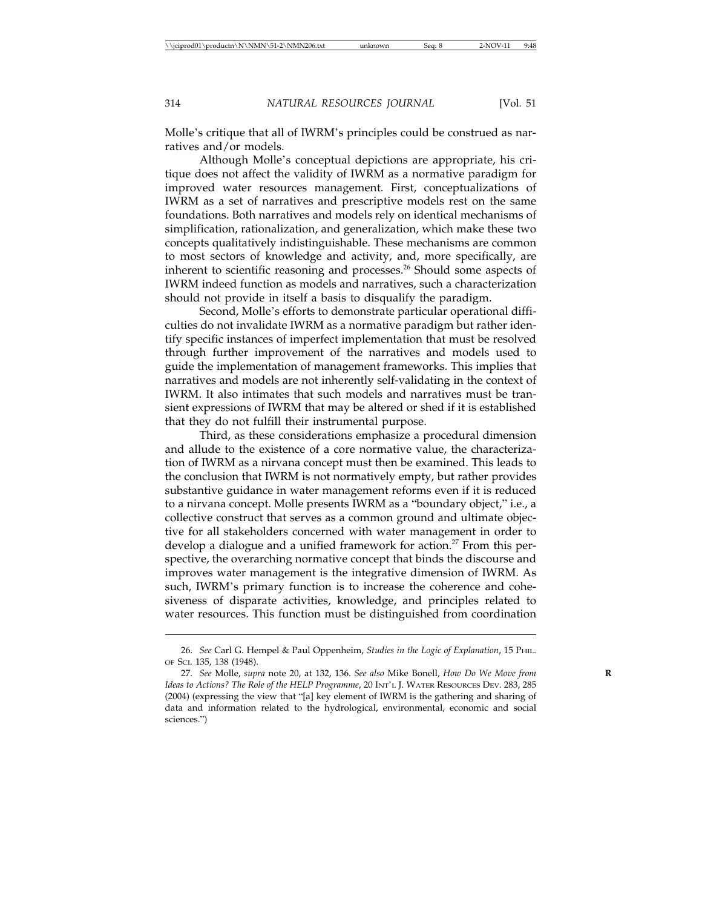Molle's critique that all of IWRM's principles could be construed as narratives and/or models.

Although Molle's conceptual depictions are appropriate, his critique does not affect the validity of IWRM as a normative paradigm for improved water resources management. First, conceptualizations of IWRM as a set of narratives and prescriptive models rest on the same foundations. Both narratives and models rely on identical mechanisms of simplification, rationalization, and generalization, which make these two concepts qualitatively indistinguishable. These mechanisms are common to most sectors of knowledge and activity, and, more specifically, are inherent to scientific reasoning and processes.[26] Should some aspects of IWRM indeed function as models and narratives, such a characterization should not provide in itself a basis to disqualify the paradigm.

Second, Molle's efforts to demonstrate particular operational difficulties do not invalidate IWRM as a normative paradigm but rather identify specific instances of imperfect implementation that must be resolved through further improvement of the narratives and models used to guide the implementation of management frameworks. This implies that narratives and models are not inherently self-validating in the context of IWRM. It also intimates that such models and narratives must be transient expressions of IWRM that may be altered or shed if it is established that they do not fulfill their instrumental purpose.

Third, as these considerations emphasize a procedural dimension and allude to the existence of a core normative value, the characterization of IWRM as a nirvana concept must then be examined. This leads to the conclusion that IWRM is not normatively empty, but rather provides substantive guidance in water management reforms even if it is reduced to a nirvana concept. Molle presents IWRM as a "boundary object," i.e., a collective construct that serves as a common ground and ultimate objective for all stakeholders concerned with water management in order to develop a dialogue and a unified framework for action.[27] From this perspective, the overarching normative concept that binds the discourse and improves water management is the integrative dimension of IWRM. As such, IWRM's primary function is to increase the coherence and cohesiveness of disparate activities, knowledge, and principles related to water resources. This function must be distinguished from coordination

26. *See* Carl G. Hempel & Paul Oppenheim, *Studies in the Logic of Explanation*, 15 PHIL. OF SCI. 135, 138 (1948).

27. *See* Molle, *supra* note 20, at 132, 136. *See also* Mike Bonell, *How Do We Move from Ideas to Actions? The Role of the HELP Programme*, 20 INT'L J. WATER RESOURCES DEV. 283, 285 (2004) (expressing the view that "[a] key element of IWRM is the gathering and sharing of data and information related to the hydrological, environmental, economic and social sciences.")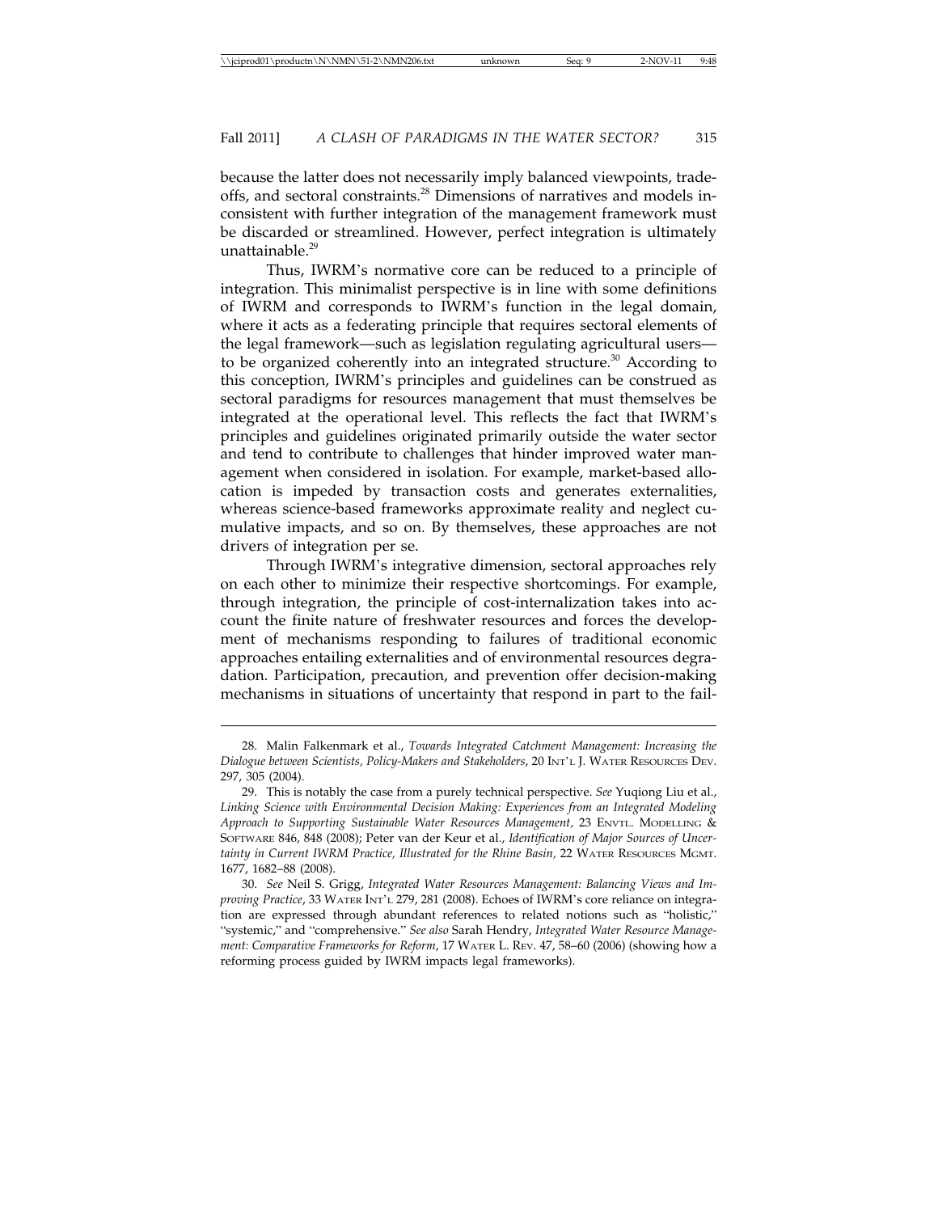because the latter does not necessarily imply balanced viewpoints, trade-offs, and sectoral constraints.[28] Dimensions of narratives and models inconsistent with further integration of the management framework must be discarded or streamlined. However, perfect integration is ultimately unattainable.[29]

Thus, IWRM's normative core can be reduced to a principle of integration. This minimalist perspective is in line with some definitions of IWRM and corresponds to IWRM's function in the legal domain, where it acts as a federating principle that requires sectoral elements of the legal framework—such as legislation regulating agricultural users—to be organized coherently into an integrated structure.[30] According to this conception, IWRM's principles and guidelines can be construed as sectoral paradigms for resources management that must themselves be integrated at the operational level. This reflects the fact that IWRM's principles and guidelines originated primarily outside the water sector and tend to contribute to challenges that hinder improved water management when considered in isolation. For example, market-based allocation is impeded by transaction costs and generates externalities, whereas science-based frameworks approximate reality and neglect cumulative impacts, and so on. By themselves, these approaches are not drivers of integration per se.

Through IWRM's integrative dimension, sectoral approaches rely on each other to minimize their respective shortcomings. For example, through integration, the principle of cost-internalization takes into account the finite nature of freshwater resources and forces the development of mechanisms responding to failures of traditional economic approaches entailing externalities and of environmental resources degradation. Participation, precaution, and prevention offer decision-making mechanisms in situations of uncertainty that respond in part to the fail-

---

28. Malin Falkenmark et al., *Towards Integrated Catchment Management: Increasing the Dialogue between Scientists, Policy-Makers and Stakeholders*, 20 INT'L J. WATER RESOURCES DEV. 297, 305 (2004).

29. This is notably the case from a purely technical perspective. *See* Yuqiong Liu et al., *Linking Science with Environmental Decision Making: Experiences from an Integrated Modeling Approach to Supporting Sustainable Water Resources Management*, 23 ENVTL. MODELLING & SOFTWARE 846, 848 (2008); Peter van der Keur et al., *Identification of Major Sources of Uncertainty in Current IWRM Practice, Illustrated for the Rhine Basin*, 22 WATER RESOURCES MGMT. 1677, 1682–88 (2008).

30. *See* Neil S. Grigg, *Integrated Water Resources Management: Balancing Views and Improving Practice*, 33 WATER INT'L 279, 281 (2008). Echoes of IWRM's core reliance on integration are expressed through abundant references to related notions such as "holistic," "systemic," and "comprehensive." *See also* Sarah Hendry, *Integrated Water Resource Management: Comparative Frameworks for Reform*, 17 WATER L. REV. 47, 58–60 (2006) (showing how a reforming process guided by IWRM impacts legal frameworks).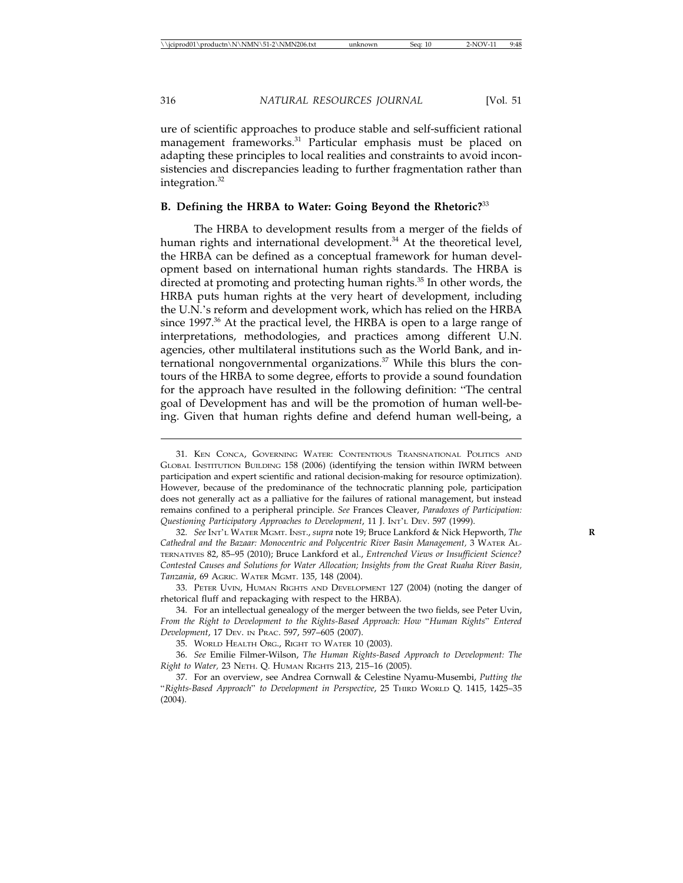ure of scientific approaches to produce stable and self-sufficient rational management frameworks.[31] Particular emphasis must be placed on adapting these principles to local realities and constraints to avoid inconsistencies and discrepancies leading to further fragmentation rather than integration.[32]

### B. Defining the HRBA to Water: Going Beyond the Rhetoric?[33]

The HRBA to development results from a merger of the fields of human rights and international development.[34] At the theoretical level, the HRBA can be defined as a conceptual framework for human development based on international human rights standards. The HRBA is directed at promoting and protecting human rights.[35] In other words, the HRBA puts human rights at the very heart of development, including the U.N.'s reform and development work, which has relied on the HRBA since 1997.[36] At the practical level, the HRBA is open to a large range of interpretations, methodologies, and practices among different U.N. agencies, other multilateral institutions such as the World Bank, and international nongovernmental organizations.[37] While this blurs the contours of the HRBA to some degree, efforts to provide a sound foundation for the approach have resulted in the following definition: "The central goal of Development has and will be the promotion of human well-being. Given that human rights define and defend human well-being, a

---

31. KEN CONCA, GOVERNING WATER: CONTENTIOUS TRANSNATIONAL POLITICS AND GLOBAL INSTITUTION BUILDING 158 (2006) (identifying the tension within IWRM between participation and expert scientific and rational decision-making for resource optimization). However, because of the predominance of the technocratic planning pole, participation does not generally act as a palliative for the failures of rational management, but instead remains confined to a peripheral principle. *See* Frances Cleaver, *Paradoxes of Participation: Questioning Participatory Approaches to Development*, 11 J. INT'L DEV. 597 (1999).

32. *See* INT'L WATER MGMT. INST., *supra* note 19; Bruce Lankford & Nick Hepworth, *The Cathedral and the Bazaar: Monocentric and Polycentric River Basin Management*, 3 WATER ALTERNATIVES 82, 85–95 (2010); Bruce Lankford et al., *Entrenched Views or Insufficient Science? Contested Causes and Solutions for Water Allocation; Insights from the Great Ruaha River Basin, Tanzania*, 69 AGRIC. WATER MGMT. 135, 148 (2004).

33. PETER UVIN, HUMAN RIGHTS AND DEVELOPMENT 127 (2004) (noting the danger of rhetorical fluff and repackaging with respect to the HRBA).

34. For an intellectual genealogy of the merger between the two fields, see Peter Uvin, *From the Right to Development to the Rights-Based Approach: How "Human Rights" Entered Development*, 17 DEV. IN PRAC. 597, 597–605 (2007).

35. WORLD HEALTH ORG., RIGHT TO WATER 10 (2003).

36. *See* Emilie Filmer-Wilson, *The Human Rights-Based Approach to Development: The Right to Water*, 23 NETH. Q. HUMAN RIGHTS 213, 215–16 (2005).

37. For an overview, see Andrea Cornwall & Celestine Nyamu-Musembi, *Putting the "Rights-Based Approach" to Development in Perspective*, 25 THIRD WORLD Q. 1415, 1425–35 (2004).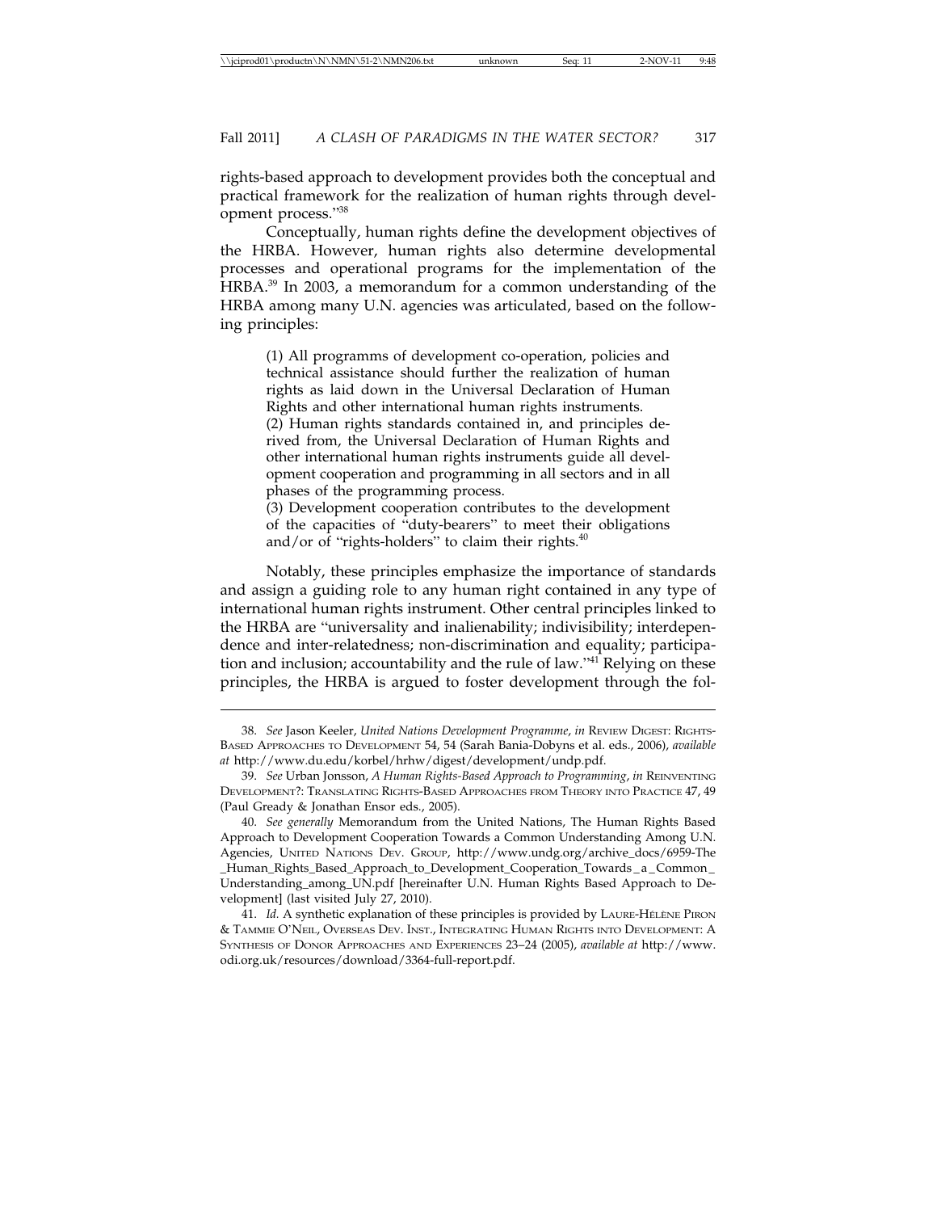rights-based approach to development provides both the conceptual and practical framework for the realization of human rights through development process."[38]

Conceptually, human rights define the development objectives of the HRBA. However, human rights also determine developmental processes and operational programs for the implementation of the HRBA.[39] In 2003, a memorandum for a common understanding of the HRBA among many U.N. agencies was articulated, based on the following principles:

> (1) All programms of development co-operation, policies and technical assistance should further the realization of human rights as laid down in the Universal Declaration of Human Rights and other international human rights instruments.
> (2) Human rights standards contained in, and principles derived from, the Universal Declaration of Human Rights and other international human rights instruments guide all development cooperation and programming in all sectors and in all phases of the programming process.
> (3) Development cooperation contributes to the development of the capacities of "duty-bearers" to meet their obligations and/or of "rights-holders" to claim their rights.[40]

Notably, these principles emphasize the importance of standards and assign a guiding role to any human right contained in any type of international human rights instrument. Other central principles linked to the HRBA are "universality and inalienability; indivisibility; interdependence and inter-relatedness; non-discrimination and equality; participation and inclusion; accountability and the rule of law."[41] Relying on these principles, the HRBA is argued to foster development through the fol-

---

38. *See* Jason Keeler, *United Nations Development Programme*, *in* REVIEW DIGEST: RIGHTS-BASED APPROACHES TO DEVELOPMENT 54, 54 (Sarah Bania-Dobyns et al. eds., 2006), *available at* http://www.du.edu/korbel/hrhw/digest/development/undp.pdf.

39. *See* Urban Jonsson, *A Human Rights-Based Approach to Programming*, *in* REINVENTING DEVELOPMENT?: TRANSLATING RIGHTS-BASED APPROACHES FROM THEORY INTO PRACTICE 47, 49 (Paul Gready & Jonathan Ensor eds., 2005).

40. *See generally* Memorandum from the United Nations, The Human Rights Based Approach to Development Cooperation Towards a Common Understanding Among U.N. Agencies, UNITED NATIONS DEV. GROUP, http://www.undg.org/archive_docs/6959-The_Human_Rights_Based_Approach_to_Development_Cooperation_Towards_a_Common_Understanding_among_UN.pdf [hereinafter U.N. Human Rights Based Approach to Development] (last visited July 27, 2010).

41. *Id.* A synthetic explanation of these principles is provided by LAURE-HÉLÈNE PIRON & TAMMIE O'NEIL, OVERSEAS DEV. INST., INTEGRATING HUMAN RIGHTS INTO DEVELOPMENT: A SYNTHESIS OF DONOR APPROACHES AND EXPERIENCES 23–24 (2005), *available at* http://www.odi.org.uk/resources/download/3364-full-report.pdf.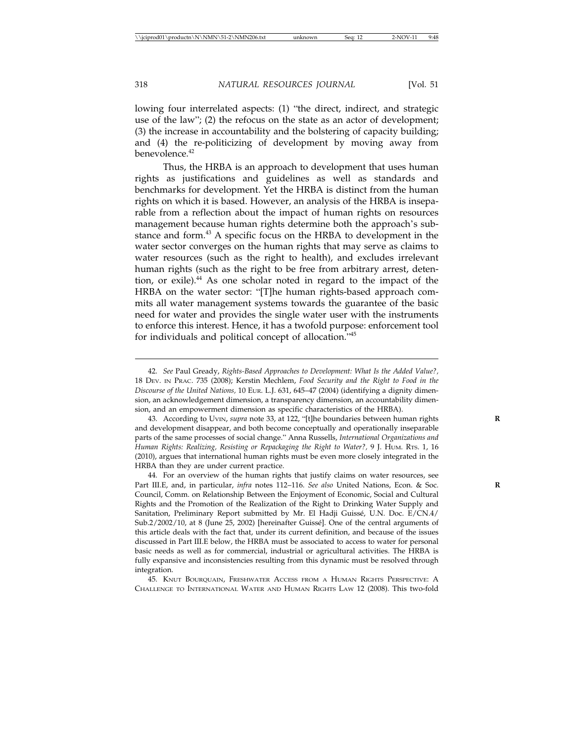lowing four interrelated aspects: (1) "the direct, indirect, and strategic use of the law"; (2) the refocus on the state as an actor of development; (3) the increase in accountability and the bolstering of capacity building; and (4) the re-politicizing of development by moving away from benevolence.[42]

Thus, the HRBA is an approach to development that uses human rights as justifications and guidelines as well as standards and benchmarks for development. Yet the HRBA is distinct from the human rights on which it is based. However, an analysis of the HRBA is inseparable from a reflection about the impact of human rights on resources management because human rights determine both the approach's substance and form.[43] A specific focus on the HRBA to development in the water sector converges on the human rights that may serve as claims to water resources (such as the right to health), and excludes irrelevant human rights (such as the right to be free from arbitrary arrest, detention, or exile).[44] As one scholar noted in regard to the impact of the HRBA on the water sector: "[T]he human rights-based approach commits all water management systems towards the guarantee of the basic need for water and provides the single water user with the instruments to enforce this interest. Hence, it has a twofold purpose: enforcement tool for individuals and political concept of allocation."[45]

---

42. *See* Paul Gready, *Rights-Based Approaches to Development: What Is the Added Value?*, 18 DEV. IN PRAC. 735 (2008); Kerstin Mechlem, *Food Security and the Right to Food in the Discourse of the United Nations*, 10 EUR. L.J. 631, 645–47 (2004) (identifying a dignity dimension, an acknowledgement dimension, a transparency dimension, an accountability dimension, and an empowerment dimension as specific characteristics of the HRBA).

43. According to UVIN, *supra* note 33, at 122, "[t]he boundaries between human rights and development disappear, and both become conceptually and operationally inseparable parts of the same processes of social change." Anna Russells, *International Organizations and Human Rights: Realizing, Resisting or Repackaging the Right to Water?*, 9 J. HUM. RTS. 1, 16 (2010), argues that international human rights must be even more closely integrated in the HRBA than they are under current practice.

44. For an overview of the human rights that justify claims on water resources, see Part III.E, and, in particular, *infra* notes 112–116. *See also* United Nations, Econ. & Soc. Council, Comm. on Relationship Between the Enjoyment of Economic, Social and Cultural Rights and the Promotion of the Realization of the Right to Drinking Water Supply and Sanitation, Preliminary Report submitted by Mr. El Hadji Guissé, U.N. Doc. E/CN.4/Sub.2/2002/10, at 8 (June 25, 2002) [hereinafter Guissé]. One of the central arguments of this article deals with the fact that, under its current definition, and because of the issues discussed in Part III.E below, the HRBA must be associated to access to water for personal basic needs as well as for commercial, industrial or agricultural activities. The HRBA is fully expansive and inconsistencies resulting from this dynamic must be resolved through integration.

45. KNUT BOURQUAIN, FRESHWATER ACCESS FROM A HUMAN RIGHTS PERSPECTIVE: A CHALLENGE TO INTERNATIONAL WATER AND HUMAN RIGHTS LAW 12 (2008). This two-fold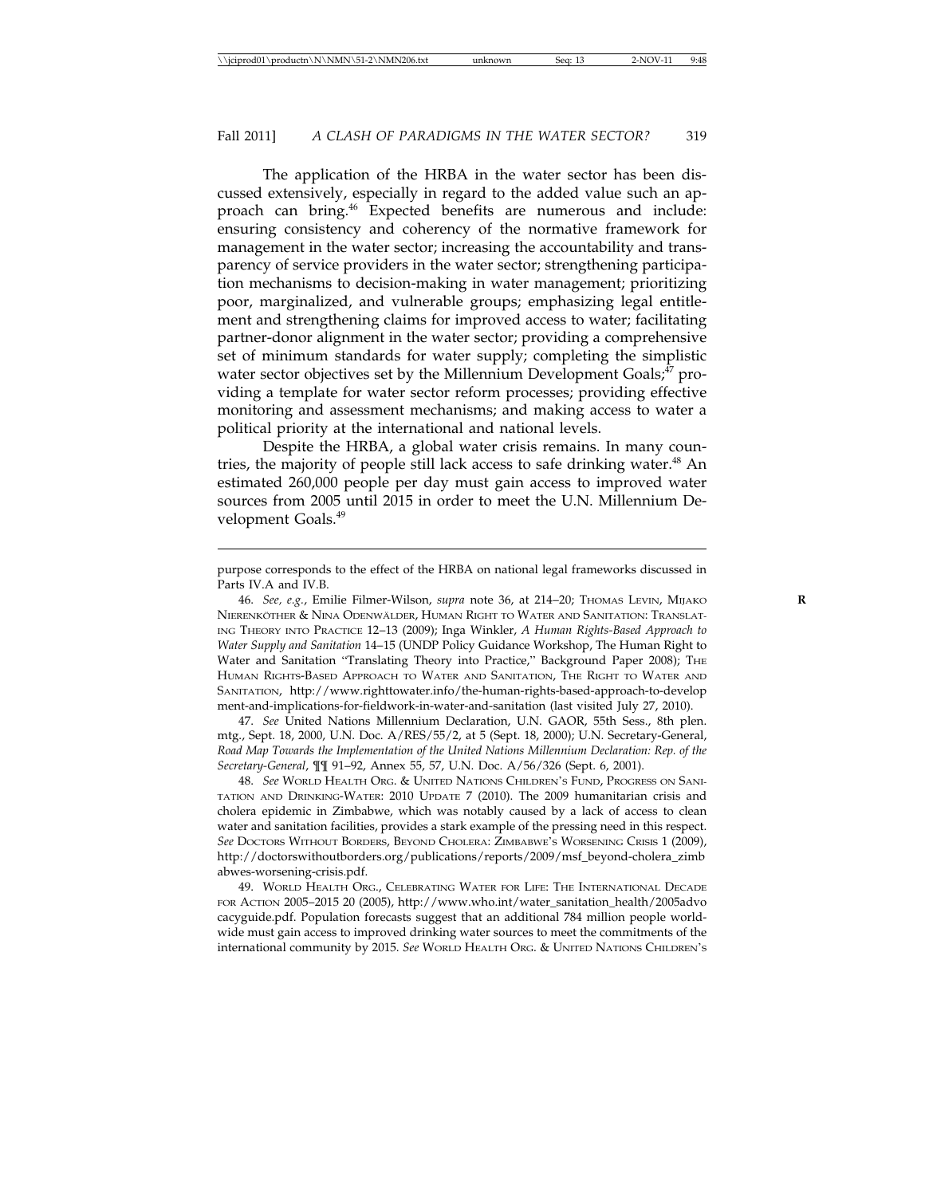The application of the HRBA in the water sector has been discussed extensively, especially in regard to the added value such an approach can bring.[46] Expected benefits are numerous and include: ensuring consistency and coherency of the normative framework for management in the water sector; increasing the accountability and transparency of service providers in the water sector; strengthening participation mechanisms to decision-making in water management; prioritizing poor, marginalized, and vulnerable groups; emphasizing legal entitlement and strengthening claims for improved access to water; facilitating partner-donor alignment in the water sector; providing a comprehensive set of minimum standards for water supply; completing the simplistic water sector objectives set by the Millennium Development Goals;[47] providing a template for water sector reform processes; providing effective monitoring and assessment mechanisms; and making access to water a political priority at the international and national levels.

Despite the HRBA, a global water crisis remains. In many countries, the majority of people still lack access to safe drinking water.[48] An estimated 260,000 people per day must gain access to improved water sources from 2005 until 2015 in order to meet the U.N. Millennium Development Goals.[49]

---

purpose corresponds to the effect of the HRBA on national legal frameworks discussed in Parts IV.A and IV.B.

46. *See, e.g.*, Emilie Filmer-Wilson, *supra* note 36, at 214–20; Thomas Levin, Mijako Nierenköther & Nina Odenwälder, Human Right to Water and Sanitation: Translating Theory into Practice 12–13 (2009); Inga Winkler, *A Human Rights-Based Approach to Water Supply and Sanitation* 14–15 (UNDP Policy Guidance Workshop, The Human Right to Water and Sanitation "Translating Theory into Practice," Background Paper 2008); The Human Rights-Based Approach to Water and Sanitation, The Right to Water and Sanitation, http://www.righttowater.info/the-human-rights-based-approach-to-development-and-implications-for-fieldwork-in-water-and-sanitation (last visited July 27, 2010).

47. *See* United Nations Millennium Declaration, U.N. GAOR, 55th Sess., 8th plen. mtg., Sept. 18, 2000, U.N. Doc. A/RES/55/2, at 5 (Sept. 18, 2000); U.N. Secretary-General, *Road Map Towards the Implementation of the United Nations Millennium Declaration: Rep. of the Secretary-General*, ¶¶ 91–92, Annex 55, 57, U.N. Doc. A/56/326 (Sept. 6, 2001).

48. *See* World Health Org. & United Nations Children's Fund, Progress on Sanitation and Drinking-Water: 2010 Update 7 (2010). The 2009 humanitarian crisis and cholera epidemic in Zimbabwe, which was notably caused by a lack of access to clean water and sanitation facilities, provides a stark example of the pressing need in this respect. *See* Doctors Without Borders, Beyond Cholera: Zimbabwe's Worsening Crisis 1 (2009), http://doctorswithoutborders.org/publications/reports/2009/msf_beyond-cholera_zimbabwes-worsening-crisis.pdf.

49. World Health Org., Celebrating Water for Life: The International Decade for Action 2005–2015 20 (2005), http://www.who.int/water_sanitation_health/2005advocacyguide.pdf. Population forecasts suggest that an additional 784 million people worldwide must gain access to improved drinking water sources to meet the commitments of the international community by 2015. *See* World Health Org. & United Nations Children's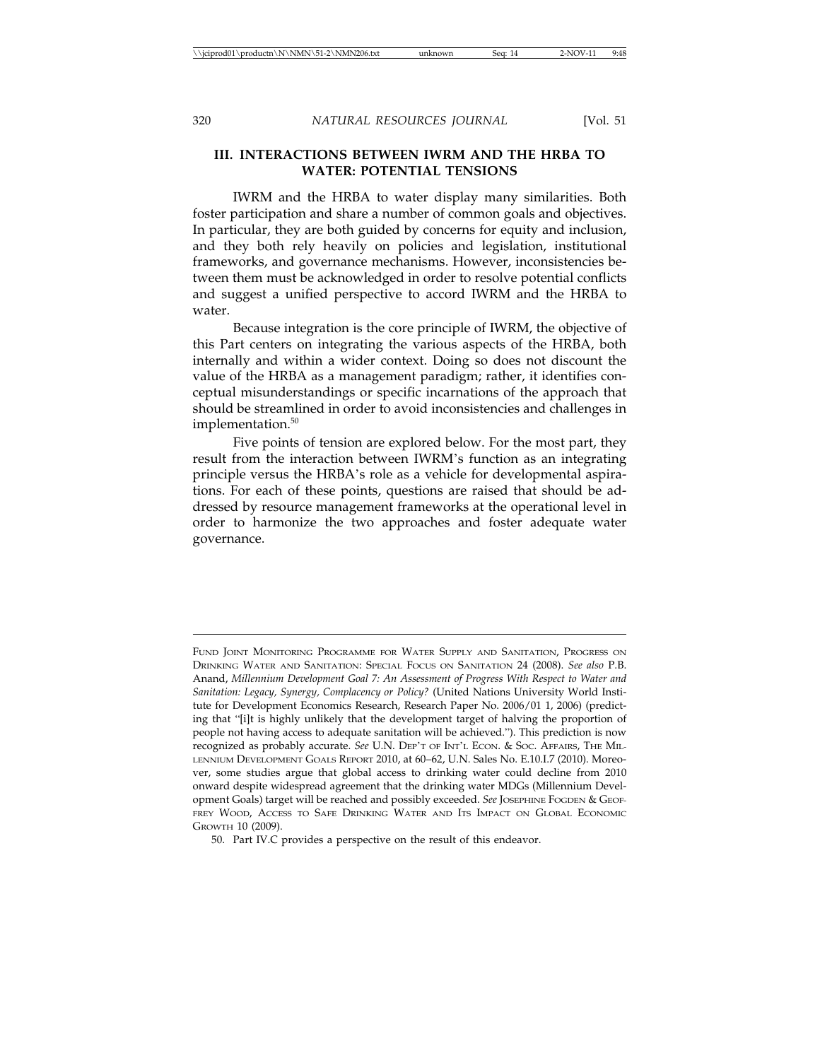## III. INTERACTIONS BETWEEN IWRM AND THE HRBA TO WATER: POTENTIAL TENSIONS

IWRM and the HRBA to water display many similarities. Both foster participation and share a number of common goals and objectives. In particular, they are both guided by concerns for equity and inclusion, and they both rely heavily on policies and legislation, institutional frameworks, and governance mechanisms. However, inconsistencies between them must be acknowledged in order to resolve potential conflicts and suggest a unified perspective to accord IWRM and the HRBA to water.

Because integration is the core principle of IWRM, the objective of this Part centers on integrating the various aspects of the HRBA, both internally and within a wider context. Doing so does not discount the value of the HRBA as a management paradigm; rather, it identifies conceptual misunderstandings or specific incarnations of the approach that should be streamlined in order to avoid inconsistencies and challenges in implementation.[50]

Five points of tension are explored below. For the most part, they result from the interaction between IWRM's function as an integrating principle versus the HRBA's role as a vehicle for developmental aspirations. For each of these points, questions are raised that should be addressed by resource management frameworks at the operational level in order to harmonize the two approaches and foster adequate water governance.

---

FUND JOINT MONITORING PROGRAMME FOR WATER SUPPLY AND SANITATION, PROGRESS ON DRINKING WATER AND SANITATION: SPECIAL FOCUS ON SANITATION 24 (2008). *See also* P.B. Anand, *Millennium Development Goal 7: An Assessment of Progress With Respect to Water and Sanitation: Legacy, Synergy, Complacency or Policy?* (United Nations University World Institute for Development Economics Research, Research Paper No. 2006/01 1, 2006) (predicting that "[i]t is highly unlikely that the development target of halving the proportion of people not having access to adequate sanitation will be achieved."). This prediction is now recognized as probably accurate. *See* U.N. DEP'T OF INT'L ECON. & SOC. AFFAIRS, THE MILLENNIUM DEVELOPMENT GOALS REPORT 2010, at 60–62, U.N. Sales No. E.10.I.7 (2010). Moreover, some studies argue that global access to drinking water could decline from 2010 onward despite widespread agreement that the drinking water MDGs (Millennium Development Goals) target will be reached and possibly exceeded. *See* JOSEPHINE FOGDEN & GEOFFREY WOOD, ACCESS TO SAFE DRINKING WATER AND ITS IMPACT ON GLOBAL ECONOMIC GROWTH 10 (2009).

50. Part IV.C provides a perspective on the result of this endeavor.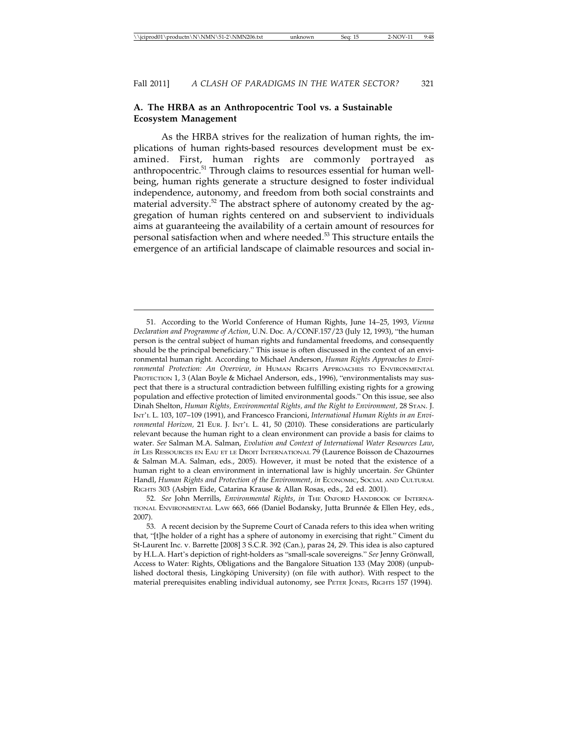## A. The HRBA as an Anthropocentric Tool vs. a Sustainable Ecosystem Management

As the HRBA strives for the realization of human rights, the implications of human rights-based resources development must be examined. First, human rights are commonly portrayed as anthropocentric.[51] Through claims to resources essential for human well-being, human rights generate a structure designed to foster individual independence, autonomy, and freedom from both social constraints and material adversity.[52] The abstract sphere of autonomy created by the aggregation of human rights centered on and subservient to individuals aims at guaranteeing the availability of a certain amount of resources for personal satisfaction when and where needed.[53] This structure entails the emergence of an artificial landscape of claimable resources and social in-

---

51. According to the World Conference of Human Rights, June 14–25, 1993, *Vienna Declaration and Programme of Action*, U.N. Doc. A/CONF.157/23 (July 12, 1993), "the human person is the central subject of human rights and fundamental freedoms, and consequently should be the principal beneficiary." This issue is often discussed in the context of an environmental human right. According to Michael Anderson, *Human Rights Approaches to Environmental Protection: An Overview*, *in* HUMAN RIGHTS APPROACHES TO ENVIRONMENTAL PROTECTION 1, 3 (Alan Boyle & Michael Anderson, eds., 1996), "environmentalists may suspect that there is a structural contradiction between fulfilling existing rights for a growing population and effective protection of limited environmental goods." On this issue, see also Dinah Shelton, *Human Rights, Environmental Rights, and the Right to Environment*, 28 STAN. J. INT'L L. 103, 107–109 (1991), and Francesco Francioni, *International Human Rights in an Environmental Horizon*, 21 EUR. J. INT'L L. 41, 50 (2010). These considerations are particularly relevant because the human right to a clean environment can provide a basis for claims to water. *See* Salman M.A. Salman, *Evolution and Context of International Water Resources Law*, *in* LES RESSOURCES EN EAU ET LE DROIT INTERNATIONAL 79 (Laurence Boisson de Chazournes & Salman M.A. Salman, eds., 2005). However, it must be noted that the existence of a human right to a clean environment in international law is highly uncertain. *See* Ghünter Handl, *Human Rights and Protection of the Environment*, *in* ECONOMIC, SOCIAL AND CULTURAL RIGHTS 303 (Asbjrn Eide, Catarina Krause & Allan Rosas, eds., 2d ed. 2001).

52. *See* John Merrills, *Environmental Rights*, *in* THE OXFORD HANDBOOK OF INTERNATIONAL ENVIRONMENTAL LAW 663, 666 (Daniel Bodansky, Jutta Brunnée & Ellen Hey, eds., 2007).

53. A recent decision by the Supreme Court of Canada refers to this idea when writing that, "[t]he holder of a right has a sphere of autonomy in exercising that right." Ciment du St-Laurent Inc. v. Barrette [2008] 3 S.C.R. 392 (Can.), paras 24, 29. This idea is also captured by H.L.A. Hart's depiction of right-holders as "small-scale sovereigns." *See* Jenny Grönwall, Access to Water: Rights, Obligations and the Bangalore Situation 133 (May 2008) (unpublished doctoral thesis, Lingköping University) (on file with author). With respect to the material prerequisites enabling individual autonomy, see PETER JONES, RIGHTS 157 (1994).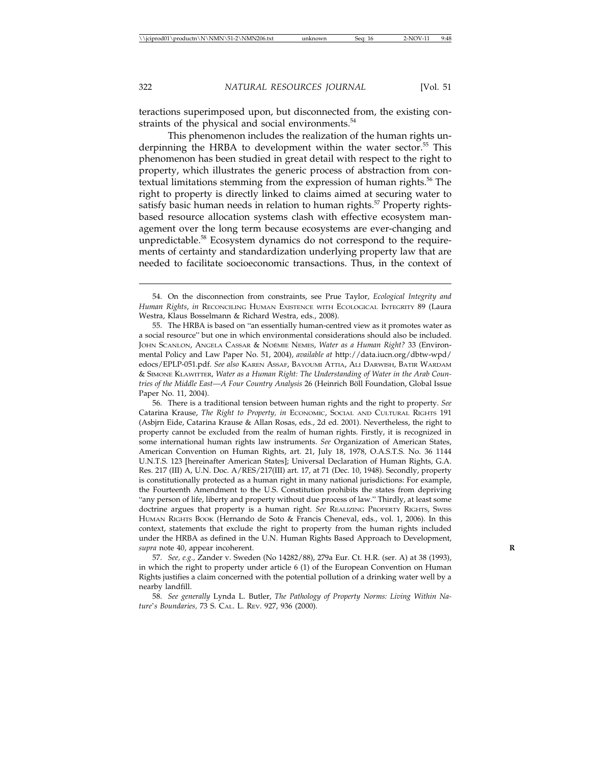teractions superimposed upon, but disconnected from, the existing constraints of the physical and social environments.[54]

This phenomenon includes the realization of the human rights underpinning the HRBA to development within the water sector.[55] This phenomenon has been studied in great detail with respect to the right to property, which illustrates the generic process of abstraction from contextual limitations stemming from the expression of human rights.[56] The right to property is directly linked to claims aimed at securing water to satisfy basic human needs in relation to human rights.[57] Property rights-based resource allocation systems clash with effective ecosystem management over the long term because ecosystems are ever-changing and unpredictable.[58] Ecosystem dynamics do not correspond to the requirements of certainty and standardization underlying property law that are needed to facilitate socioeconomic transactions. Thus, in the context of

---

54. On the disconnection from constraints, see Prue Taylor, *Ecological Integrity and Human Rights*, *in* RECONCILING HUMAN EXISTENCE WITH ECOLOGICAL INTEGRITY 89 (Laura Westra, Klaus Bosselmann & Richard Westra, eds., 2008).

55. The HRBA is based on "an essentially human-centred view as it promotes water as a social resource" but one in which environmental considerations should also be included. JOHN SCANLON, ANGELA CASSAR & NOÉMIE NEMES, *Water as a Human Right?* 33 (Environmental Policy and Law Paper No. 51, 2004), *available at* http://data.iucn.org/dbtw-wpd/edocs/EPLP-051.pdf. *See also* KAREN ASSAF, BAYOUMI ATTIA, ALI DARWISH, BATIR WARDAM & SIMONE KLAWITTER, *Water as a Human Right: The Understanding of Water in the Arab Countries of the Middle East—A Four Country Analysis* 26 (Heinrich Böll Foundation, Global Issue Paper No. 11, 2004).

56. There is a traditional tension between human rights and the right to property. *See* Catarina Krause, *The Right to Property, in* ECONOMIC, SOCIAL AND CULTURAL RIGHTS 191 (Asbjrn Eide, Catarina Krause & Allan Rosas, eds., 2d ed. 2001). Nevertheless, the right to property cannot be excluded from the realm of human rights. Firstly, it is recognized in some international human rights law instruments. *See* Organization of American States, American Convention on Human Rights, art. 21, July 18, 1978, O.A.S.T.S. No. 36 1144 U.N.T.S. 123 [hereinafter American States]; Universal Declaration of Human Rights, G.A. Res. 217 (III) A, U.N. Doc. A/RES/217(III) art. 17, at 71 (Dec. 10, 1948). Secondly, property is constitutionally protected as a human right in many national jurisdictions: For example, the Fourteenth Amendment to the U.S. Constitution prohibits the states from depriving "any person of life, liberty and property without due process of law." Thirdly, at least some doctrine argues that property is a human right. *See* REALIZING PROPERTY RIGHTS, SWISS HUMAN RIGHTS BOOK (Hernando de Soto & Francis Cheneval, eds., vol. 1, 2006). In this context, statements that exclude the right to property from the human rights included under the HRBA as defined in the U.N. Human Rights Based Approach to Development, *supra* note 40, appear incoherent.

57. *See, e.g.,* Zander v. Sweden (No 14282/88), 279a Eur. Ct. H.R. (ser. A) at 38 (1993), in which the right to property under article 6 (1) of the European Convention on Human Rights justifies a claim concerned with the potential pollution of a drinking water well by a nearby landfill.

58. *See generally* Lynda L. Butler, *The Pathology of Property Norms: Living Within Nature's Boundaries,* 73 S. CAL. L. REV. 927, 936 (2000).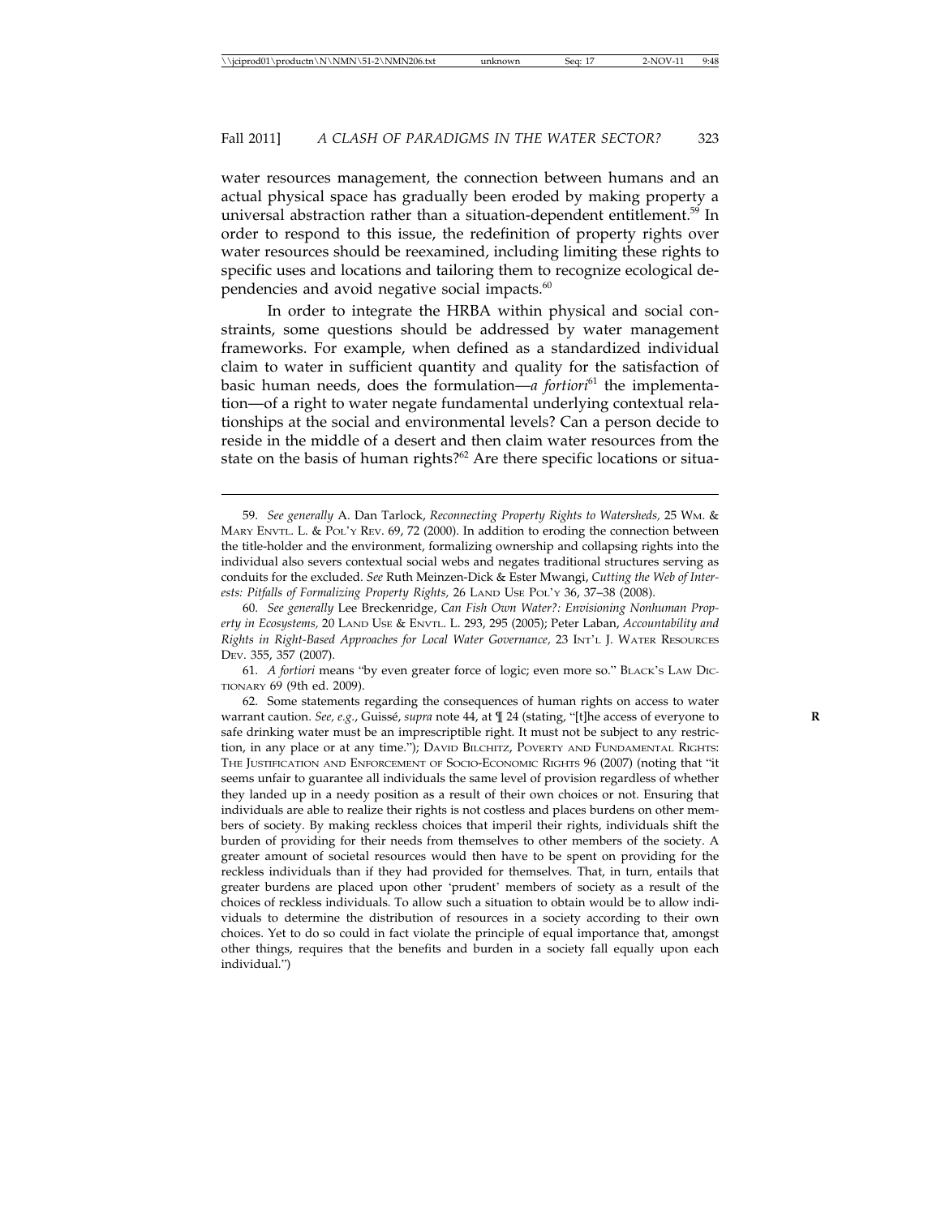water resources management, the connection between humans and an actual physical space has gradually been eroded by making property a universal abstraction rather than a situation-dependent entitlement.[59] In order to respond to this issue, the redefinition of property rights over water resources should be reexamined, including limiting these rights to specific uses and locations and tailoring them to recognize ecological dependencies and avoid negative social impacts.[60]

In order to integrate the HRBA within physical and social constraints, some questions should be addressed by water management frameworks. For example, when defined as a standardized individual claim to water in sufficient quantity and quality for the satisfaction of basic human needs, does the formulation—*a fortiori*[61] the implementation—of a right to water negate fundamental underlying contextual relationships at the social and environmental levels? Can a person decide to reside in the middle of a desert and then claim water resources from the state on the basis of human rights?[62] Are there specific locations or situa-

---

59. *See generally* A. Dan Tarlock, *Reconnecting Property Rights to Watersheds,* 25 WM. & MARY ENVTL. L. & POL'Y REV. 69, 72 (2000). In addition to eroding the connection between the title-holder and the environment, formalizing ownership and collapsing rights into the individual also severs contextual social webs and negates traditional structures serving as conduits for the excluded. *See* Ruth Meinzen-Dick & Ester Mwangi, *Cutting the Web of Interests: Pitfalls of Formalizing Property Rights,* 26 LAND USE POL'Y 36, 37–38 (2008).

60. *See generally* Lee Breckenridge, *Can Fish Own Water?: Envisioning Nonhuman Property in Ecosystems,* 20 LAND USE & ENVTL. L. 293, 295 (2005); Peter Laban, *Accountability and Rights in Right-Based Approaches for Local Water Governance,* 23 INT'L J. WATER RESOURCES DEV. 355, 357 (2007).

61. *A fortiori* means "by even greater force of logic; even more so." BLACK'S LAW DICTIONARY 69 (9th ed. 2009).

62. Some statements regarding the consequences of human rights on access to water warrant caution. *See, e.g.*, Guissé, *supra* note 44, at ¶ 24 (stating, "[t]he access of everyone to safe drinking water must be an imprescriptible right. It must not be subject to any restriction, in any place or at any time."); DAVID BILCHITZ, POVERTY AND FUNDAMENTAL RIGHTS: THE JUSTIFICATION AND ENFORCEMENT OF SOCIO-ECONOMIC RIGHTS 96 (2007) (noting that "it seems unfair to guarantee all individuals the same level of provision regardless of whether they landed up in a needy position as a result of their own choices or not. Ensuring that individuals are able to realize their rights is not costless and places burdens on other members of society. By making reckless choices that imperil their rights, individuals shift the burden of providing for their needs from themselves to other members of the society. A greater amount of societal resources would then have to be spent on providing for the reckless individuals than if they had provided for themselves. That, in turn, entails that greater burdens are placed upon other 'prudent' members of society as a result of the choices of reckless individuals. To allow such a situation to obtain would be to allow individuals to determine the distribution of resources in a society according to their own choices. Yet to do so could in fact violate the principle of equal importance that, amongst other things, requires that the benefits and burden in a society fall equally upon each individual.")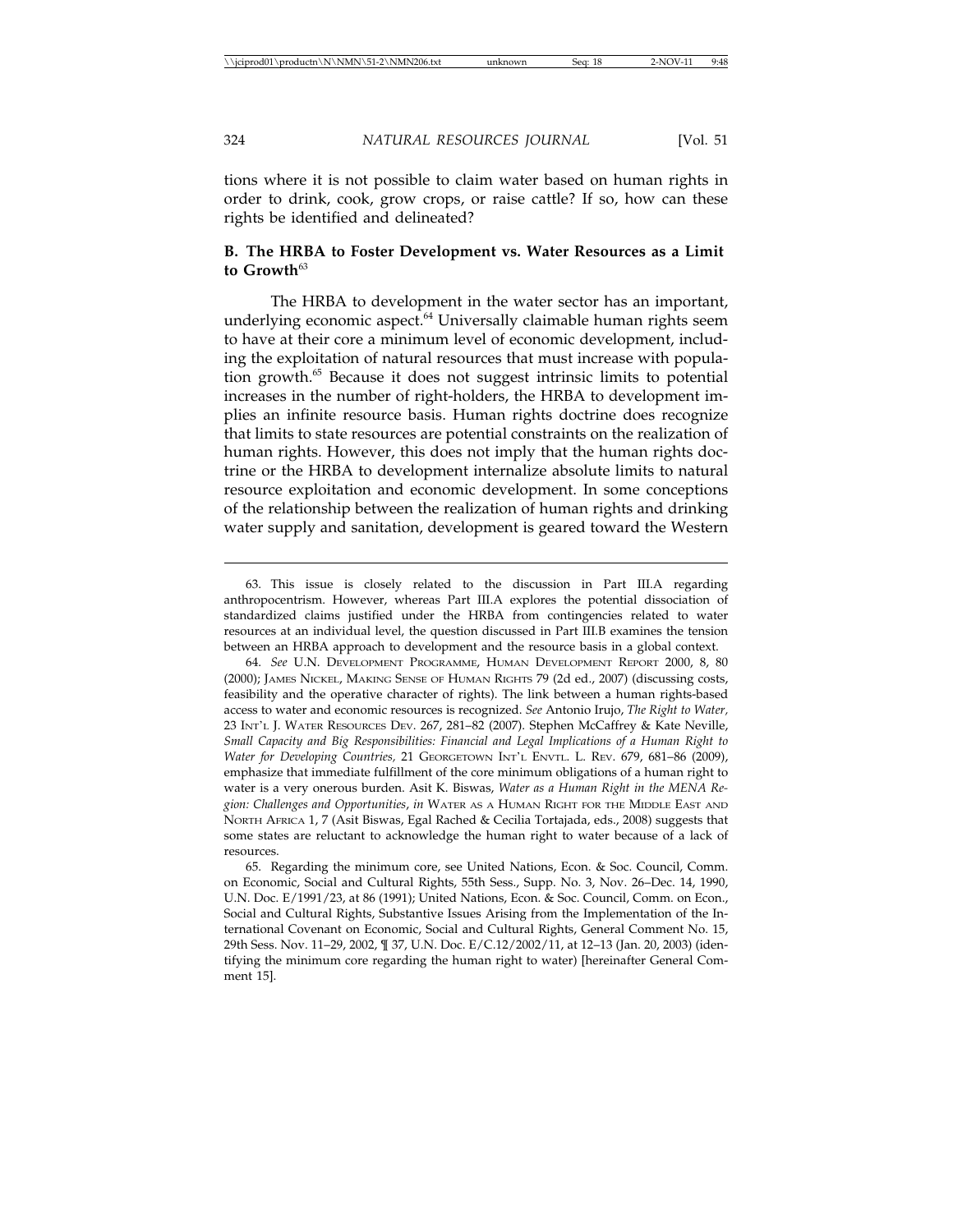tions where it is not possible to claim water based on human rights in order to drink, cook, grow crops, or raise cattle? If so, how can these rights be identified and delineated?

### B. The HRBA to Foster Development vs. Water Resources as a Limit to Growth[63]

The HRBA to development in the water sector has an important, underlying economic aspect.[64] Universally claimable human rights seem to have at their core a minimum level of economic development, including the exploitation of natural resources that must increase with population growth.[65] Because it does not suggest intrinsic limits to potential increases in the number of right-holders, the HRBA to development implies an infinite resource basis. Human rights doctrine does recognize that limits to state resources are potential constraints on the realization of human rights. However, this does not imply that the human rights doctrine or the HRBA to development internalize absolute limits to natural resource exploitation and economic development. In some conceptions of the relationship between the realization of human rights and drinking water supply and sanitation, development is geared toward the Western

---

63. This issue is closely related to the discussion in Part III.A regarding anthropocentrism. However, whereas Part III.A explores the potential dissociation of standardized claims justified under the HRBA from contingencies related to water resources at an individual level, the question discussed in Part III.B examines the tension between an HRBA approach to development and the resource basis in a global context.

64. *See* U.N. DEVELOPMENT PROGRAMME, HUMAN DEVELOPMENT REPORT 2000, 8, 80 (2000); JAMES NICKEL, MAKING SENSE OF HUMAN RIGHTS 79 (2d ed., 2007) (discussing costs, feasibility and the operative character of rights). The link between a human rights-based access to water and economic resources is recognized. *See* Antonio Irujo, *The Right to Water*, 23 INT'L J. WATER RESOURCES DEV. 267, 281–82 (2007). Stephen McCaffrey & Kate Neville, *Small Capacity and Big Responsibilities: Financial and Legal Implications of a Human Right to Water for Developing Countries*, 21 GEORGETOWN INT'L ENVTL. L. REV. 679, 681–86 (2009), emphasize that immediate fulfillment of the core minimum obligations of a human right to water is a very onerous burden. Asit K. Biswas, *Water as a Human Right in the MENA Region: Challenges and Opportunities*, *in* WATER AS A HUMAN RIGHT FOR THE MIDDLE EAST AND NORTH AFRICA 1, 7 (Asit Biswas, Egal Rached & Cecilia Tortajada, eds., 2008) suggests that some states are reluctant to acknowledge the human right to water because of a lack of resources.

65. Regarding the minimum core, see United Nations, Econ. & Soc. Council, Comm. on Economic, Social and Cultural Rights, 55th Sess., Supp. No. 3, Nov. 26–Dec. 14, 1990, U.N. Doc. E/1991/23, at 86 (1991); United Nations, Econ. & Soc. Council, Comm. on Econ., Social and Cultural Rights, Substantive Issues Arising from the Implementation of the International Covenant on Economic, Social and Cultural Rights, General Comment No. 15, 29th Sess. Nov. 11–29, 2002, ¶ 37, U.N. Doc. E/C.12/2002/11, at 12–13 (Jan. 20, 2003) (identifying the minimum core regarding the human right to water) [hereinafter General Comment 15].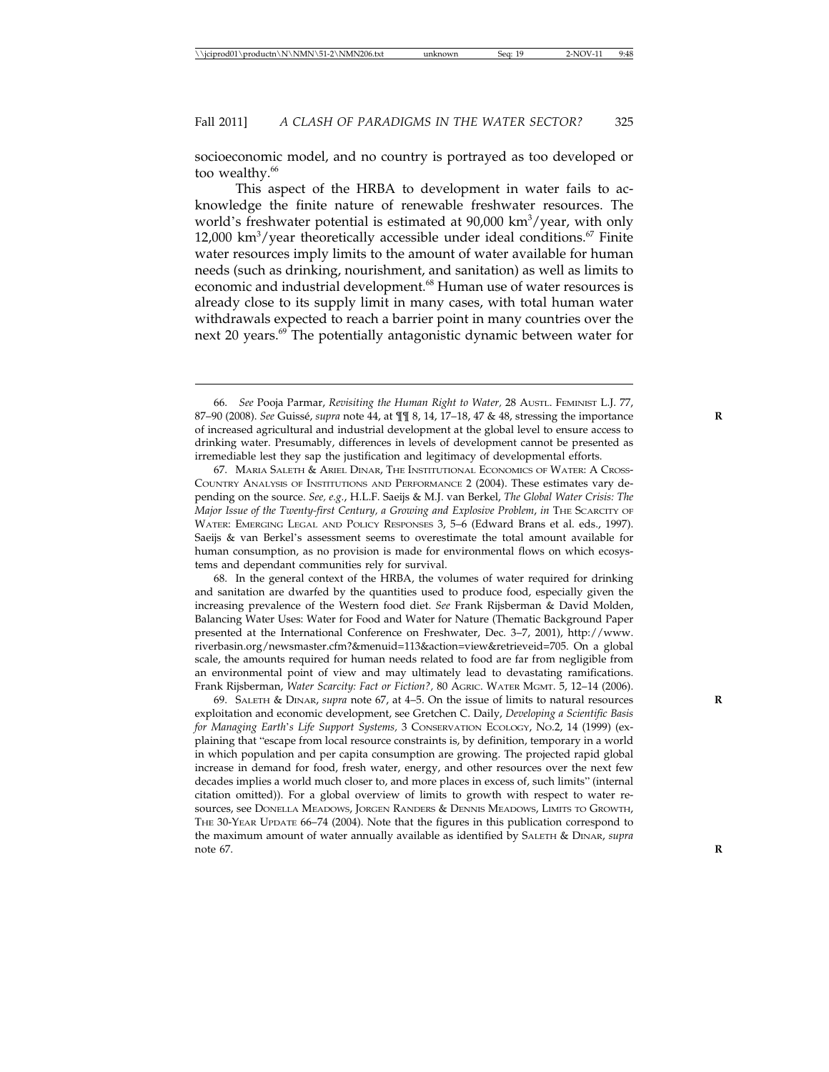socioeconomic model, and no country is portrayed as too developed or too wealthy.[66]

This aspect of the HRBA to development in water fails to acknowledge the finite nature of renewable freshwater resources. The world's freshwater potential is estimated at 90,000 $km^3$/year, with only 12,000 $km^3$/year theoretically accessible under ideal conditions.[67] Finite water resources imply limits to the amount of water available for human needs (such as drinking, nourishment, and sanitation) as well as limits to economic and industrial development.[68] Human use of water resources is already close to its supply limit in many cases, with total human water withdrawals expected to reach a barrier point in many countries over the next 20 years.[69] The potentially antagonistic dynamic between water for

---

66. *See* Pooja Parmar, *Revisiting the Human Right to Water*, 28 AUSTL. FEMINIST L.J. 77, 87–90 (2008). *See* Guissé, *supra* note 44, at ¶¶ 8, 14, 17–18, 47 & 48, stressing the importance of increased agricultural and industrial development at the global level to ensure access to drinking water. Presumably, differences in levels of development cannot be presented as irremediable lest they sap the justification and legitimacy of developmental efforts.

67. MARIA SALETH & ARIEL DINAR, THE INSTITUTIONAL ECONOMICS OF WATER: A CROSS-COUNTRY ANALYSIS OF INSTITUTIONS AND PERFORMANCE 2 (2004). These estimates vary depending on the source. *See, e.g.*, H.L.F. Saeijs & M.J. van Berkel, *The Global Water Crisis: The Major Issue of the Twenty-first Century, a Growing and Explosive Problem*, *in* THE SCARCITY OF WATER: EMERGING LEGAL AND POLICY RESPONSES 3, 5–6 (Edward Brans et al. eds., 1997). Saeijs & van Berkel's assessment seems to overestimate the total amount available for human consumption, as no provision is made for environmental flows on which ecosystems and dependant communities rely for survival.

68. In the general context of the HRBA, the volumes of water required for drinking and sanitation are dwarfed by the quantities used to produce food, especially given the increasing prevalence of the Western food diet. *See* Frank Rijsberman & David Molden, Balancing Water Uses: Water for Food and Water for Nature (Thematic Background Paper presented at the International Conference on Freshwater, Dec. 3–7, 2001), http://www.riverbasin.org/newsmaster.cfm?&menuid=113&action=view&retrieveid=705. On a global scale, the amounts required for human needs related to food are far from negligible from an environmental point of view and may ultimately lead to devastating ramifications. Frank Rijsberman, *Water Scarcity: Fact or Fiction?*, 80 AGRIC. WATER MGMT. 5, 12–14 (2006).

69. SALETH & DINAR, *supra* note 67, at 4–5. On the issue of limits to natural resources exploitation and economic development, see Gretchen C. Daily, *Developing a Scientific Basis for Managing Earth's Life Support Systems*, 3 CONSERVATION ECOLOGY, NO.2, 14 (1999) (explaining that "escape from local resource constraints is, by definition, temporary in a world in which population and per capita consumption are growing. The projected rapid global increase in demand for food, fresh water, energy, and other resources over the next few decades implies a world much closer to, and more places in excess of, such limits" (internal citation omitted)). For a global overview of limits to growth with respect to water resources, see DONELLA MEADOWS, JORGEN RANDERS & DENNIS MEADOWS, LIMITS TO GROWTH, THE 30-YEAR UPDATE 66–74 (2004). Note that the figures in this publication correspond to the maximum amount of water annually available as identified by SALETH & DINAR, *supra* note 67.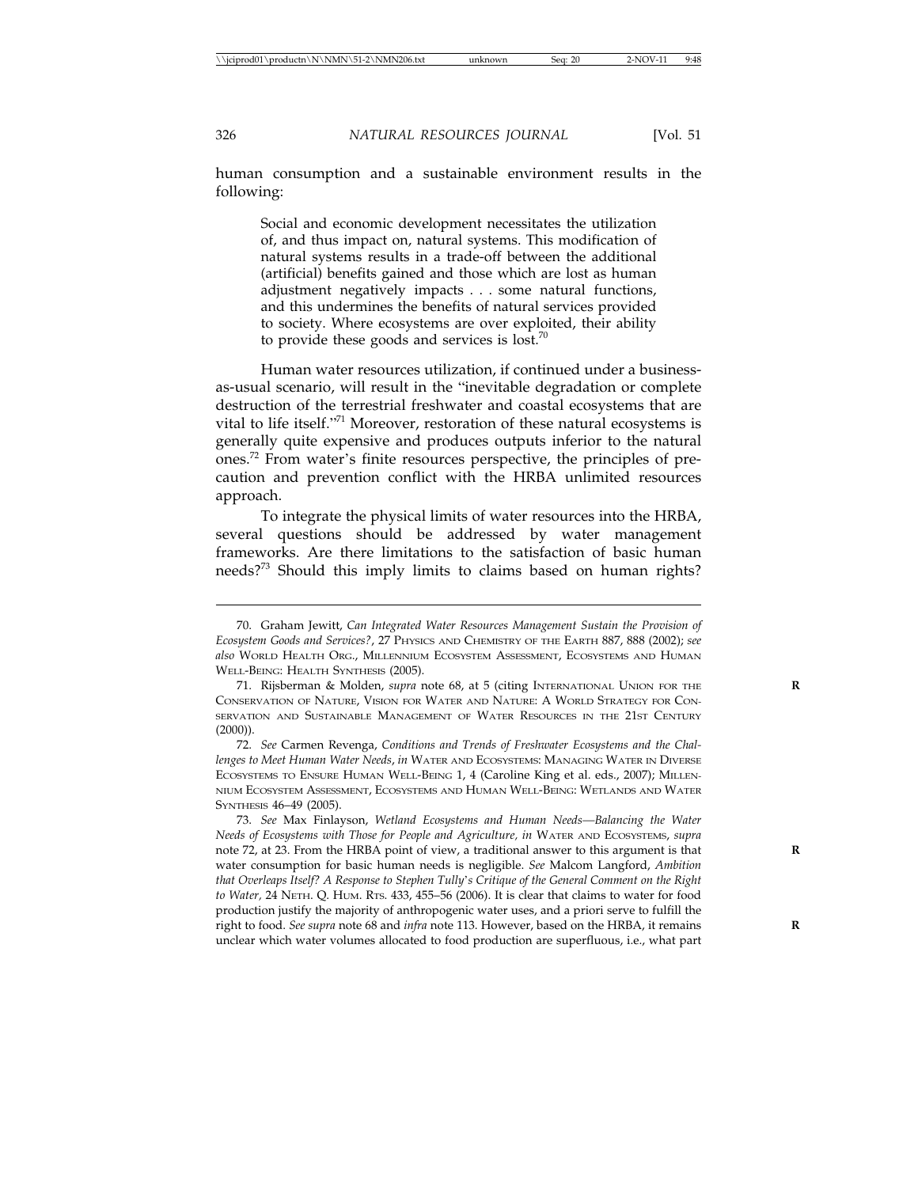human consumption and a sustainable environment results in the following:

> Social and economic development necessitates the utilization of, and thus impact on, natural systems. This modification of natural systems results in a trade-off between the additional (artificial) benefits gained and those which are lost as human adjustment negatively impacts . . . some natural functions, and this undermines the benefits of natural services provided to society. Where ecosystems are over exploited, their ability to provide these goods and services is lost.[70]

Human water resources utilization, if continued under a business-as-usual scenario, will result in the "inevitable degradation or complete destruction of the terrestrial freshwater and coastal ecosystems that are vital to life itself."[71] Moreover, restoration of these natural ecosystems is generally quite expensive and produces outputs inferior to the natural ones.[72] From water's finite resources perspective, the principles of precaution and prevention conflict with the HRBA unlimited resources approach.

To integrate the physical limits of water resources into the HRBA, several questions should be addressed by water management frameworks. Are there limitations to the satisfaction of basic human needs?[73] Should this imply limits to claims based on human rights?

---

70. Graham Jewitt, *Can Integrated Water Resources Management Sustain the Provision of Ecosystem Goods and Services?*, 27 PHYSICS AND CHEMISTRY OF THE EARTH 887, 888 (2002); *see also* WORLD HEALTH ORG., MILLENNIUM ECOSYSTEM ASSESSMENT, ECOSYSTEMS AND HUMAN WELL-BEING: HEALTH SYNTHESIS (2005).

71. Rijsberman & Molden, *supra* note 68, at 5 (citing INTERNATIONAL UNION FOR THE CONSERVATION OF NATURE, VISION FOR WATER AND NATURE: A WORLD STRATEGY FOR CONSERVATION AND SUSTAINABLE MANAGEMENT OF WATER RESOURCES IN THE 21ST CENTURY (2000)).

72. *See* Carmen Revenga, *Conditions and Trends of Freshwater Ecosystems and the Challenges to Meet Human Water Needs*, *in* WATER AND ECOSYSTEMS: MANAGING WATER IN DIVERSE ECOSYSTEMS TO ENSURE HUMAN WELL-BEING 1, 4 (Caroline King et al. eds., 2007); MILLENNIUM ECOSYSTEM ASSESSMENT, ECOSYSTEMS AND HUMAN WELL-BEING: WETLANDS AND WATER SYNTHESIS 46–49 (2005).

73. *See* Max Finlayson, *Wetland Ecosystems and Human Needs—Balancing the Water Needs of Ecosystems with Those for People and Agriculture, in* WATER AND ECOSYSTEMS, *supra* note 72, at 23. From the HRBA point of view, a traditional answer to this argument is that water consumption for basic human needs is negligible. *See* Malcom Langford, *Ambition that Overleaps Itself? A Response to Stephen Tully's Critique of the General Comment on the Right to Water*, 24 NETH. Q. HUM. RTS. 433, 455–56 (2006). It is clear that claims to water for food production justify the majority of anthropogenic water uses, and a priori serve to fulfill the right to food. *See supra* note 68 and *infra* note 113. However, based on the HRBA, it remains unclear which water volumes allocated to food production are superfluous, i.e., what part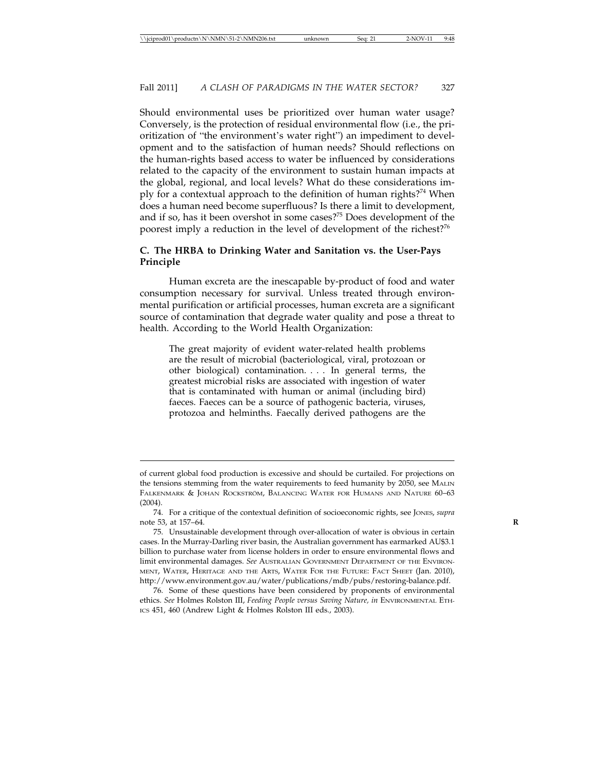Should environmental uses be prioritized over human water usage? Conversely, is the protection of residual environmental flow (i.e., the prioritization of "the environment's water right") an impediment to development and to the satisfaction of human needs? Should reflections on the human-rights based access to water be influenced by considerations related to the capacity of the environment to sustain human impacts at the global, regional, and local levels? What do these considerations imply for a contextual approach to the definition of human rights?[74] When does a human need become superfluous? Is there a limit to development, and if so, has it been overshot in some cases?[75] Does development of the poorest imply a reduction in the level of development of the richest?[76]

### C. The HRBA to Drinking Water and Sanitation vs. the User-Pays Principle

Human excreta are the inescapable by-product of food and water consumption necessary for survival. Unless treated through environmental purification or artificial processes, human excreta are a significant source of contamination that degrade water quality and pose a threat to health. According to the World Health Organization:

> The great majority of evident water-related health problems are the result of microbial (bacteriological, viral, protozoan or other biological) contamination. . . . In general terms, the greatest microbial risks are associated with ingestion of water that is contaminated with human or animal (including bird) faeces. Faeces can be a source of pathogenic bacteria, viruses, protozoa and helminths. Faecally derived pathogens are the

---

of current global food production is excessive and should be curtailed. For projections on the tensions stemming from the water requirements to feed humanity by 2050, see MALIN FALKENMARK & JOHAN ROCKSTRÖM, BALANCING WATER FOR HUMANS AND NATURE 60–63 (2004).

74. For a critique of the contextual definition of socioeconomic rights, see JONES, *supra* note 53, at 157–64.

75. Unsustainable development through over-allocation of water is obvious in certain cases. In the Murray-Darling river basin, the Australian government has earmarked AU$3.1 billion to purchase water from license holders in order to ensure environmental flows and limit environmental damages. *See* AUSTRALIAN GOVERNMENT DEPARTMENT OF THE ENVIRONMENT, WATER, HERITAGE AND THE ARTS, WATER FOR THE FUTURE: FACT SHEET (Jan. 2010), http://www.environment.gov.au/water/publications/mdb/pubs/restoring-balance.pdf.

76. Some of these questions have been considered by proponents of environmental ethics. *See* Holmes Rolston III, *Feeding People versus Saving Nature, in* ENVIRONMENTAL ETHICS 451, 460 (Andrew Light & Holmes Rolston III eds., 2003).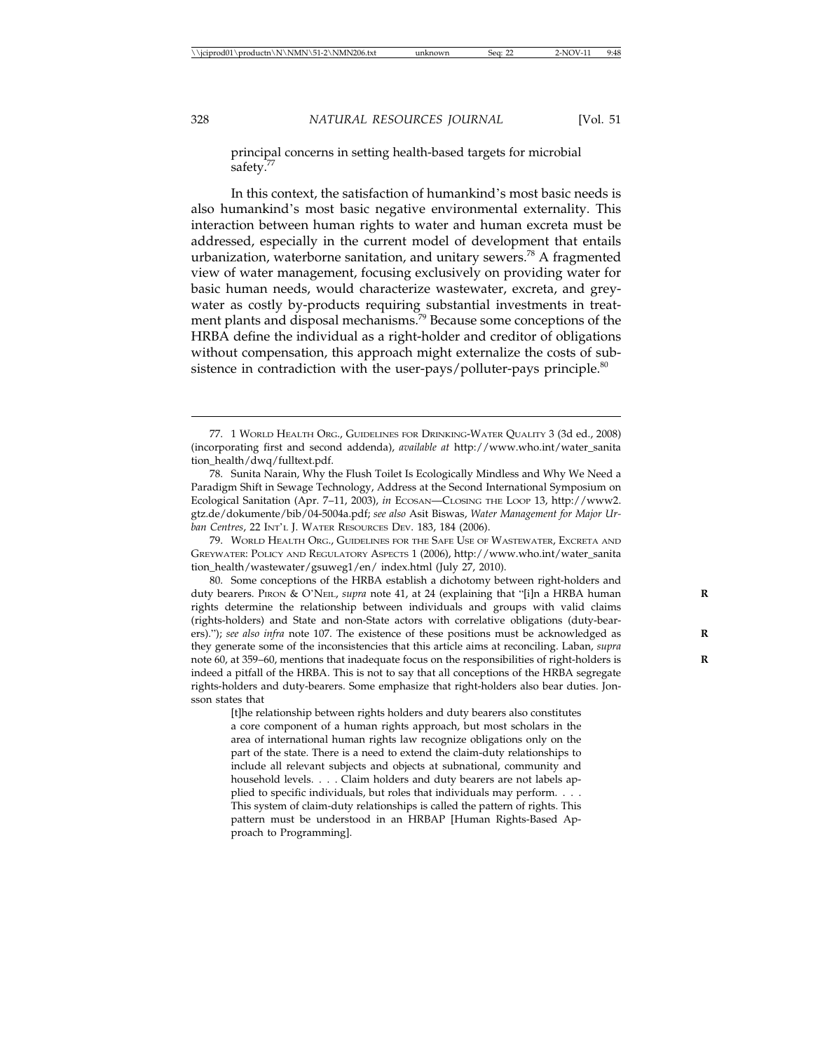principal concerns in setting health-based targets for microbial safety.[77]

In this context, the satisfaction of humankind's most basic needs is also humankind's most basic negative environmental externality. This interaction between human rights to water and human excreta must be addressed, especially in the current model of development that entails urbanization, waterborne sanitation, and unitary sewers.[78] A fragmented view of water management, focusing exclusively on providing water for basic human needs, would characterize wastewater, excreta, and greywater as costly by-products requiring substantial investments in treatment plants and disposal mechanisms.[79] Because some conceptions of the HRBA define the individual as a right-holder and creditor of obligations without compensation, this approach might externalize the costs of subsistence in contradiction with the user-pays/polluter-pays principle.[80]

---

77. 1 WORLD HEALTH ORG., GUIDELINES FOR DRINKING-WATER QUALITY 3 (3d ed., 2008) (incorporating first and second addenda), *available at* http://www.who.int/water_sanitation_health/dwq/fulltext.pdf.

78. Sunita Narain, Why the Flush Toilet Is Ecologically Mindless and Why We Need a Paradigm Shift in Sewage Technology, Address at the Second International Symposium on Ecological Sanitation (Apr. 7–11, 2003), *in* ECOSAN—CLOSING THE LOOP 13, http://www2.gtz.de/dokumente/bib/04-5004a.pdf; *see also* Asit Biswas, *Water Management for Major Urban Centres*, 22 INT'L J. WATER RESOURCES DEV. 183, 184 (2006).

79. WORLD HEALTH ORG., GUIDELINES FOR THE SAFE USE OF WASTEWATER, EXCRETA AND GREYWATER: POLICY AND REGULATORY ASPECTS 1 (2006), http://www.who.int/water_sanitation_health/wastewater/gsuweg1/en/ index.html (July 27, 2010).

80. Some conceptions of the HRBA establish a dichotomy between right-holders and duty bearers. PIRON & O'NEIL, *supra* note 41, at 24 (explaining that "[i]n a HRBA human rights determine the relationship between individuals and groups with valid claims (rights-holders) and State and non-State actors with correlative obligations (duty-bearers)."); *see also infra* note 107. The existence of these positions must be acknowledged as they generate some of the inconsistencies that this article aims at reconciling. Laban, *supra* note 60, at 359–60, mentions that inadequate focus on the responsibilities of right-holders is indeed a pitfall of the HRBA. This is not to say that all conceptions of the HRBA segregate rights-holders and duty-bearers. Some emphasize that right-holders also bear duties. Jonsson states that

> [t]he relationship between rights holders and duty bearers also constitutes a core component of a human rights approach, but most scholars in the area of international human rights law recognize obligations only on the part of the state. There is a need to extend the claim-duty relationships to include all relevant subjects and objects at subnational, community and household levels. . . . Claim holders and duty bearers are not labels applied to specific individuals, but roles that individuals may perform. . . . This system of claim-duty relationships is called the pattern of rights. This pattern must be understood in an HRBAP [Human Rights-Based Approach to Programming].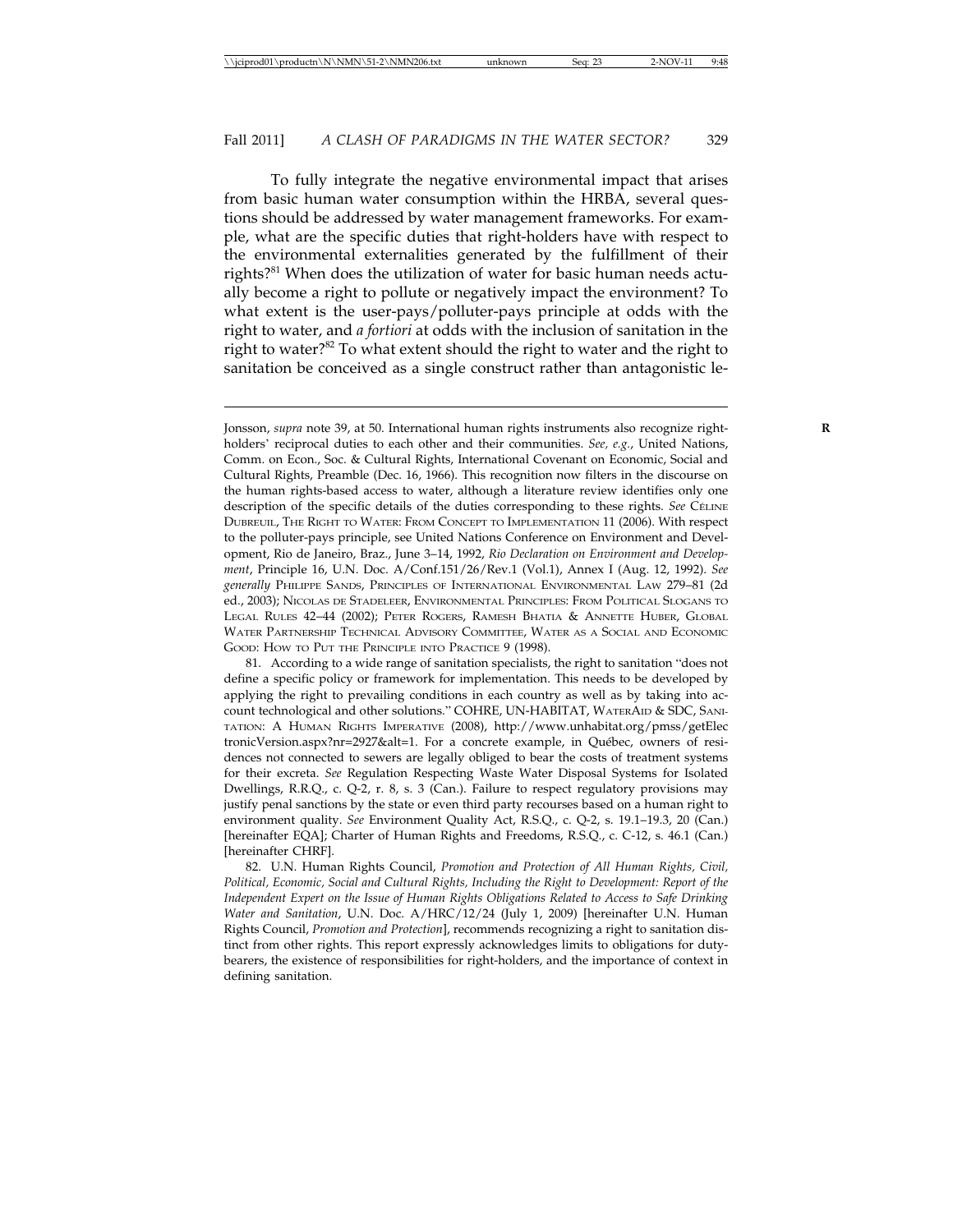To fully integrate the negative environmental impact that arises from basic human water consumption within the HRBA, several questions should be addressed by water management frameworks. For example, what are the specific duties that right-holders have with respect to the environmental externalities generated by the fulfillment of their rights?[81] When does the utilization of water for basic human needs actually become a right to pollute or negatively impact the environment? To what extent is the user-pays/polluter-pays principle at odds with the right to water, and *a fortiori* at odds with the inclusion of sanitation in the right to water?[82] To what extent should the right to water and the right to sanitation be conceived as a single construct rather than antagonistic le-

---

Jonsson, *supra* note 39, at 50. International human rights instruments also recognize right-holders' reciprocal duties to each other and their communities. *See, e.g.*, United Nations, Comm. on Econ., Soc. & Cultural Rights, International Covenant on Economic, Social and Cultural Rights, Preamble (Dec. 16, 1966). This recognition now filters in the discourse on the human rights-based access to water, although a literature review identifies only one description of the specific details of the duties corresponding to these rights. *See* Céline Dubreuil, The Right to Water: From Concept to Implementation 11 (2006). With respect to the polluter-pays principle, see United Nations Conference on Environment and Development, Rio de Janeiro, Braz., June 3–14, 1992, *Rio Declaration on Environment and Development*, Principle 16, U.N. Doc. A/Conf.151/26/Rev.1 (Vol.1), Annex I (Aug. 12, 1992). *See generally* Philippe Sands, Principles of International Environmental Law 279–81 (2d ed., 2003); Nicolas de Stadeleer, Environmental Principles: From Political Slogans to Legal Rules 42–44 (2002); Peter Rogers, Ramesh Bhatia & Annette Huber, Global Water Partnership Technical Advisory Committee, Water as a Social and Economic Good: How to Put the Principle into Practice 9 (1998).

81. According to a wide range of sanitation specialists, the right to sanitation "does not define a specific policy or framework for implementation. This needs to be developed by applying the right to prevailing conditions in each country as well as by taking into account technological and other solutions." COHRE, UN-HABITAT, WaterAid & SDC, Sanitation: A Human Rights Imperative (2008), http://www.unhabitat.org/pmss/getElectronicVersion.aspx?nr=2927&alt=1. For a concrete example, in Québec, owners of residences not connected to sewers are legally obliged to bear the costs of treatment systems for their excreta. *See* Regulation Respecting Waste Water Disposal Systems for Isolated Dwellings, R.R.Q., c. Q-2, r. 8, s. 3 (Can.). Failure to respect regulatory provisions may justify penal sanctions by the state or even third party recourses based on a human right to environment quality. *See* Environment Quality Act, R.S.Q., c. Q-2, s. 19.1–19.3, 20 (Can.) [hereinafter EQA]; Charter of Human Rights and Freedoms, R.S.Q., c. C-12, s. 46.1 (Can.) [hereinafter CHRF].

82. U.N. Human Rights Council, *Promotion and Protection of All Human Rights, Civil, Political, Economic, Social and Cultural Rights, Including the Right to Development: Report of the Independent Expert on the Issue of Human Rights Obligations Related to Access to Safe Drinking Water and Sanitation*, U.N. Doc. A/HRC/12/24 (July 1, 2009) [hereinafter U.N. Human Rights Council, *Promotion and Protection*], recommends recognizing a right to sanitation distinct from other rights. This report expressly acknowledges limits to obligations for duty-bearers, the existence of responsibilities for right-holders, and the importance of context in defining sanitation.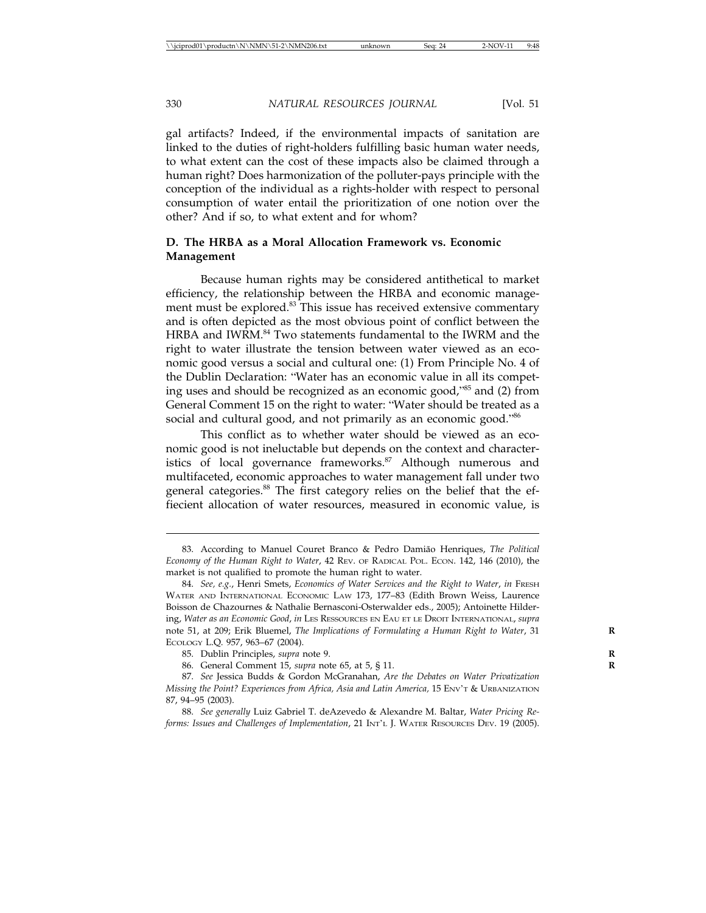gal artifacts? Indeed, if the environmental impacts of sanitation are linked to the duties of right-holders fulfilling basic human water needs, to what extent can the cost of these impacts also be claimed through a human right? Does harmonization of the polluter-pays principle with the conception of the individual as a rights-holder with respect to personal consumption of water entail the prioritization of one notion over the other? And if so, to what extent and for whom?

### D. The HRBA as a Moral Allocation Framework vs. Economic Management

Because human rights may be considered antithetical to market efficiency, the relationship between the HRBA and economic management must be explored.[83] This issue has received extensive commentary and is often depicted as the most obvious point of conflict between the HRBA and IWRM.[84] Two statements fundamental to the IWRM and the right to water illustrate the tension between water viewed as an economic good versus a social and cultural one: (1) From Principle No. 4 of the Dublin Declaration: "Water has an economic value in all its competing uses and should be recognized as an economic good,"[85] and (2) from General Comment 15 on the right to water: "Water should be treated as a social and cultural good, and not primarily as an economic good."[86]

This conflict as to whether water should be viewed as an economic good is not ineluctable but depends on the context and characteristics of local governance frameworks.[87] Although numerous and multifaceted, economic approaches to water management fall under two general categories.[88] The first category relies on the belief that the effiecient allocation of water resources, measured in economic value, is

---

83. According to Manuel Couret Branco & Pedro Damião Henriques, *The Political Economy of the Human Right to Water*, 42 REV. OF RADICAL POL. ECON. 142, 146 (2010), the market is not qualified to promote the human right to water.

84. *See, e.g.*, Henri Smets, *Economics of Water Services and the Right to Water*, *in* FRESH WATER AND INTERNATIONAL ECONOMIC LAW 173, 177–83 (Edith Brown Weiss, Laurence Boisson de Chazournes & Nathalie Bernasconi-Osterwalder eds., 2005); Antoinette Hildering, *Water as an Economic Good*, *in* LES RESSOURCES EN EAU ET LE DROIT INTERNATIONAL, *supra* note 51, at 209; Erik Bluemel, *The Implications of Formulating a Human Right to Water*, 31 ECOLOGY L.Q. 957, 963–67 (2004).

85. Dublin Principles, *supra* note 9.

86. General Comment 15, *supra* note 65, at 5, § 11.

87. *See* Jessica Budds & Gordon McGranahan, *Are the Debates on Water Privatization Missing the Point? Experiences from Africa, Asia and Latin America*, 15 ENV'T & URBANIZATION 87, 94–95 (2003).

88. *See generally* Luiz Gabriel T. deAzevedo & Alexandre M. Baltar, *Water Pricing Reforms: Issues and Challenges of Implementation*, 21 INT'L J. WATER RESOURCES DEV. 19 (2005).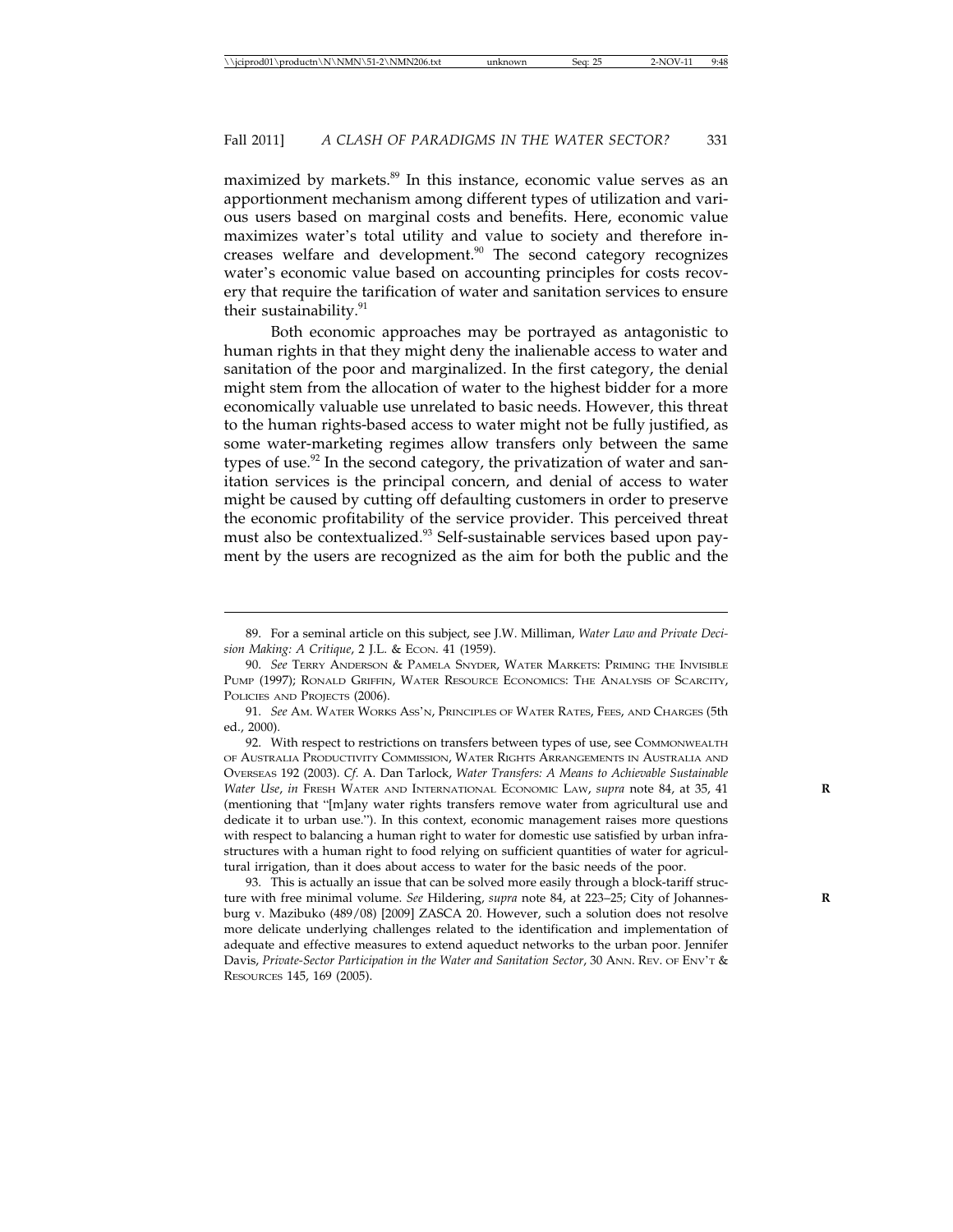maximized by markets.[89] In this instance, economic value serves as an apportionment mechanism among different types of utilization and various users based on marginal costs and benefits. Here, economic value maximizes water's total utility and value to society and therefore increases welfare and development.[90] The second category recognizes water's economic value based on accounting principles for costs recovery that require the tarification of water and sanitation services to ensure their sustainability.[91]

Both economic approaches may be portrayed as antagonistic to human rights in that they might deny the inalienable access to water and sanitation of the poor and marginalized. In the first category, the denial might stem from the allocation of water to the highest bidder for a more economically valuable use unrelated to basic needs. However, this threat to the human rights-based access to water might not be fully justified, as some water-marketing regimes allow transfers only between the same types of use.[92] In the second category, the privatization of water and sanitation services is the principal concern, and denial of access to water might be caused by cutting off defaulting customers in order to preserve the economic profitability of the service provider. This perceived threat must also be contextualized.[93] Self-sustainable services based upon payment by the users are recognized as the aim for both the public and the

---

89. For a seminal article on this subject, see J.W. Milliman, *Water Law and Private Decision Making: A Critique*, 2 J.L. & ECON. 41 (1959).

90. *See* TERRY ANDERSON & PAMELA SNYDER, WATER MARKETS: PRIMING THE INVISIBLE PUMP (1997); RONALD GRIFFIN, WATER RESOURCE ECONOMICS: THE ANALYSIS OF SCARCITY, POLICIES AND PROJECTS (2006).

91. *See* AM. WATER WORKS ASS'N, PRINCIPLES OF WATER RATES, FEES, AND CHARGES (5th ed., 2000).

92. With respect to restrictions on transfers between types of use, see COMMONWEALTH OF AUSTRALIA PRODUCTIVITY COMMISSION, WATER RIGHTS ARRANGEMENTS IN AUSTRALIA AND OVERSEAS 192 (2003). *Cf.* A. Dan Tarlock, *Water Transfers: A Means to Achievable Sustainable Water Use*, *in* FRESH WATER AND INTERNATIONAL ECONOMIC LAW, *supra* note 84, at 35, 41 (mentioning that "[m]any water rights transfers remove water from agricultural use and dedicate it to urban use."). In this context, economic management raises more questions with respect to balancing a human right to water for domestic use satisfied by urban infrastructures with a human right to food relying on sufficient quantities of water for agricultural irrigation, than it does about access to water for the basic needs of the poor.

93. This is actually an issue that can be solved more easily through a block-tariff structure with free minimal volume. *See* Hildering, *supra* note 84, at 223–25; City of Johannesburg v. Mazibuko (489/08) [2009] ZASCA 20. However, such a solution does not resolve more delicate underlying challenges related to the identification and implementation of adequate and effective measures to extend aqueduct networks to the urban poor. Jennifer Davis, *Private-Sector Participation in the Water and Sanitation Sector*, 30 ANN. REV. OF ENV'T & RESOURCES 145, 169 (2005).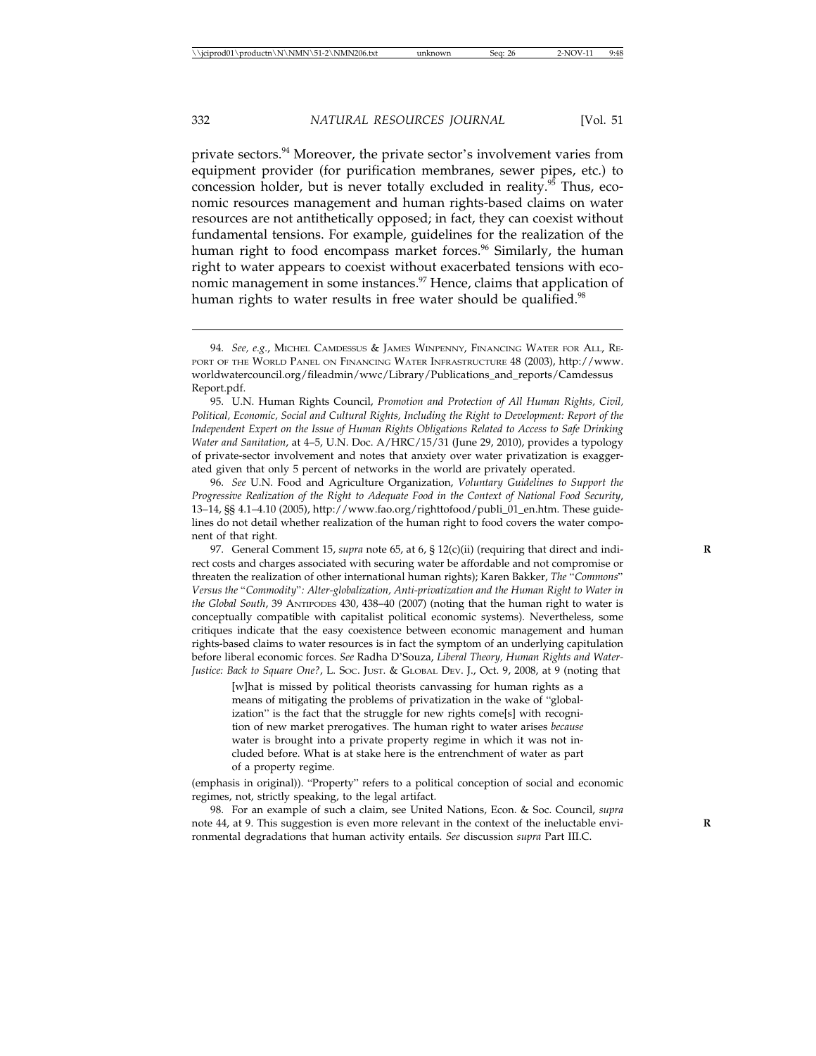private sectors.[94] Moreover, the private sector's involvement varies from equipment provider (for purification membranes, sewer pipes, etc.) to concession holder, but is never totally excluded in reality.[95] Thus, economic resources management and human rights-based claims on water resources are not antithetically opposed; in fact, they can coexist without fundamental tensions. For example, guidelines for the realization of the human right to food encompass market forces.[96] Similarly, the human right to water appears to coexist without exacerbated tensions with economic management in some instances.[97] Hence, claims that application of human rights to water results in free water should be qualified.[98]

---

94. *See, e.g.*, MICHEL CAMDESSUS & JAMES WINPENNY, FINANCING WATER FOR ALL, REPORT OF THE WORLD PANEL ON FINANCING WATER INFRASTRUCTURE 48 (2003), http://www.worldwatercouncil.org/fileadmin/wwc/Library/Publications_and_reports/CamdessusReport.pdf.

95. U.N. Human Rights Council, *Promotion and Protection of All Human Rights, Civil, Political, Economic, Social and Cultural Rights, Including the Right to Development: Report of the Independent Expert on the Issue of Human Rights Obligations Related to Access to Safe Drinking Water and Sanitation*, at 4–5, U.N. Doc. A/HRC/15/31 (June 29, 2010), provides a typology of private-sector involvement and notes that anxiety over water privatization is exaggerated given that only 5 percent of networks in the world are privately operated.

96. *See* U.N. Food and Agriculture Organization, *Voluntary Guidelines to Support the Progressive Realization of the Right to Adequate Food in the Context of National Food Security*, 13–14, §§ 4.1–4.10 (2005), http://www.fao.org/righttofood/publi_01_en.htm. These guidelines do not detail whether realization of the human right to food covers the water component of that right.

97. General Comment 15, *supra* note 65, at 6, § 12(c)(ii) (requiring that direct and indirect costs and charges associated with securing water be affordable and not compromise or threaten the realization of other international human rights); Karen Bakker, *The "Commons" Versus the "Commodity": Alter-globalization, Anti-privatization and the Human Right to Water in the Global South*, 39 ANTIPODES 430, 438–40 (2007) (noting that the human right to water is conceptually compatible with capitalist political economic systems). Nevertheless, some critiques indicate that the easy coexistence between economic management and human rights-based claims to water resources is in fact the symptom of an underlying capitulation before liberal economic forces. *See* Radha D'Souza, *Liberal Theory, Human Rights and Water-Justice: Back to Square One?*, L. SOC. JUST. & GLOBAL DEV. J., Oct. 9, 2008, at 9 (noting that

> [w]hat is missed by political theorists canvassing for human rights as a means of mitigating the problems of privatization in the wake of "globalization" is the fact that the struggle for new rights come[s] with recognition of new market prerogatives. The human right to water arises *because* water is brought into a private property regime in which it was not included before. What is at stake here is the entrenchment of water as part of a property regime.

(emphasis in original)). "Property" refers to a political conception of social and economic regimes, not, strictly speaking, to the legal artifact.

98. For an example of such a claim, see United Nations, Econ. & Soc. Council, *supra* note 44, at 9. This suggestion is even more relevant in the context of the ineluctable environmental degradations that human activity entails. *See* discussion *supra* Part III.C.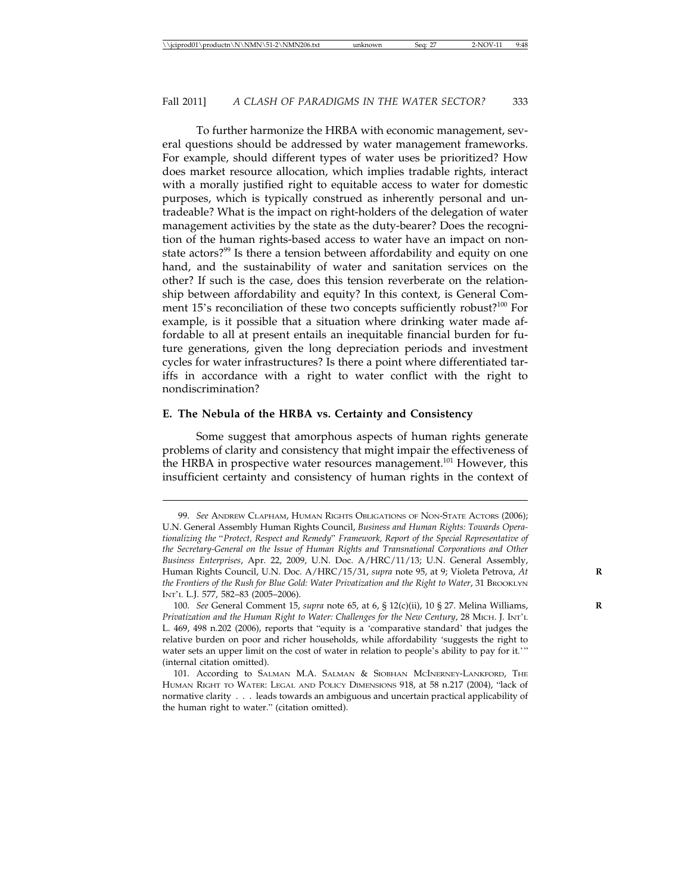To further harmonize the HRBA with economic management, several questions should be addressed by water management frameworks. For example, should different types of water uses be prioritized? How does market resource allocation, which implies tradable rights, interact with a morally justified right to equitable access to water for domestic purposes, which is typically construed as inherently personal and untradeable? What is the impact on right-holders of the delegation of water management activities by the state as the duty-bearer? Does the recognition of the human rights-based access to water have an impact on non-state actors?[99] Is there a tension between affordability and equity on one hand, and the sustainability of water and sanitation services on the other? If such is the case, does this tension reverberate on the relationship between affordability and equity? In this context, is General Comment 15's reconciliation of these two concepts sufficiently robust?[100] For example, is it possible that a situation where drinking water made affordable to all at present entails an inequitable financial burden for future generations, given the long depreciation periods and investment cycles for water infrastructures? Is there a point where differentiated tariffs in accordance with a right to water conflict with the right to nondiscrimination?

### E. The Nebula of the HRBA vs. Certainty and Consistency

Some suggest that amorphous aspects of human rights generate problems of clarity and consistency that might impair the effectiveness of the HRBA in prospective water resources management.[101] However, this insufficient certainty and consistency of human rights in the context of

---

99. *See* Andrew Clapham, Human Rights Obligations of Non-State Actors (2006); U.N. General Assembly Human Rights Council, *Business and Human Rights: Towards Operationalizing the "Protect, Respect and Remedy" Framework, Report of the Special Representative of the Secretary-General on the Issue of Human Rights and Transnational Corporations and Other Business Enterprises*, Apr. 22, 2009, U.N. Doc. A/HRC/11/13; U.N. General Assembly, Human Rights Council, U.N. Doc. A/HRC/15/31, *supra* note 95, at 9; Violeta Petrova, *At the Frontiers of the Rush for Blue Gold: Water Privatization and the Right to Water*, 31 Brooklyn Int'l L.J. 577, 582–83 (2005–2006).

100. *See* General Comment 15, *supra* note 65, at 6, § 12(c)(ii), 10 § 27. Melina Williams, *Privatization and the Human Right to Water: Challenges for the New Century*, 28 Mich. J. Int'l L. 469, 498 n.202 (2006), reports that "equity is a 'comparative standard' that judges the relative burden on poor and richer households, while affordability 'suggests the right to water sets an upper limit on the cost of water in relation to people's ability to pay for it.'" (internal citation omitted).

101. According to Salman M.A. Salman & Siobhan McInerney-Lankford, The Human Right to Water: Legal and Policy Dimensions 918, at 58 n.217 (2004), "lack of normative clarity . . . leads towards an ambiguous and uncertain practical applicability of the human right to water." (citation omitted).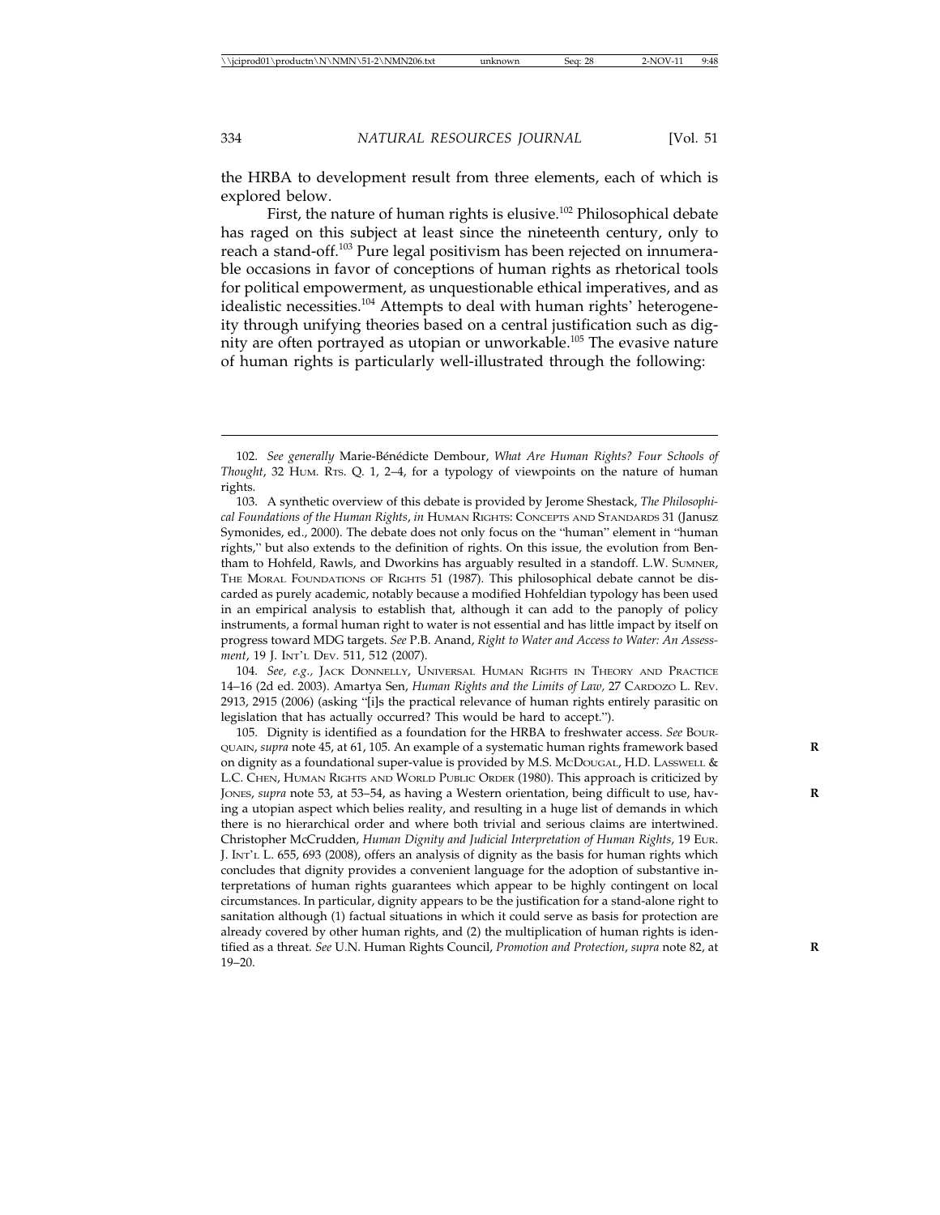the HRBA to development result from three elements, each of which is explored below.

First, the nature of human rights is elusive.[102] Philosophical debate has raged on this subject at least since the nineteenth century, only to reach a stand-off.[103] Pure legal positivism has been rejected on innumerable occasions in favor of conceptions of human rights as rhetorical tools for political empowerment, as unquestionable ethical imperatives, and as idealistic necessities.[104] Attempts to deal with human rights' heterogeneity through unifying theories based on a central justification such as dignity are often portrayed as utopian or unworkable.[105] The evasive nature of human rights is particularly well-illustrated through the following:

---

102. *See generally* Marie-Bénédicte Dembour, *What Are Human Rights? Four Schools of Thought*, 32 HUM. RTS. Q. 1, 2–4, for a typology of viewpoints on the nature of human rights.

103. A synthetic overview of this debate is provided by Jerome Shestack, *The Philosophical Foundations of the Human Rights*, *in* HUMAN RIGHTS: CONCEPTS AND STANDARDS 31 (Janusz Symonides, ed., 2000). The debate does not only focus on the "human" element in "human rights," but also extends to the definition of rights. On this issue, the evolution from Bentham to Hohfeld, Rawls, and Dworkins has arguably resulted in a standoff. L.W. SUMNER, THE MORAL FOUNDATIONS OF RIGHTS 51 (1987). This philosophical debate cannot be discarded as purely academic, notably because a modified Hohfeldian typology has been used in an empirical analysis to establish that, although it can add to the panoply of policy instruments, a formal human right to water is not essential and has little impact by itself on progress toward MDG targets. *See* P.B. Anand, *Right to Water and Access to Water: An Assessment*, 19 J. INT'L DEV. 511, 512 (2007).

104. *See, e.g.*, JACK DONNELLY, UNIVERSAL HUMAN RIGHTS IN THEORY AND PRACTICE 14–16 (2d ed. 2003). Amartya Sen, *Human Rights and the Limits of Law*, 27 CARDOZO L. REV. 2913, 2915 (2006) (asking "[i]s the practical relevance of human rights entirely parasitic on legislation that has actually occurred? This would be hard to accept.").

105. Dignity is identified as a foundation for the HRBA to freshwater access. *See* BOURQUAIN, *supra* note 45, at 61, 105. An example of a systematic human rights framework based on dignity as a foundational super-value is provided by M.S. MCDOUGAL, H.D. LASSWELL & L.C. CHEN, HUMAN RIGHTS AND WORLD PUBLIC ORDER (1980). This approach is criticized by JONES, *supra* note 53, at 53–54, as having a Western orientation, being difficult to use, having a utopian aspect which belies reality, and resulting in a huge list of demands in which there is no hierarchical order and where both trivial and serious claims are intertwined. Christopher McCrudden, *Human Dignity and Judicial Interpretation of Human Rights*, 19 EUR. J. INT'L L. 655, 693 (2008), offers an analysis of dignity as the basis for human rights which concludes that dignity provides a convenient language for the adoption of substantive interpretations of human rights guarantees which appear to be highly contingent on local circumstances. In particular, dignity appears to be the justification for a stand-alone right to sanitation although (1) factual situations in which it could serve as basis for protection are already covered by other human rights, and (2) the multiplication of human rights is identified as a threat. *See* U.N. Human Rights Council, *Promotion and Protection*, *supra* note 82, at 19–20.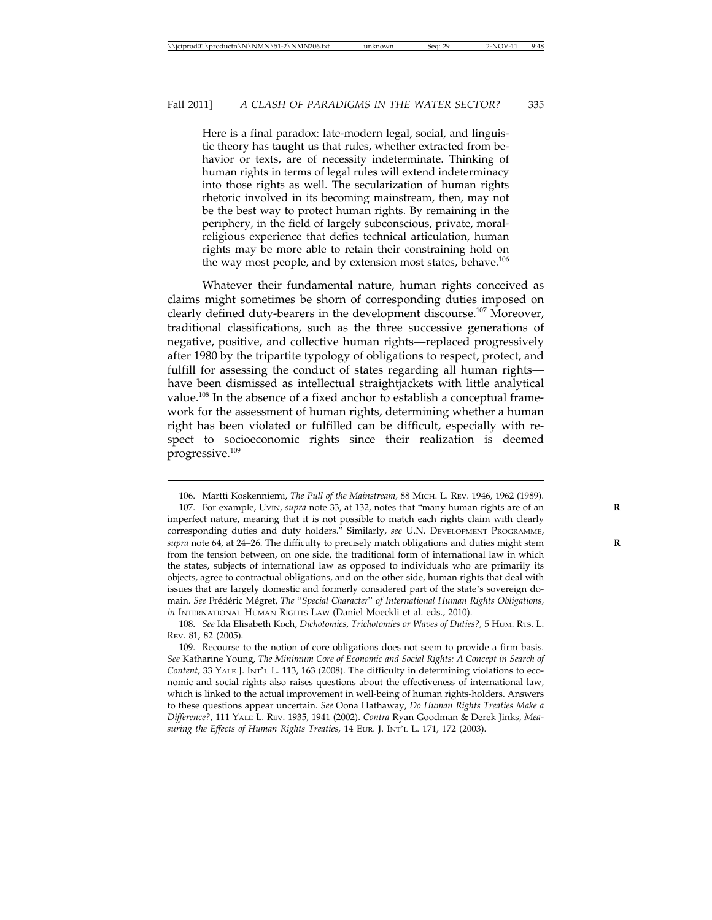> Here is a final paradox: late-modern legal, social, and linguistic theory has taught us that rules, whether extracted from behavior or texts, are of necessity indeterminate. Thinking of human rights in terms of legal rules will extend indeterminacy into those rights as well. The secularization of human rights rhetoric involved in its becoming mainstream, then, may not be the best way to protect human rights. By remaining in the periphery, in the field of largely subconscious, private, moral-religious experience that defies technical articulation, human rights may be more able to retain their constraining hold on the way most people, and by extension most states, behave.[106]

Whatever their fundamental nature, human rights conceived as claims might sometimes be shorn of corresponding duties imposed on clearly defined duty-bearers in the development discourse.[107] Moreover, traditional classifications, such as the three successive generations of negative, positive, and collective human rights—replaced progressively after 1980 by the tripartite typology of obligations to respect, protect, and fulfill for assessing the conduct of states regarding all human rights—have been dismissed as intellectual straightjackets with little analytical value.[108] In the absence of a fixed anchor to establish a conceptual framework for the assessment of human rights, determining whether a human right has been violated or fulfilled can be difficult, especially with respect to socioeconomic rights since their realization is deemed progressive.[109]

---

106. Martti Koskenniemi, *The Pull of the Mainstream,* 88 MICH. L. REV. 1946, 1962 (1989).

107. For example, UVIN, *supra* note 33, at 132, notes that "many human rights are of an imperfect nature, meaning that it is not possible to match each rights claim with clearly corresponding duties and duty holders." Similarly, *see* U.N. DEVELOPMENT PROGRAMME, *supra* note 64, at 24–26. The difficulty to precisely match obligations and duties might stem from the tension between, on one side, the traditional form of international law in which the states, subjects of international law as opposed to individuals who are primarily its objects, agree to contractual obligations, and on the other side, human rights that deal with issues that are largely domestic and formerly considered part of the state's sovereign domain. *See* Frédéric Mégret, *The "Special Character" of International Human Rights Obligations, in* INTERNATIONAL HUMAN RIGHTS LAW (Daniel Moeckli et al. eds., 2010).

108. *See* Ida Elisabeth Koch, *Dichotomies, Trichotomies or Waves of Duties?,* 5 HUM. RTS. L. REV. 81, 82 (2005).

109. Recourse to the notion of core obligations does not seem to provide a firm basis. *See* Katharine Young, *The Minimum Core of Economic and Social Rights: A Concept in Search of Content,* 33 YALE J. INT'L L. 113, 163 (2008). The difficulty in determining violations to economic and social rights also raises questions about the effectiveness of international law, which is linked to the actual improvement in well-being of human rights-holders. Answers to these questions appear uncertain. *See* Oona Hathaway, *Do Human Rights Treaties Make a Difference?,* 111 YALE L. REV. 1935, 1941 (2002). *Contra* Ryan Goodman & Derek Jinks, *Measuring the Effects of Human Rights Treaties,* 14 EUR. J. INT'L L. 171, 172 (2003).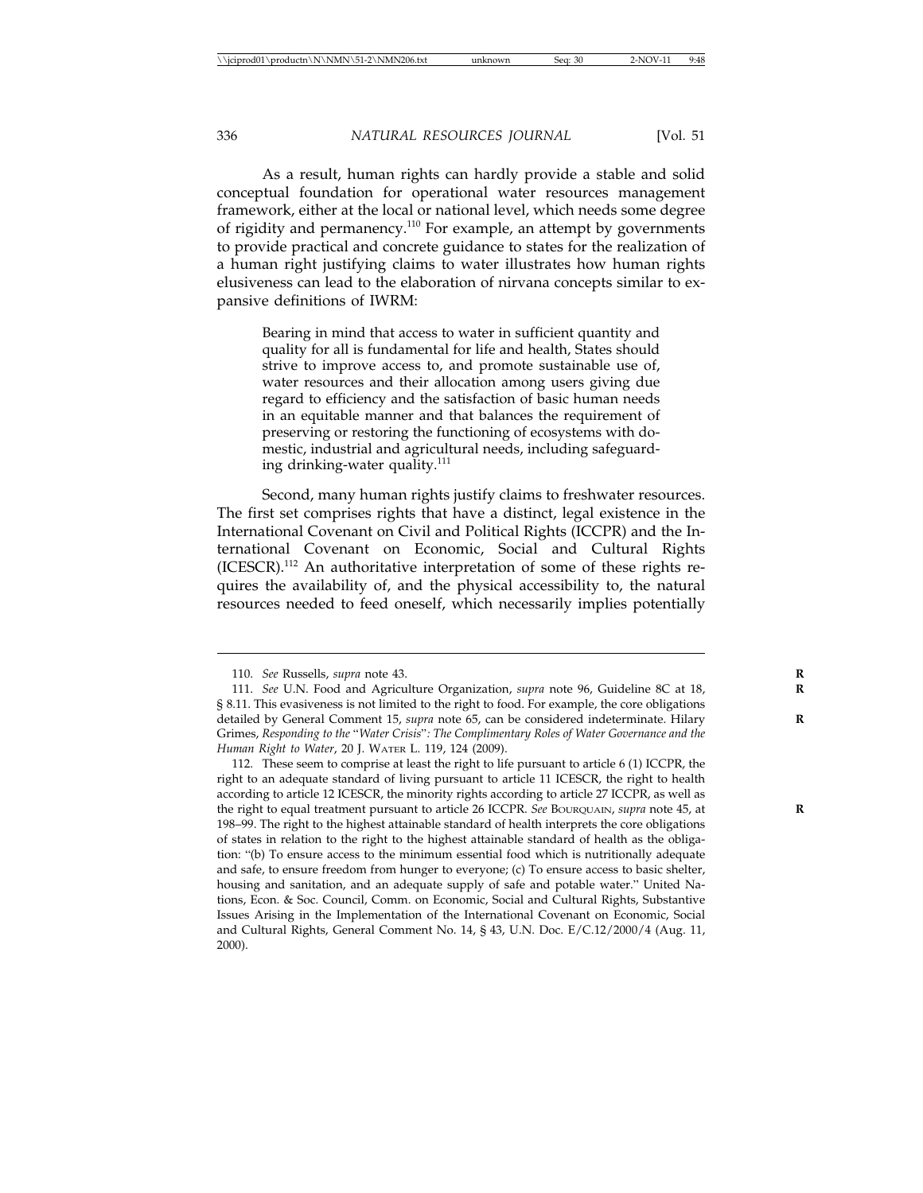As a result, human rights can hardly provide a stable and solid conceptual foundation for operational water resources management framework, either at the local or national level, which needs some degree of rigidity and permanency.[110] For example, an attempt by governments to provide practical and concrete guidance to states for the realization of a human right justifying claims to water illustrates how human rights elusiveness can lead to the elaboration of nirvana concepts similar to expansive definitions of IWRM:

> Bearing in mind that access to water in sufficient quantity and quality for all is fundamental for life and health, States should strive to improve access to, and promote sustainable use of, water resources and their allocation among users giving due regard to efficiency and the satisfaction of basic human needs in an equitable manner and that balances the requirement of preserving or restoring the functioning of ecosystems with domestic, industrial and agricultural needs, including safeguarding drinking-water quality.[111]

Second, many human rights justify claims to freshwater resources. The first set comprises rights that have a distinct, legal existence in the International Covenant on Civil and Political Rights (ICCPR) and the International Covenant on Economic, Social and Cultural Rights (ICESCR).[112] An authoritative interpretation of some of these rights requires the availability of, and the physical accessibility to, the natural resources needed to feed oneself, which necessarily implies potentially

---

110. *See* Russells, *supra* note 43.

111. *See* U.N. Food and Agriculture Organization, *supra* note 96, Guideline 8C at 18, § 8.11. This evasiveness is not limited to the right to food. For example, the core obligations detailed by General Comment 15, *supra* note 65, can be considered indeterminate. Hilary Grimes, *Responding to the "Water Crisis": The Complimentary Roles of Water Governance and the Human Right to Water*, 20 J. WATER L. 119, 124 (2009).

112. These seem to comprise at least the right to life pursuant to article 6 (1) ICCPR, the right to an adequate standard of living pursuant to article 11 ICESCR, the right to health according to article 12 ICESCR, the minority rights according to article 27 ICCPR, as well as the right to equal treatment pursuant to article 26 ICCPR. *See* BOURQUAIN, *supra* note 45, at 198–99. The right to the highest attainable standard of health interprets the core obligations of states in relation to the right to the highest attainable standard of health as the obligation: "(b) To ensure access to the minimum essential food which is nutritionally adequate and safe, to ensure freedom from hunger to everyone; (c) To ensure access to basic shelter, housing and sanitation, and an adequate supply of safe and potable water." United Nations, Econ. & Soc. Council, Comm. on Economic, Social and Cultural Rights, Substantive Issues Arising in the Implementation of the International Covenant on Economic, Social and Cultural Rights, General Comment No. 14, § 43, U.N. Doc. E/C.12/2000/4 (Aug. 11, 2000).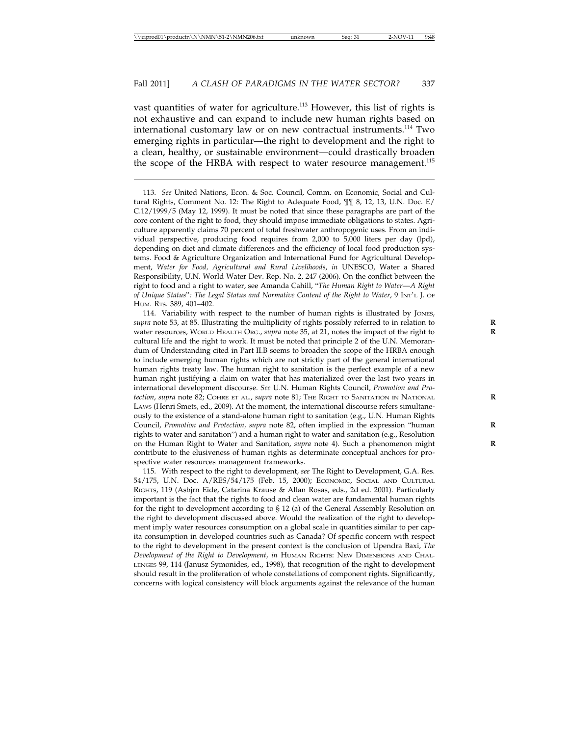vast quantities of water for agriculture.[113] However, this list of rights is not exhaustive and can expand to include new human rights based on international customary law or on new contractual instruments.[114] Two emerging rights in particular—the right to development and the right to a clean, healthy, or sustainable environment—could drastically broaden the scope of the HRBA with respect to water resource management.[115]

---

113. *See* United Nations, Econ. & Soc. Council, Comm. on Economic, Social and Cultural Rights, Comment No. 12: The Right to Adequate Food, ¶¶ 8, 12, 13, U.N. Doc. E/C.12/1999/5 (May 12, 1999). It must be noted that since these paragraphs are part of the core content of the right to food, they should impose immediate obligations to states. Agriculture apparently claims 70 percent of total freshwater anthropogenic uses. From an individual perspective, producing food requires from 2,000 to 5,000 liters per day (lpd), depending on diet and climate differences and the efficiency of local food production systems. Food & Agriculture Organization and International Fund for Agricultural Development, *Water for Food, Agricultural and Rural Livelihoods*, *in* UNESCO, Water a Shared Responsibility, U.N. World Water Dev. Rep. No. 2, 247 (2006). On the conflict between the right to food and a right to water, see Amanda Cahill, "*The Human Right to Water—A Right of Unique Status*": *The Legal Status and Normative Content of the Right to Water*, 9 INT'L J. OF HUM. RTS. 389, 401–402.

114. Variability with respect to the number of human rights is illustrated by JONES, *supra* note 53, at 85. Illustrating the multiplicity of rights possibly referred to in relation to water resources, WORLD HEALTH ORG., *supra* note 35, at 21, notes the impact of the right to cultural life and the right to work. It must be noted that principle 2 of the U.N. Memorandum of Understanding cited in Part II.B seems to broaden the scope of the HRBA enough to include emerging human rights which are not strictly part of the general international human rights treaty law. The human right to sanitation is the perfect example of a new human right justifying a claim on water that has materialized over the last two years in international development discourse. *See* U.N. Human Rights Council, *Promotion and Protection*, *supra* note 82; COHRE ET AL., *supra* note 81; THE RIGHT TO SANITATION IN NATIONAL LAWS (Henri Smets, ed., 2009). At the moment, the international discourse refers simultaneously to the existence of a stand-alone human right to sanitation (e.g., U.N. Human Rights Council, *Promotion and Protection, supra* note 82, often implied in the expression "human rights to water and sanitation") and a human right to water and sanitation (e.g., Resolution on the Human Right to Water and Sanitation, *supra* note 4). Such a phenomenon might contribute to the elusiveness of human rights as determinate conceptual anchors for prospective water resources management frameworks.

115. With respect to the right to development, *see* The Right to Development, G.A. Res. 54/175, U.N. Doc. A/RES/54/175 (Feb. 15, 2000); ECONOMIC, SOCIAL AND CULTURAL RIGHTS, 119 (Asbjrn Eide, Catarina Krause & Allan Rosas, eds., 2d ed. 2001). Particularly important is the fact that the rights to food and clean water are fundamental human rights for the right to development according to § 12 (a) of the General Assembly Resolution on the right to development discussed above. Would the realization of the right to development imply water resources consumption on a global scale in quantities similar to per capita consumption in developed countries such as Canada? Of specific concern with respect to the right to development in the present context is the conclusion of Upendra Baxi, *The Development of the Right to Development*, *in* HUMAN RIGHTS: NEW DIMENSIONS AND CHALLENGES 99, 114 (Janusz Symonides, ed., 1998), that recognition of the right to development should result in the proliferation of whole constellations of component rights. Significantly, concerns with logical consistency will block arguments against the relevance of the human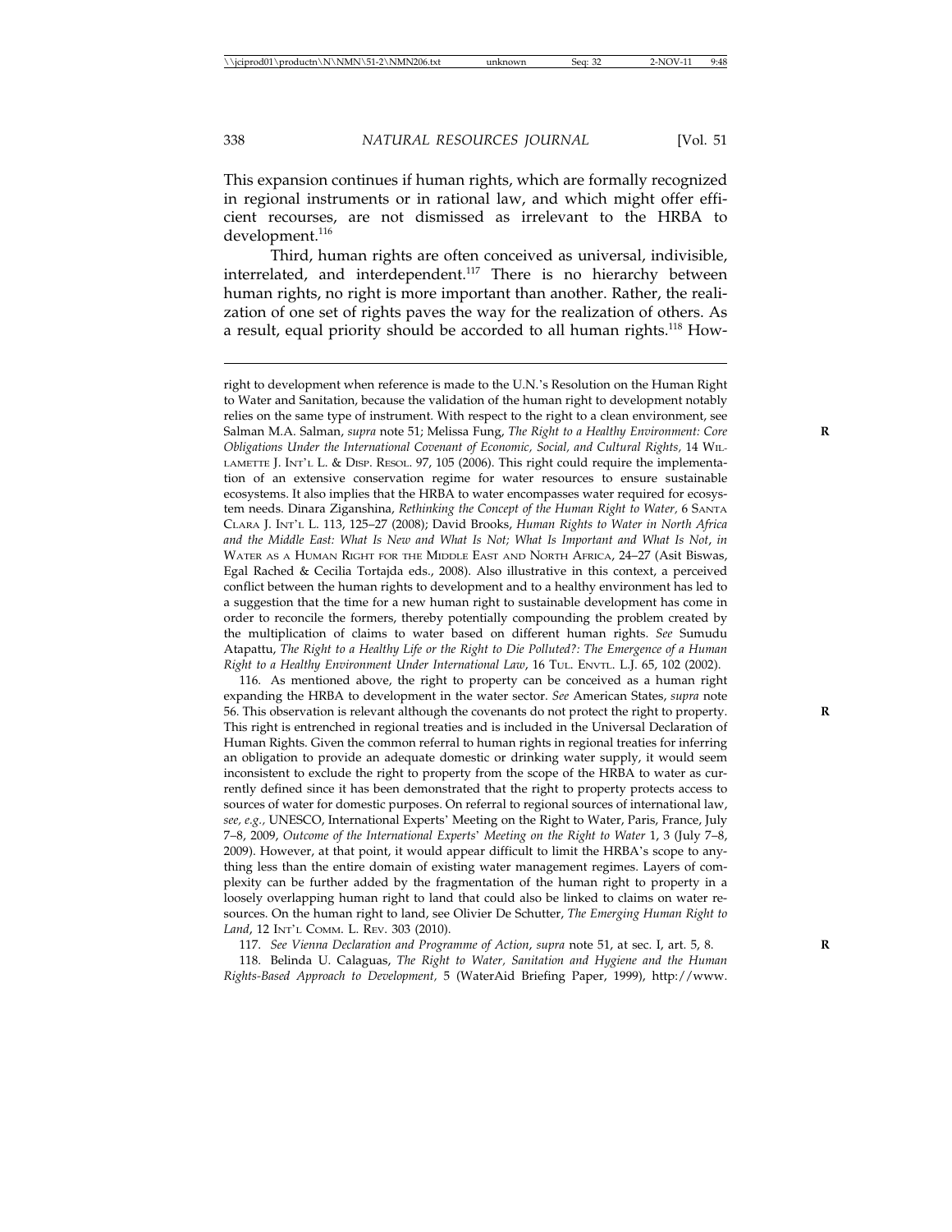This expansion continues if human rights, which are formally recognized in regional instruments or in rational law, and which might offer efficient recourses, are not dismissed as irrelevant to the HRBA to development.[116]

Third, human rights are often conceived as universal, indivisible, interrelated, and interdependent.[117] There is no hierarchy between human rights, no right is more important than another. Rather, the realization of one set of rights paves the way for the realization of others. As a result, equal priority should be accorded to all human rights.[118] How-

---

right to development when reference is made to the U.N.'s Resolution on the Human Right to Water and Sanitation, because the validation of the human right to development notably relies on the same type of instrument. With respect to the right to a clean environment, see Salman M.A. Salman, *supra* note 51; Melissa Fung, *The Right to a Healthy Environment: Core Obligations Under the International Covenant of Economic, Social, and Cultural Rights,* 14 WILLAMETTE J. INT'L L. & DISP. RESOL. 97, 105 (2006). This right could require the implementation of an extensive conservation regime for water resources to ensure sustainable ecosystems. It also implies that the HRBA to water encompasses water required for ecosystem needs. Dinara Ziganshina, *Rethinking the Concept of the Human Right to Water,* 6 SANTA CLARA J. INT'L L. 113, 125–27 (2008); David Brooks, *Human Rights to Water in North Africa and the Middle East: What Is New and What Is Not; What Is Important and What Is Not*, *in* WATER AS A HUMAN RIGHT FOR THE MIDDLE EAST AND NORTH AFRICA, 24–27 (Asit Biswas, Egal Rached & Cecilia Tortajda eds., 2008). Also illustrative in this context, a perceived conflict between the human rights to development and to a healthy environment has led to a suggestion that the time for a new human right to sustainable development has come in order to reconcile the formers, thereby potentially compounding the problem created by the multiplication of claims to water based on different human rights. *See* Sumudu Atapattu, *The Right to a Healthy Life or the Right to Die Polluted?: The Emergence of a Human Right to a Healthy Environment Under International Law*, 16 TUL. ENVTL. L.J. 65, 102 (2002).

116. As mentioned above, the right to property can be conceived as a human right expanding the HRBA to development in the water sector. *See* American States, *supra* note 56. This observation is relevant although the covenants do not protect the right to property. This right is entrenched in regional treaties and is included in the Universal Declaration of Human Rights. Given the common referral to human rights in regional treaties for inferring an obligation to provide an adequate domestic or drinking water supply, it would seem inconsistent to exclude the right to property from the scope of the HRBA to water as currently defined since it has been demonstrated that the right to property protects access to sources of water for domestic purposes. On referral to regional sources of international law, *see, e.g.,* UNESCO, International Experts' Meeting on the Right to Water, Paris, France, July 7–8, 2009, *Outcome of the International Experts' Meeting on the Right to Water* 1, 3 (July 7–8, 2009). However, at that point, it would appear difficult to limit the HRBA's scope to anything less than the entire domain of existing water management regimes. Layers of complexity can be further added by the fragmentation of the human right to property in a loosely overlapping human right to land that could also be linked to claims on water resources. On the human right to land, see Olivier De Schutter, *The Emerging Human Right to Land*, 12 INT'L COMM. L. REV. 303 (2010).

117. *See Vienna Declaration and Programme of Action*, *supra* note 51, at sec. I, art. 5, 8.

118. Belinda U. Calaguas, *The Right to Water, Sanitation and Hygiene and the Human Rights-Based Approach to Development,* 5 (WaterAid Briefing Paper, 1999), http://www.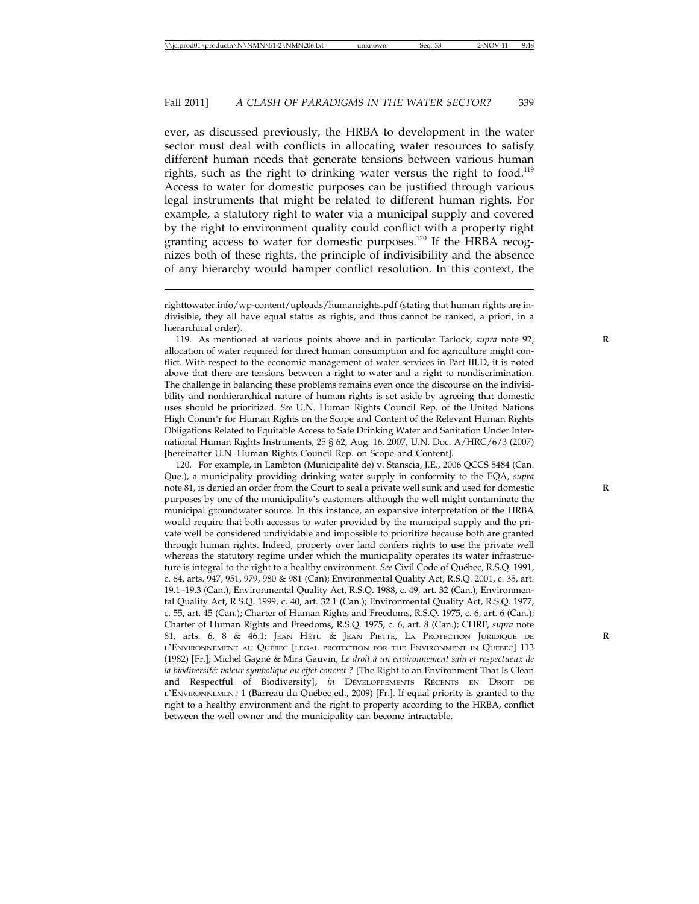ever, as discussed previously, the HRBA to development in the water sector must deal with conflicts in allocating water resources to satisfy different human needs that generate tensions between various human rights, such as the right to drinking water versus the right to food.[119] Access to water for domestic purposes can be justified through various legal instruments that might be related to different human rights. For example, a statutory right to water via a municipal supply and covered by the right to environment quality could conflict with a property right granting access to water for domestic purposes.[120] If the HRBA recognizes both of these rights, the principle of indivisibility and the absence of any hierarchy would hamper conflict resolution. In this context, the

---

righttowater.info/wp-content/uploads/humanrights.pdf (stating that human rights are indivisible, they all have equal status as rights, and thus cannot be ranked, a priori, in a hierarchical order).

119. As mentioned at various points above and in particular Tarlock, *supra* note 92, allocation of water required for direct human consumption and for agriculture might conflict. With respect to the economic management of water services in Part III.D, it is noted above that there are tensions between a right to water and a right to nondiscrimination. The challenge in balancing these problems remains even once the discourse on the indivisibility and nonhierarchical nature of human rights is set aside by agreeing that domestic uses should be prioritized. *See* U.N. Human Rights Council Rep. of the United Nations High Comm'r for Human Rights on the Scope and Content of the Relevant Human Rights Obligations Related to Equitable Access to Safe Drinking Water and Sanitation Under International Human Rights Instruments, 25 § 62, Aug. 16, 2007, U.N. Doc. A/HRC/6/3 (2007) [hereinafter U.N. Human Rights Council Rep. on Scope and Content].

120. For example, in Lambton (Municipalité de) v. Stanscia, J.E., 2006 QCCS 5484 (Can. Que.), a municipality providing drinking water supply in conformity to the EQA, *supra* note 81, is denied an order from the Court to seal a private well sunk and used for domestic purposes by one of the municipality's customers although the well might contaminate the municipal groundwater source. In this instance, an expansive interpretation of the HRBA would require that both accesses to water provided by the municipal supply and the private well be considered undividable and impossible to prioritize because both are granted through human rights. Indeed, property over land confers rights to use the private well whereas the statutory regime under which the municipality operates its water infrastructure is integral to the right to a healthy environment. *See* Civil Code of Québec, R.S.Q. 1991, c. 64, arts. 947, 951, 979, 980 & 981 (Can); Environmental Quality Act, R.S.Q. 2001, c. 35, art. 19.1–19.3 (Can.); Environmental Quality Act, R.S.Q. 1988, c. 49, art. 32 (Can.); Environmental Quality Act, R.S.Q. 1999, c. 40, art. 32.1 (Can.); Environmental Quality Act, R.S.Q. 1977, c. 55, art. 45 (Can.); Charter of Human Rights and Freedoms, R.S.Q. 1975, c. 6, art. 6 (Can.); Charter of Human Rights and Freedoms, R.S.Q. 1975, c. 6, art. 8 (Can.); CHRF, *supra* note 81, arts. 6, 8 & 46.1; JEAN HÉTU & JEAN PIETTE, LA PROTECTION JURIDIQUE DE L'ENVIRONNEMENT AU QUÉBEC [LEGAL PROTECTION FOR THE ENVIRONMENT IN QUEBEC] 113 (1982) [Fr.]; Michel Gagné & Mira Gauvin, *Le droit à un environnement sain et respectueux de la biodiversité: valeur symbolique ou effet concret ?* [The Right to an Environment That Is Clean and Respectful of Biodiversity], *in* DÉVELOPPEMENTS RÉCENTS EN DROIT DE L'ENVIRONNEMENT 1 (Barreau du Québec ed., 2009) [Fr.]. If equal priority is granted to the right to a healthy environment and the right to property according to the HRBA, conflict between the well owner and the municipality can become intractable.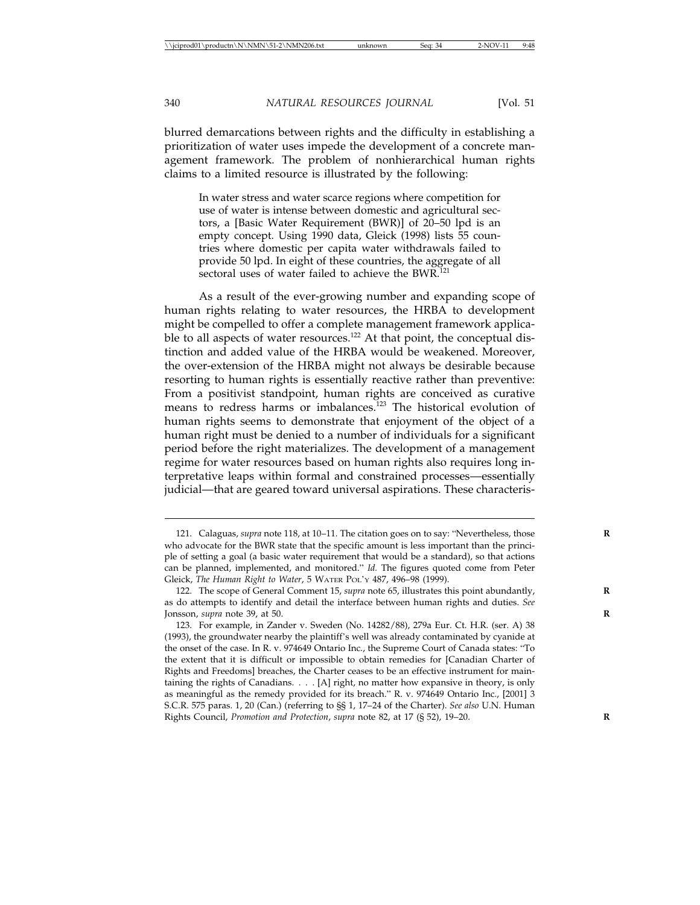blurred demarcations between rights and the difficulty in establishing a prioritization of water uses impede the development of a concrete management framework. The problem of nonhierarchical human rights claims to a limited resource is illustrated by the following:

> In water stress and water scarce regions where competition for use of water is intense between domestic and agricultural sectors, a [Basic Water Requirement (BWR)] of 20–50 lpd is an empty concept. Using 1990 data, Gleick (1998) lists 55 countries where domestic per capita water withdrawals failed to provide 50 lpd. In eight of these countries, the aggregate of all sectoral uses of water failed to achieve the BWR.[121]

As a result of the ever-growing number and expanding scope of human rights relating to water resources, the HRBA to development might be compelled to offer a complete management framework applicable to all aspects of water resources.[122] At that point, the conceptual distinction and added value of the HRBA would be weakened. Moreover, the over-extension of the HRBA might not always be desirable because resorting to human rights is essentially reactive rather than preventive: From a positivist standpoint, human rights are conceived as curative means to redress harms or imbalances.[123] The historical evolution of human rights seems to demonstrate that enjoyment of the object of a human right must be denied to a number of individuals for a significant period before the right materializes. The development of a management regime for water resources based on human rights also requires long interpretative leaps within formal and constrained processes—essentially judicial—that are geared toward universal aspirations. These characteris-

---

121. Calaguas, *supra* note 118, at 10–11. The citation goes on to say: "Nevertheless, those who advocate for the BWR state that the specific amount is less important than the principle of setting a goal (a basic water requirement that would be a standard), so that actions can be planned, implemented, and monitored." *Id.* The figures quoted come from Peter Gleick, *The Human Right to Water*, 5 WATER POL'Y 487, 496–98 (1999).

122. The scope of General Comment 15, *supra* note 65, illustrates this point abundantly, as do attempts to identify and detail the interface between human rights and duties. *See* Jonsson, *supra* note 39, at 50.

123. For example, in Zander v. Sweden (No. 14282/88), 279a Eur. Ct. H.R. (ser. A) 38 (1993), the groundwater nearby the plaintiff's well was already contaminated by cyanide at the onset of the case. In R. v. 974649 Ontario Inc., the Supreme Court of Canada states: "To the extent that it is difficult or impossible to obtain remedies for [Canadian Charter of Rights and Freedoms] breaches, the Charter ceases to be an effective instrument for maintaining the rights of Canadians. . . . [A] right, no matter how expansive in theory, is only as meaningful as the remedy provided for its breach." R. v. 974649 Ontario Inc., [2001] 3 S.C.R. 575 paras. 1, 20 (Can.) (referring to §§ 1, 17–24 of the Charter). *See also* U.N. Human Rights Council, *Promotion and Protection*, *supra* note 82, at 17 (§ 52), 19–20.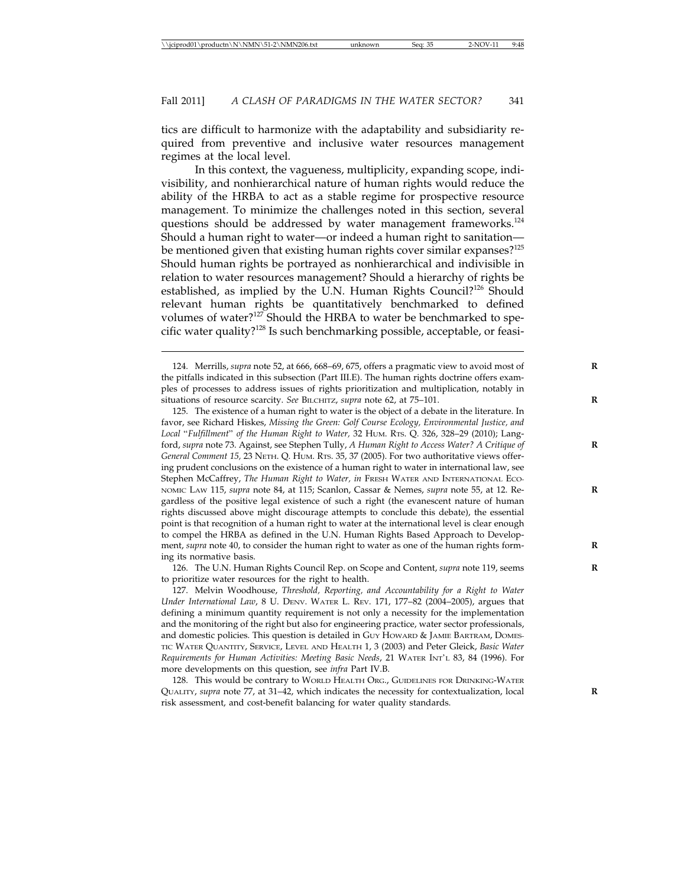tics are difficult to harmonize with the adaptability and subsidiarity required from preventive and inclusive water resources management regimes at the local level.

In this context, the vagueness, multiplicity, expanding scope, indivisibility, and nonhierarchical nature of human rights would reduce the ability of the HRBA to act as a stable regime for prospective resource management. To minimize the challenges noted in this section, several questions should be addressed by water management frameworks.[124] Should a human right to water—or indeed a human right to sanitation—be mentioned given that existing human rights cover similar expanses?[125] Should human rights be portrayed as nonhierarchical and indivisible in relation to water resources management? Should a hierarchy of rights be established, as implied by the U.N. Human Rights Council?[126] Should relevant human rights be quantitatively benchmarked to defined volumes of water?[127] Should the HRBA to water be benchmarked to specific water quality?[128] Is such benchmarking possible, acceptable, or feasi-

---

124. Merrills, *supra* note 52, at 666, 668–69, 675, offers a pragmatic view to avoid most of the pitfalls indicated in this subsection (Part III.E). The human rights doctrine offers examples of processes to address issues of rights prioritization and multiplication, notably in situations of resource scarcity. *See* BILCHITZ, *supra* note 62, at 75–101.

125. The existence of a human right to water is the object of a debate in the literature. In favor, see Richard Hiskes, *Missing the Green: Golf Course Ecology, Environmental Justice, and Local "Fulfillment" of the Human Right to Water*, 32 HUM. RTS. Q. 326, 328–29 (2010); Langford, *supra* note 73. Against, see Stephen Tully, *A Human Right to Access Water? A Critique of General Comment 15*, 23 NETH. Q. HUM. RTS. 35, 37 (2005). For two authoritative views offering prudent conclusions on the existence of a human right to water in international law, see Stephen McCaffrey, *The Human Right to Water*, *in* FRESH WATER AND INTERNATIONAL ECONOMIC LAW 115, *supra* note 84, at 115; Scanlon, Cassar & Nemes, *supra* note 55, at 12. Regardless of the positive legal existence of such a right (the evanescent nature of human rights discussed above might discourage attempts to conclude this debate), the essential point is that recognition of a human right to water at the international level is clear enough to compel the HRBA as defined in the U.N. Human Rights Based Approach to Development, *supra* note 40, to consider the human right to water as one of the human rights forming its normative basis.

126. The U.N. Human Rights Council Rep. on Scope and Content, *supra* note 119, seems to prioritize water resources for the right to health.

127. Melvin Woodhouse, *Threshold, Reporting, and Accountability for a Right to Water Under International Law*, 8 U. DENV. WATER L. REV. 171, 177–82 (2004–2005), argues that defining a minimum quantity requirement is not only a necessity for the implementation and the monitoring of the right but also for engineering practice, water sector professionals, and domestic policies. This question is detailed in GUY HOWARD & JAMIE BARTRAM, DOMESTIC WATER QUANTITY, SERVICE, LEVEL AND HEALTH 1, 3 (2003) and Peter Gleick, *Basic Water Requirements for Human Activities: Meeting Basic Needs*, 21 WATER INT'L 83, 84 (1996). For more developments on this question, see *infra* Part IV.B.

128. This would be contrary to WORLD HEALTH ORG., GUIDELINES FOR DRINKING-WATER QUALITY, *supra* note 77, at 31–42, which indicates the necessity for contextualization, local risk assessment, and cost-benefit balancing for water quality standards.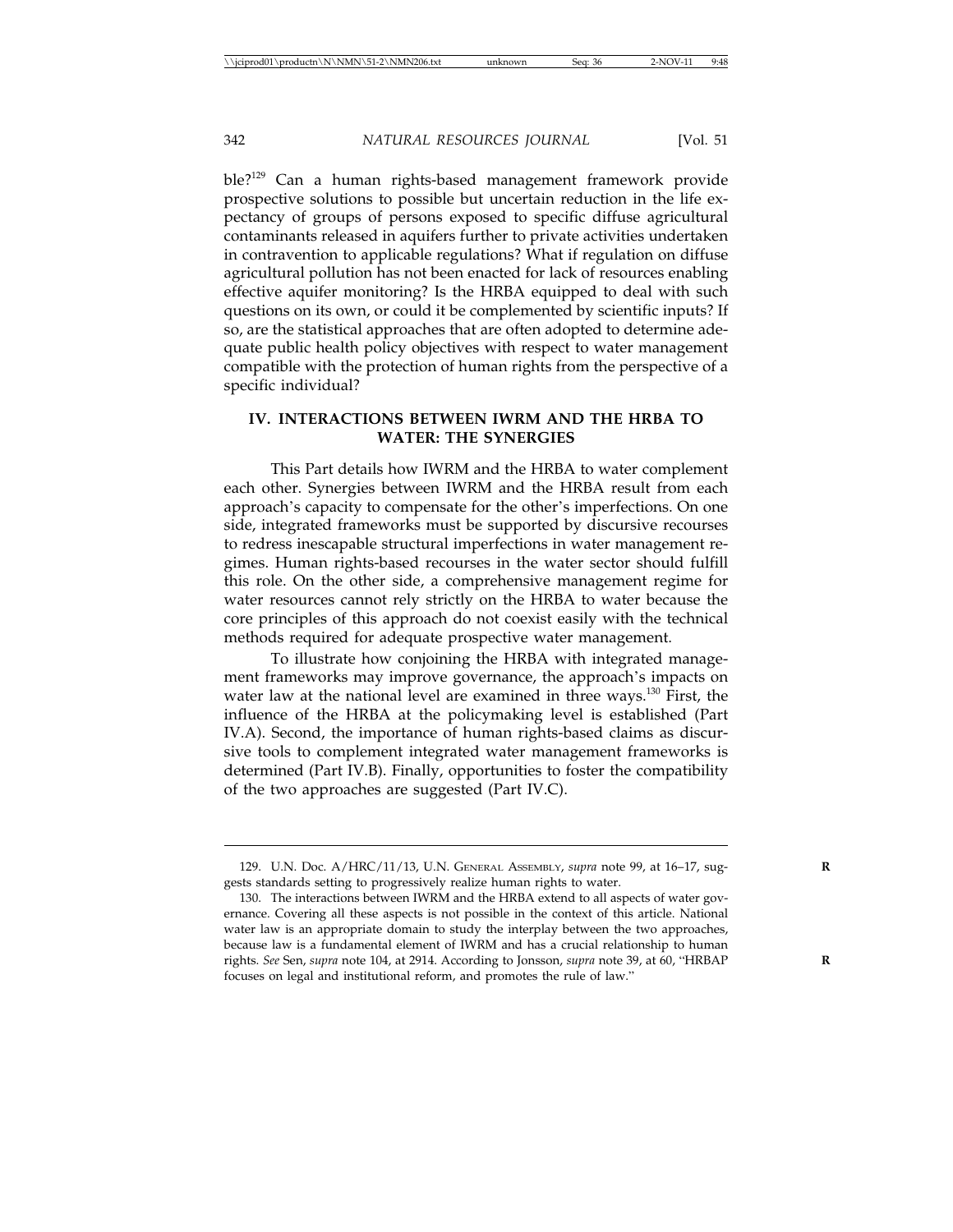ble?[129] Can a human rights-based management framework provide prospective solutions to possible but uncertain reduction in the life expectancy of groups of persons exposed to specific diffuse agricultural contaminants released in aquifers further to private activities undertaken in contravention to applicable regulations? What if regulation on diffuse agricultural pollution has not been enacted for lack of resources enabling effective aquifer monitoring? Is the HRBA equipped to deal with such questions on its own, or could it be complemented by scientific inputs? If so, are the statistical approaches that are often adopted to determine adequate public health policy objectives with respect to water management compatible with the protection of human rights from the perspective of a specific individual?

## IV. INTERACTIONS BETWEEN IWRM AND THE HRBA TO WATER: THE SYNERGIES

This Part details how IWRM and the HRBA to water complement each other. Synergies between IWRM and the HRBA result from each approach's capacity to compensate for the other's imperfections. On one side, integrated frameworks must be supported by discursive recourses to redress inescapable structural imperfections in water management regimes. Human rights-based recourses in the water sector should fulfill this role. On the other side, a comprehensive management regime for water resources cannot rely strictly on the HRBA to water because the core principles of this approach do not coexist easily with the technical methods required for adequate prospective water management.

To illustrate how conjoining the HRBA with integrated management frameworks may improve governance, the approach's impacts on water law at the national level are examined in three ways.[130] First, the influence of the HRBA at the policymaking level is established (Part IV.A). Second, the importance of human rights-based claims as discursive tools to complement integrated water management frameworks is determined (Part IV.B). Finally, opportunities to foster the compatibility of the two approaches are suggested (Part IV.C).

---

129. U.N. Doc. A/HRC/11/13, U.N. General Assembly, *supra* note 99, at 16–17, suggests standards setting to progressively realize human rights to water.

130. The interactions between IWRM and the HRBA extend to all aspects of water governance. Covering all these aspects is not possible in the context of this article. National water law is an appropriate domain to study the interplay between the two approaches, because law is a fundamental element of IWRM and has a crucial relationship to human rights. *See* Sen, *supra* note 104, at 2914. According to Jonsson, *supra* note 39, at 60, "HRBAP focuses on legal and institutional reform, and promotes the rule of law."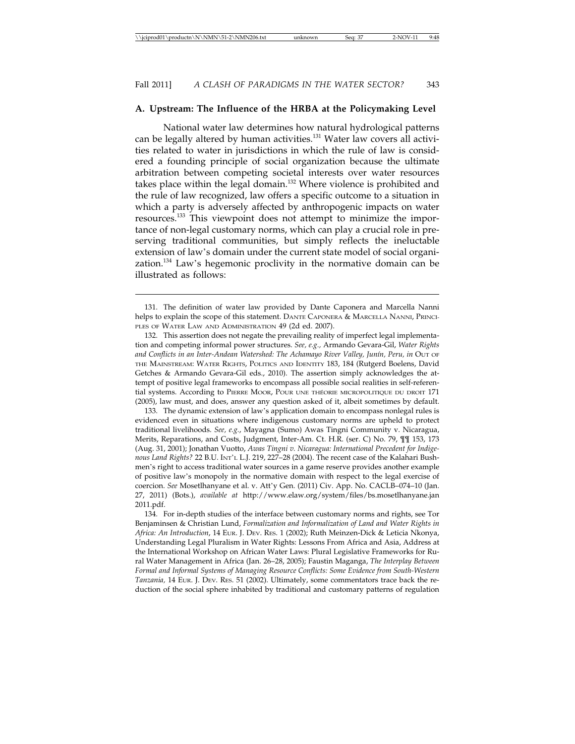### A. Upstream: The Influence of the HRBA at the Policymaking Level

National water law determines how natural hydrological patterns can be legally altered by human activities.[131] Water law covers all activities related to water in jurisdictions in which the rule of law is considered a founding principle of social organization because the ultimate arbitration between competing societal interests over water resources takes place within the legal domain.[132] Where violence is prohibited and the rule of law recognized, law offers a specific outcome to a situation in which a party is adversely affected by anthropogenic impacts on water resources.[133] This viewpoint does not attempt to minimize the importance of non-legal customary norms, which can play a crucial role in preserving traditional communities, but simply reflects the ineluctable extension of law's domain under the current state model of social organization.[134] Law's hegemonic proclivity in the normative domain can be illustrated as follows:

---

131. The definition of water law provided by Dante Caponera and Marcella Nanni helps to explain the scope of this statement. Dante Caponera & Marcella Nanni, Principles of Water Law and Administration 49 (2d ed. 2007).

132. This assertion does not negate the prevailing reality of imperfect legal implementation and competing informal power structures. *See, e.g.,* Armando Gevara-Gil, *Water Rights and Conflicts in an Inter-Andean Watershed: The Achamayo River Valley, Junín, Peru, in* Out of the Mainstream: Water Rights, Politics and Identity 183, 184 (Rutgerd Boelens, David Getches & Armando Gevara-Gil eds., 2010). The assertion simply acknowledges the attempt of positive legal frameworks to encompass all possible social realities in self-referential systems. According to Pierre Moor, Pour une théorie micropolitique du droit 171 (2005), law must, and does, answer any question asked of it, albeit sometimes by default.

133. The dynamic extension of law's application domain to encompass nonlegal rules is evidenced even in situations where indigenous customary norms are upheld to protect traditional livelihoods. *See, e.g.,* Mayagna (Sumo) Awas Tingni Community v. Nicaragua, Merits, Reparations, and Costs, Judgment, Inter-Am. Ct. H.R. (ser. C) No. 79, ¶¶ 153, 173 (Aug. 31, 2001); Jonathan Vuotto, *Awas Tingni v. Nicaragua: International Precedent for Indigenous Land Rights?* 22 B.U. Int'l L.J. 219, 227–28 (2004). The recent case of the Kalahari Bushmen's right to access traditional water sources in a game reserve provides another example of positive law's monopoly in the normative domain with respect to the legal exercise of coercion. *See* Mosetlhanyane et al. v. Att'y Gen. (2011) Civ. App. No. CACLB–074–10 (Jan. 27, 2011) (Bots.), *available at* http://www.elaw.org/system/files/bs.mosetlhanyane.jan 2011.pdf.

134. For in-depth studies of the interface between customary norms and rights, see Tor Benjaminsen & Christian Lund, *Formalization and Informalization of Land and Water Rights in Africa: An Introduction*, 14 Eur. J. Dev. Res. 1 (2002); Ruth Meinzen-Dick & Leticia Nkonya, Understanding Legal Pluralism in Water Rights: Lessons From Africa and Asia, Address at the International Workshop on African Water Laws: Plural Legislative Frameworks for Rural Water Management in Africa (Jan. 26–28, 2005); Faustin Maganga, *The Interplay Between Formal and Informal Systems of Managing Resource Conflicts: Some Evidence from South-Western Tanzania*, 14 Eur. J. Dev. Res. 51 (2002). Ultimately, some commentators trace back the reduction of the social sphere inhabited by traditional and customary patterns of regulation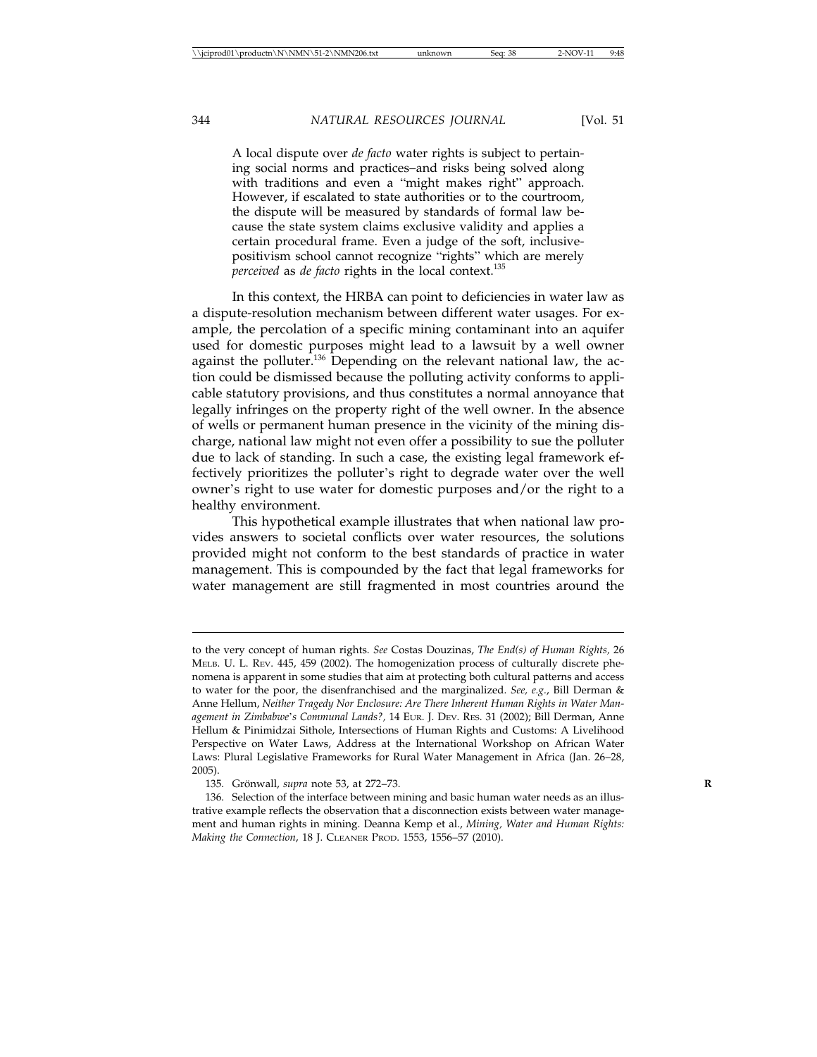> A local dispute over *de facto* water rights is subject to pertaining social norms and practices–and risks being solved along with traditions and even a "might makes right" approach. However, if escalated to state authorities or to the courtroom, the dispute will be measured by standards of formal law because the state system claims exclusive validity and applies a certain procedural frame. Even a judge of the soft, inclusive-positivism school cannot recognize "rights" which are merely *perceived* as *de facto* rights in the local context.[135]

In this context, the HRBA can point to deficiencies in water law as a dispute-resolution mechanism between different water usages. For example, the percolation of a specific mining contaminant into an aquifer used for domestic purposes might lead to a lawsuit by a well owner against the polluter.[136] Depending on the relevant national law, the action could be dismissed because the polluting activity conforms to applicable statutory provisions, and thus constitutes a normal annoyance that legally infringes on the property right of the well owner. In the absence of wells or permanent human presence in the vicinity of the mining discharge, national law might not even offer a possibility to sue the polluter due to lack of standing. In such a case, the existing legal framework effectively prioritizes the polluter's right to degrade water over the well owner's right to use water for domestic purposes and/or the right to a healthy environment.

This hypothetical example illustrates that when national law provides answers to societal conflicts over water resources, the solutions provided might not conform to the best standards of practice in water management. This is compounded by the fact that legal frameworks for water management are still fragmented in most countries around the

---

to the very concept of human rights. *See* Costas Douzinas, *The End(s) of Human Rights,* 26 MELB. U. L. REV. 445, 459 (2002). The homogenization process of culturally discrete phenomena is apparent in some studies that aim at protecting both cultural patterns and access to water for the poor, the disenfranchised and the marginalized. *See, e.g.*, Bill Derman & Anne Hellum, *Neither Tragedy Nor Enclosure: Are There Inherent Human Rights in Water Management in Zimbabwe's Communal Lands?*, 14 EUR. J. DEV. RES. 31 (2002); Bill Derman, Anne Hellum & Pinimidzai Sithole, Intersections of Human Rights and Customs: A Livelihood Perspective on Water Laws, Address at the International Workshop on African Water Laws: Plural Legislative Frameworks for Rural Water Management in Africa (Jan. 26–28, 2005).

135. Grönwall, *supra* note 53, at 272–73.

136. Selection of the interface between mining and basic human water needs as an illustrative example reflects the observation that a disconnection exists between water management and human rights in mining. Deanna Kemp et al., *Mining, Water and Human Rights: Making the Connection*, 18 J. CLEANER PROD. 1553, 1556–57 (2010).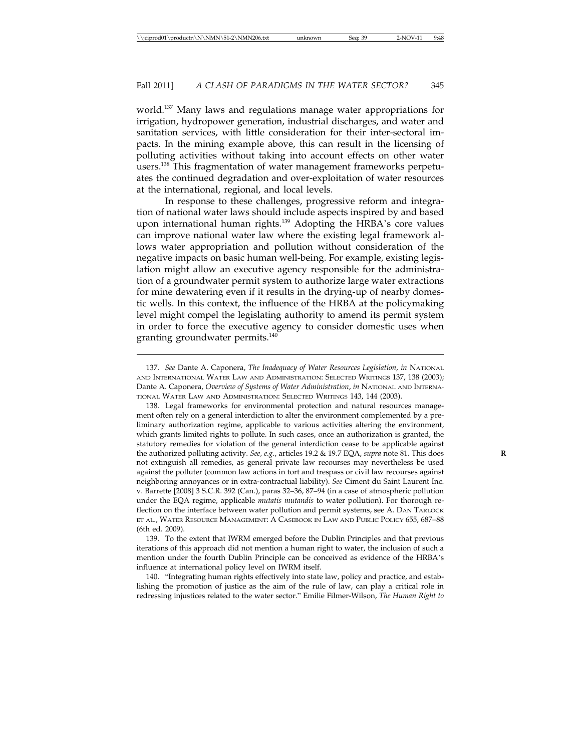world.[137] Many laws and regulations manage water appropriations for irrigation, hydropower generation, industrial discharges, and water and sanitation services, with little consideration for their inter-sectoral impacts. In the mining example above, this can result in the licensing of polluting activities without taking into account effects on other water users.[138] This fragmentation of water management frameworks perpetuates the continued degradation and over-exploitation of water resources at the international, regional, and local levels.

In response to these challenges, progressive reform and integration of national water laws should include aspects inspired by and based upon international human rights.[139] Adopting the HRBA's core values can improve national water law where the existing legal framework allows water appropriation and pollution without consideration of the negative impacts on basic human well-being. For example, existing legislation might allow an executive agency responsible for the administration of a groundwater permit system to authorize large water extractions for mine dewatering even if it results in the drying-up of nearby domestic wells. In this context, the influence of the HRBA at the policymaking level might compel the legislating authority to amend its permit system in order to force the executive agency to consider domestic uses when granting groundwater permits.[140]

---

137. *See* Dante A. Caponera, *The Inadequacy of Water Resources Legislation*, *in* NATIONAL AND INTERNATIONAL WATER LAW AND ADMINISTRATION: SELECTED WRITINGS 137, 138 (2003); Dante A. Caponera, *Overview of Systems of Water Administration*, *in* NATIONAL AND INTERNATIONAL WATER LAW AND ADMINISTRATION: SELECTED WRITINGS 143, 144 (2003).

138. Legal frameworks for environmental protection and natural resources management often rely on a general interdiction to alter the environment complemented by a preliminary authorization regime, applicable to various activities altering the environment, which grants limited rights to pollute. In such cases, once an authorization is granted, the statutory remedies for violation of the general interdiction cease to be applicable against the authorized polluting activity. *See, e.g.*, articles 19.2 & 19.7 EQA, *supra* note 81. This does not extinguish all remedies, as general private law recourses may nevertheless be used against the polluter (common law actions in tort and trespass or civil law recourses against neighboring annoyances or in extra-contractual liability). *See* Ciment du Saint Laurent Inc. v. Barrette [2008] 3 S.C.R. 392 (Can.), paras 32–36, 87–94 (in a case of atmospheric pollution under the EQA regime, applicable *mutatis mutandis* to water pollution). For thorough reflection on the interface between water pollution and permit systems, see A. DAN TARLOCK ET AL., WATER RESOURCE MANAGEMENT: A CASEBOOK IN LAW AND PUBLIC POLICY 655, 687–88 (6th ed. 2009).

139. To the extent that IWRM emerged before the Dublin Principles and that previous iterations of this approach did not mention a human right to water, the inclusion of such a mention under the fourth Dublin Principle can be conceived as evidence of the HRBA's influence at international policy level on IWRM itself.

140. "Integrating human rights effectively into state law, policy and practice, and establishing the promotion of justice as the aim of the rule of law, can play a critical role in redressing injustices related to the water sector." Emilie Filmer-Wilson, *The Human Right to*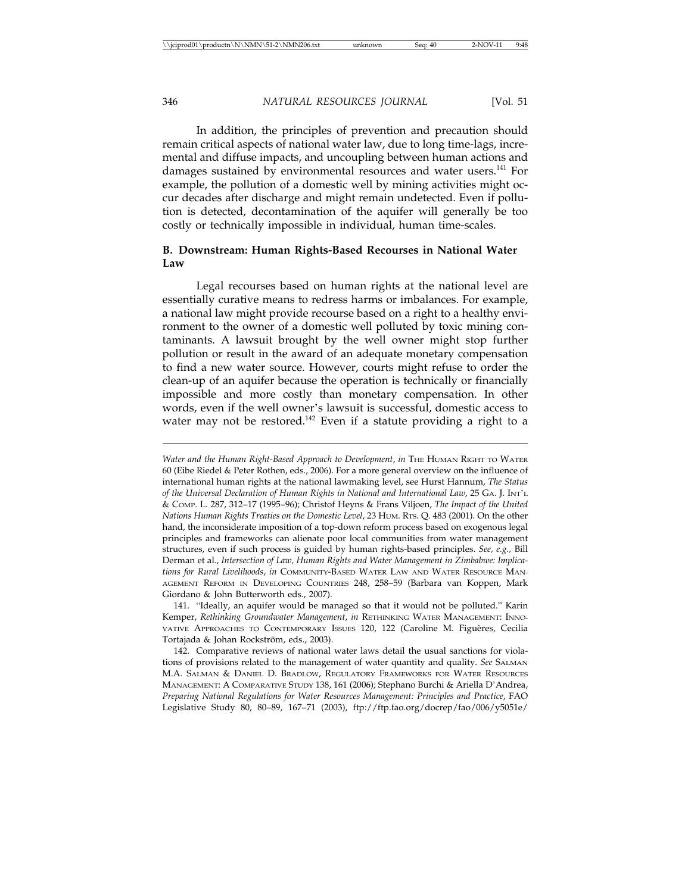In addition, the principles of prevention and precaution should remain critical aspects of national water law, due to long time-lags, incremental and diffuse impacts, and uncoupling between human actions and damages sustained by environmental resources and water users.[141] For example, the pollution of a domestic well by mining activities might occur decades after discharge and might remain undetected. Even if pollution is detected, decontamination of the aquifer will generally be too costly or technically impossible in individual, human time-scales.

### B. Downstream: Human Rights-Based Recourses in National Water Law

Legal recourses based on human rights at the national level are essentially curative means to redress harms or imbalances. For example, a national law might provide recourse based on a right to a healthy environment to the owner of a domestic well polluted by toxic mining contaminants. A lawsuit brought by the well owner might stop further pollution or result in the award of an adequate monetary compensation to find a new water source. However, courts might refuse to order the clean-up of an aquifer because the operation is technically or financially impossible and more costly than monetary compensation. In other words, even if the well owner's lawsuit is successful, domestic access to water may not be restored.[142] Even if a statute providing a right to a

---

*Water and the Human Right-Based Approach to Development*, *in* THE HUMAN RIGHT TO WATER 60 (Eibe Riedel & Peter Rothen, eds., 2006). For a more general overview on the influence of international human rights at the national lawmaking level, see Hurst Hannum, *The Status of the Universal Declaration of Human Rights in National and International Law*, 25 GA. J. INT'L & COMP. L. 287, 312–17 (1995–96); Christof Heyns & Frans Viljoen, *The Impact of the United Nations Human Rights Treaties on the Domestic Level*, 23 HUM. RTS. Q. 483 (2001). On the other hand, the inconsiderate imposition of a top-down reform process based on exogenous legal principles and frameworks can alienate poor local communities from water management structures, even if such process is guided by human rights-based principles. *See, e.g.,* Bill Derman et al., *Intersection of Law, Human Rights and Water Management in Zimbabwe: Implications for Rural Livelihoods*, *in* COMMUNITY-BASED WATER LAW AND WATER RESOURCE MANAGEMENT REFORM IN DEVELOPING COUNTRIES 248, 258–59 (Barbara van Koppen, Mark Giordano & John Butterworth eds., 2007).

141. "Ideally, an aquifer would be managed so that it would not be polluted." Karin Kemper, *Rethinking Groundwater Management*, *in* RETHINKING WATER MANAGEMENT: INNOVATIVE APPROACHES TO CONTEMPORARY ISSUES 120, 122 (Caroline M. Figuères, Cecilia Tortajada & Johan Rockström, eds., 2003).

142. Comparative reviews of national water laws detail the usual sanctions for violations of provisions related to the management of water quantity and quality. *See* SALMAN M.A. SALMAN & DANIEL D. BRADLOW, REGULATORY FRAMEWORKS FOR WATER RESOURCES MANAGEMENT: A COMPARATIVE STUDY 138, 161 (2006); Stephano Burchi & Ariella D'Andrea, *Preparing National Regulations for Water Resources Management: Principles and Practice*, FAO Legislative Study 80, 80–89, 167–71 (2003), ftp://ftp.fao.org/docrep/fao/006/y5051e/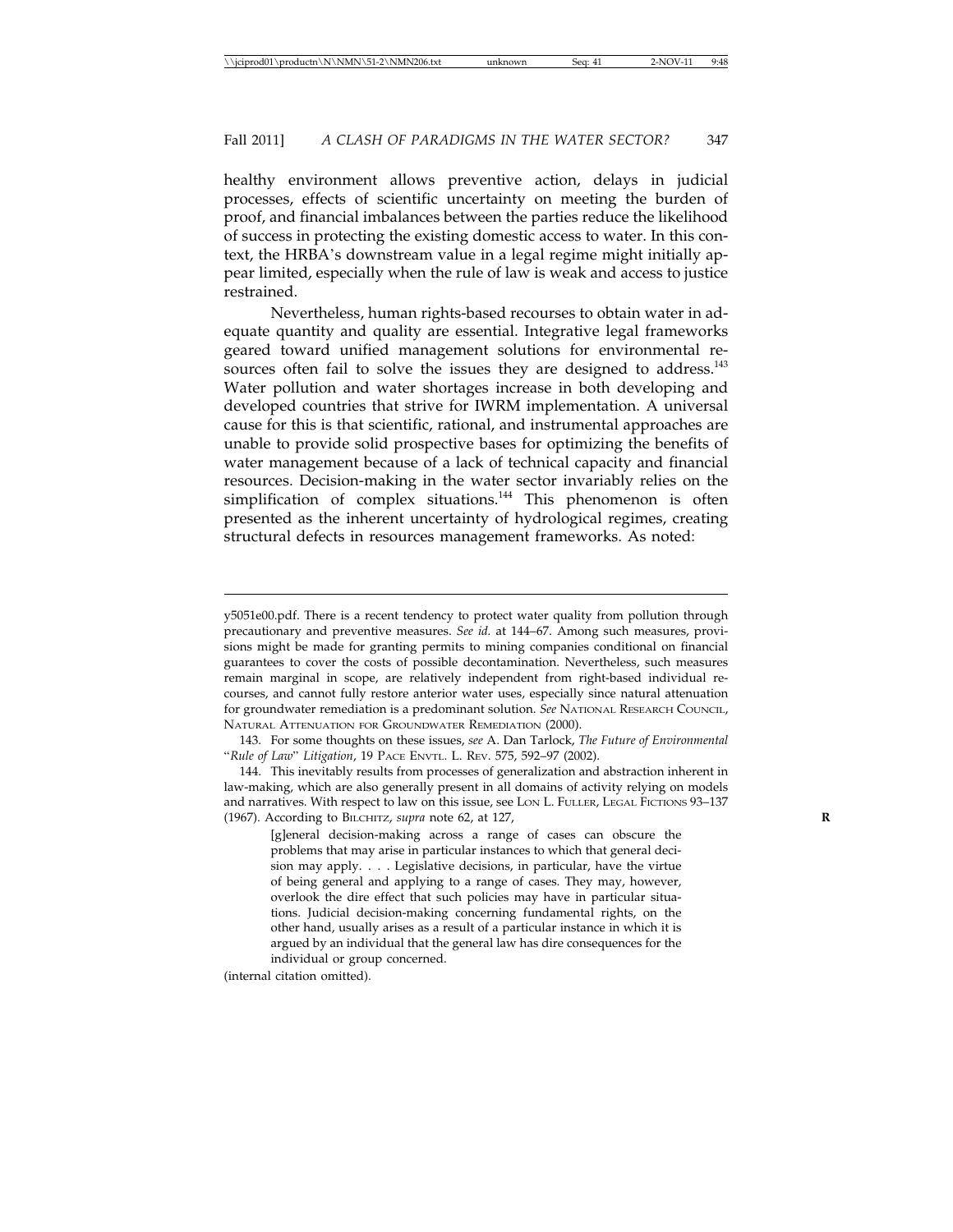healthy environment allows preventive action, delays in judicial processes, effects of scientific uncertainty on meeting the burden of proof, and financial imbalances between the parties reduce the likelihood of success in protecting the existing domestic access to water. In this context, the HRBA's downstream value in a legal regime might initially appear limited, especially when the rule of law is weak and access to justice restrained.

Nevertheless, human rights-based recourses to obtain water in adequate quantity and quality are essential. Integrative legal frameworks geared toward unified management solutions for environmental resources often fail to solve the issues they are designed to address.[143] Water pollution and water shortages increase in both developing and developed countries that strive for IWRM implementation. A universal cause for this is that scientific, rational, and instrumental approaches are unable to provide solid prospective bases for optimizing the benefits of water management because of a lack of technical capacity and financial resources. Decision-making in the water sector invariably relies on the simplification of complex situations.[144] This phenomenon is often presented as the inherent uncertainty of hydrological regimes, creating structural defects in resources management frameworks. As noted:

---

y5051e00.pdf. There is a recent tendency to protect water quality from pollution through precautionary and preventive measures. *See id.* at 144–67. Among such measures, provisions might be made for granting permits to mining companies conditional on financial guarantees to cover the costs of possible decontamination. Nevertheless, such measures remain marginal in scope, are relatively independent from right-based individual recourses, and cannot fully restore anterior water uses, especially since natural attenuation for groundwater remediation is a predominant solution. *See* NATIONAL RESEARCH COUNCIL, NATURAL ATTENUATION FOR GROUNDWATER REMEDIATION (2000).

143. For some thoughts on these issues, *see* A. Dan Tarlock, *The Future of Environmental "Rule of Law" Litigation*, 19 PACE ENVTL. L. REV. 575, 592–97 (2002).

144. This inevitably results from processes of generalization and abstraction inherent in law-making, which are also generally present in all domains of activity relying on models and narratives. With respect to law on this issue, see LON L. FULLER, LEGAL FICTIONS 93–137 (1967). According to BILCHITZ, *supra* note 62, at 127,

> [g]eneral decision-making across a range of cases can obscure the problems that may arise in particular instances to which that general decision may apply. . . . Legislative decisions, in particular, have the virtue of being general and applying to a range of cases. They may, however, overlook the dire effect that such policies may have in particular situations. Judicial decision-making concerning fundamental rights, on the other hand, usually arises as a result of a particular instance in which it is argued by an individual that the general law has dire consequences for the individual or group concerned.

(internal citation omitted).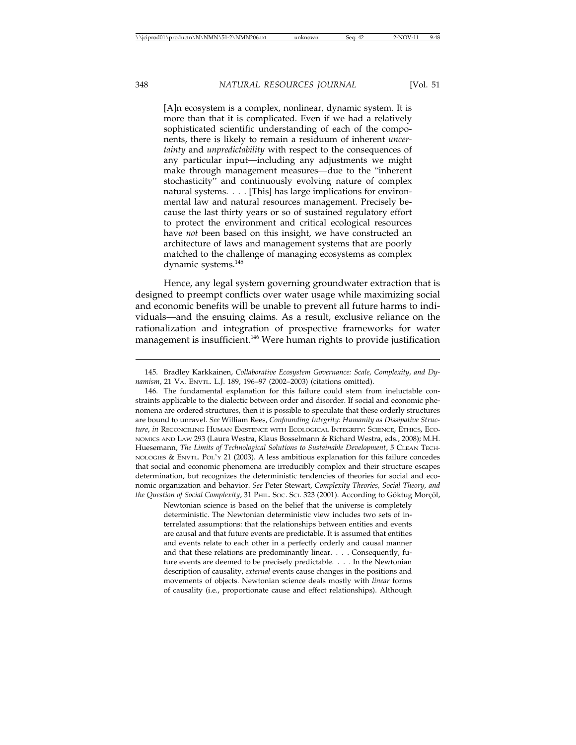> [A]n ecosystem is a complex, nonlinear, dynamic system. It is more than that it is complicated. Even if we had a relatively sophisticated scientific understanding of each of the components, there is likely to remain a residuum of inherent *uncertainty* and *unpredictability* with respect to the consequences of any particular input—including any adjustments we might make through management measures—due to the "inherent stochasticity" and continuously evolving nature of complex natural systems. . . . [This] has large implications for environmental law and natural resources management. Precisely because the last thirty years or so of sustained regulatory effort to protect the environment and critical ecological resources have *not* been based on this insight, we have constructed an architecture of laws and management systems that are poorly matched to the challenge of managing ecosystems as complex dynamic systems.[145]

Hence, any legal system governing groundwater extraction that is designed to preempt conflicts over water usage while maximizing social and economic benefits will be unable to prevent all future harms to individuals—and the ensuing claims. As a result, exclusive reliance on the rationalization and integration of prospective frameworks for water management is insufficient.[146] Were human rights to provide justification

---

145. Bradley Karkkainen, *Collaborative Ecosystem Governance: Scale, Complexity, and Dynamism*, 21 VA. ENVTL. L.J. 189, 196–97 (2002–2003) (citations omitted).

146. The fundamental explanation for this failure could stem from ineluctable constraints applicable to the dialectic between order and disorder. If social and economic phenomena are ordered structures, then it is possible to speculate that these orderly structures are bound to unravel. *See* William Rees, *Confounding Integrity: Humanity as Dissipative Structure*, *in* RECONCILING HUMAN EXISTENCE WITH ECOLOGICAL INTEGRITY: SCIENCE, ETHICS, ECONOMICS AND LAW 293 (Laura Westra, Klaus Bosselmann & Richard Westra, eds., 2008); M.H. Huesemann, *The Limits of Technological Solutions to Sustainable Development*, 5 CLEAN TECHNOLOGIES & ENVTL. POL'Y 21 (2003). A less ambitious explanation for this failure concedes that social and economic phenomena are irreducibly complex and their structure escapes determination, but recognizes the deterministic tendencies of theories for social and economic organization and behavior. *See* Peter Stewart, *Complexity Theories, Social Theory, and the Question of Social Complexity*, 31 PHIL. SOC. SCI. 323 (2001). According to Göktug Morçöl,

> Newtonian science is based on the belief that the universe is completely deterministic. The Newtonian deterministic view includes two sets of interrelated assumptions: that the relationships between entities and events are causal and that future events are predictable. It is assumed that entities and events relate to each other in a perfectly orderly and causal manner and that these relations are predominantly linear. . . . Consequently, future events are deemed to be precisely predictable. . . . In the Newtonian description of causality, *external* events cause changes in the positions and movements of objects. Newtonian science deals mostly with *linear* forms of causality (i.e., proportionate cause and effect relationships). Although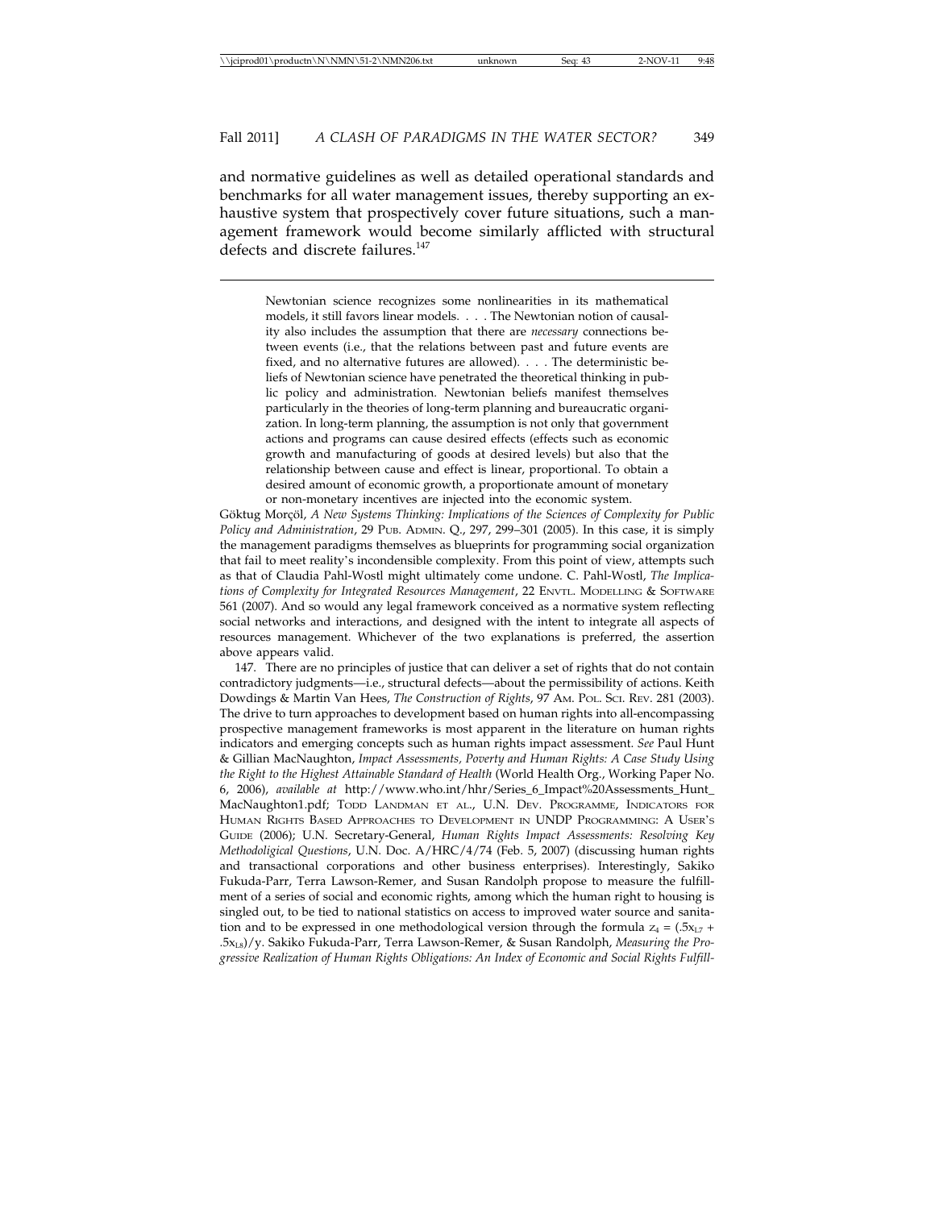and normative guidelines as well as detailed operational standards and benchmarks for all water management issues, thereby supporting an exhaustive system that prospectively cover future situations, such a management framework would become similarly afflicted with structural defects and discrete failures.[147]

---

> Newtonian science recognizes some nonlinearities in its mathematical models, it still favors linear models. . . . The Newtonian notion of causality also includes the assumption that there are *necessary* connections between events (i.e., that the relations between past and future events are fixed, and no alternative futures are allowed). . . . The deterministic beliefs of Newtonian science have penetrated the theoretical thinking in public policy and administration. Newtonian beliefs manifest themselves particularly in the theories of long-term planning and bureaucratic organization. In long-term planning, the assumption is not only that government actions and programs can cause desired effects (effects such as economic growth and manufacturing of goods at desired levels) but also that the relationship between cause and effect is linear, proportional. To obtain a desired amount of economic growth, a proportionate amount of monetary or non-monetary incentives are injected into the economic system.

Göktug Morçöl, *A New Systems Thinking: Implications of the Sciences of Complexity for Public Policy and Administration*, 29 PUB. ADMIN. Q., 297, 299–301 (2005). In this case, it is simply the management paradigms themselves as blueprints for programming social organization that fail to meet reality's incondensible complexity. From this point of view, attempts such as that of Claudia Pahl-Wostl might ultimately come undone. C. Pahl-Wostl, *The Implications of Complexity for Integrated Resources Management*, 22 ENVTL. MODELLING & SOFTWARE 561 (2007). And so would any legal framework conceived as a normative system reflecting social networks and interactions, and designed with the intent to integrate all aspects of resources management. Whichever of the two explanations is preferred, the assertion above appears valid.

147. There are no principles of justice that can deliver a set of rights that do not contain contradictory judgments—i.e., structural defects—about the permissibility of actions. Keith Dowdings & Martin Van Hees, *The Construction of Rights*, 97 AM. POL. SCI. REV. 281 (2003). The drive to turn approaches to development based on human rights into all-encompassing prospective management frameworks is most apparent in the literature on human rights indicators and emerging concepts such as human rights impact assessment. *See* Paul Hunt & Gillian MacNaughton, *Impact Assessments, Poverty and Human Rights: A Case Study Using the Right to the Highest Attainable Standard of Health* (World Health Org., Working Paper No. 6, 2006), *available at* http://www.who.int/hhr/Series_6_Impact%20Assessments_Hunt_MacNaughton1.pdf; TODD LANDMAN ET AL., U.N. DEV. PROGRAMME, INDICATORS FOR HUMAN RIGHTS BASED APPROACHES TO DEVELOPMENT IN UNDP PROGRAMMING: A USER'S GUIDE (2006); U.N. Secretary-General, *Human Rights Impact Assessments: Resolving Key Methodoligical Questions*, U.N. Doc. A/HRC/4/74 (Feb. 5, 2007) (discussing human rights and transactional corporations and other business enterprises). Interestingly, Sakiko Fukuda-Parr, Terra Lawson-Remer, and Susan Randolph propose to measure the fulfillment of a series of social and economic rights, among which the human right to housing is singled out, to be tied to national statistics on access to improved water source and sanitation and to be expressed in one methodological version through the formula $z_4 = (.5x_{L7} + .5x_{L8})/y$. Sakiko Fukuda-Parr, Terra Lawson-Remer, & Susan Randolph, *Measuring the Progressive Realization of Human Rights Obligations: An Index of Economic and Social Rights Fulfill-*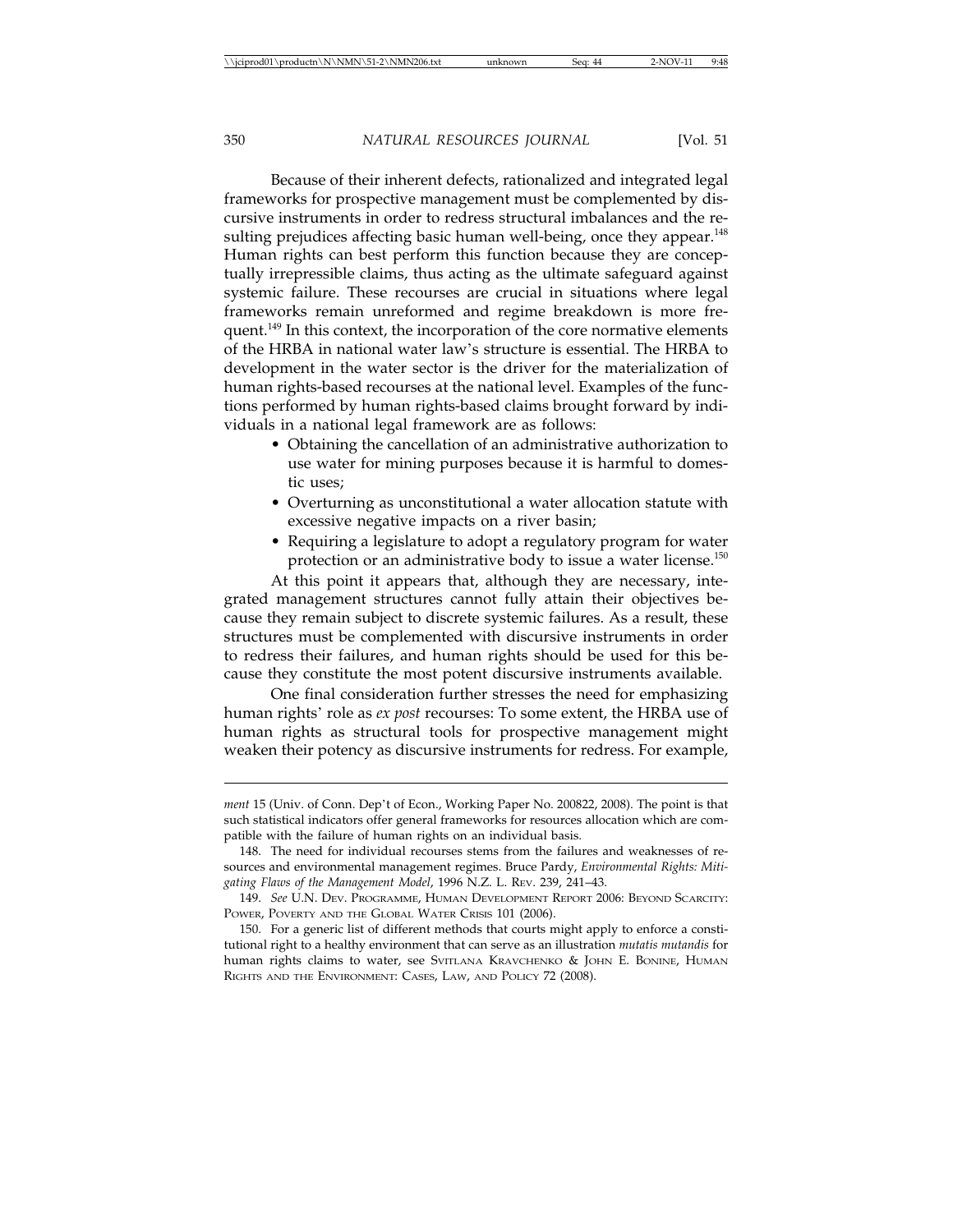Because of their inherent defects, rationalized and integrated legal frameworks for prospective management must be complemented by discursive instruments in order to redress structural imbalances and the resulting prejudices affecting basic human well-being, once they appear.[148] Human rights can best perform this function because they are conceptually irrepressible claims, thus acting as the ultimate safeguard against systemic failure. These recourses are crucial in situations where legal frameworks remain unreformed and regime breakdown is more frequent.[149] In this context, the incorporation of the core normative elements of the HRBA in national water law's structure is essential. The HRBA to development in the water sector is the driver for the materialization of human rights-based recourses at the national level. Examples of the functions performed by human rights-based claims brought forward by individuals in a national legal framework are as follows:

- Obtaining the cancellation of an administrative authorization to use water for mining purposes because it is harmful to domestic uses;
- Overturning as unconstitutional a water allocation statute with excessive negative impacts on a river basin;
- Requiring a legislature to adopt a regulatory program for water protection or an administrative body to issue a water license.[150]

At this point it appears that, although they are necessary, integrated management structures cannot fully attain their objectives because they remain subject to discrete systemic failures. As a result, these structures must be complemented with discursive instruments in order to redress their failures, and human rights should be used for this because they constitute the most potent discursive instruments available.

One final consideration further stresses the need for emphasizing human rights' role as *ex post* recourses: To some extent, the HRBA use of human rights as structural tools for prospective management might weaken their potency as discursive instruments for redress. For example,

---

*ment* 15 (Univ. of Conn. Dep't of Econ., Working Paper No. 200822, 2008). The point is that such statistical indicators offer general frameworks for resources allocation which are compatible with the failure of human rights on an individual basis.

148. The need for individual recourses stems from the failures and weaknesses of resources and environmental management regimes. Bruce Pardy, *Environmental Rights: Mitigating Flaws of the Management Model*, 1996 N.Z. L. REV. 239, 241–43.

149. *See* U.N. DEV. PROGRAMME, HUMAN DEVELOPMENT REPORT 2006: BEYOND SCARCITY: POWER, POVERTY AND THE GLOBAL WATER CRISIS 101 (2006).

150. For a generic list of different methods that courts might apply to enforce a constitutional right to a healthy environment that can serve as an illustration *mutatis mutandis* for human rights claims to water, see SVITLANA KRAVCHENKO & JOHN E. BONINE, HUMAN RIGHTS AND THE ENVIRONMENT: CASES, LAW, AND POLICY 72 (2008).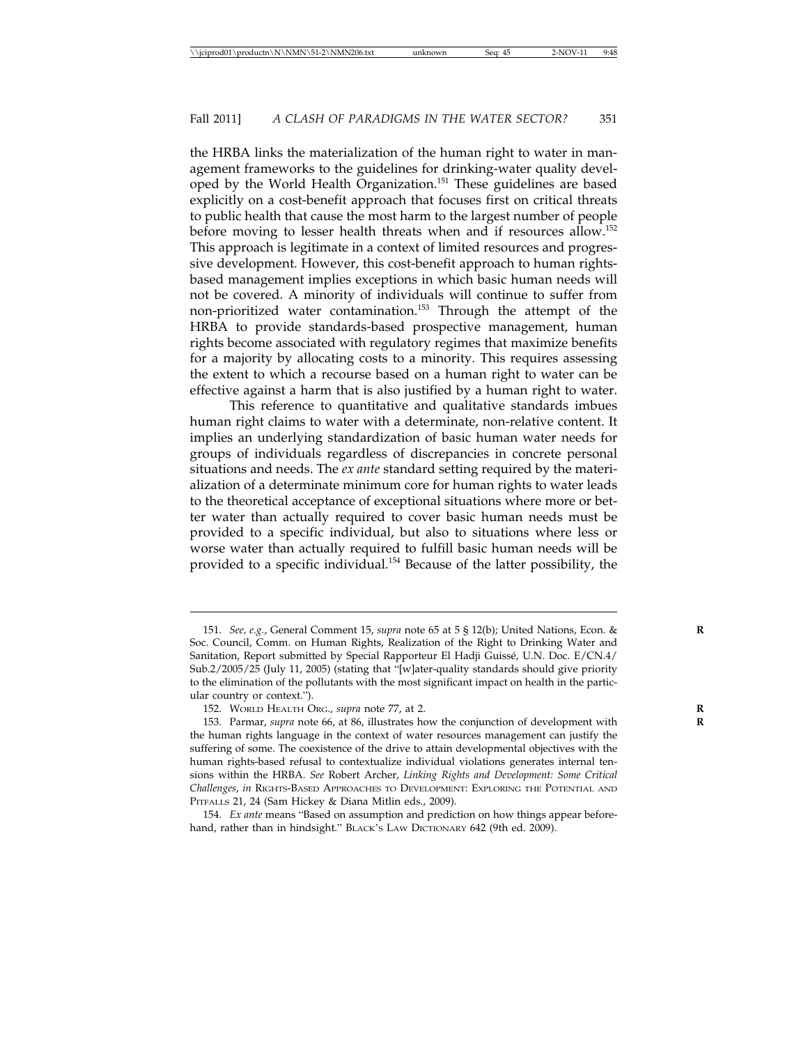the HRBA links the materialization of the human right to water in management frameworks to the guidelines for drinking-water quality developed by the World Health Organization.[151] These guidelines are based explicitly on a cost-benefit approach that focuses first on critical threats to public health that cause the most harm to the largest number of people before moving to lesser health threats when and if resources allow.[152] This approach is legitimate in a context of limited resources and progressive development. However, this cost-benefit approach to human rights-based management implies exceptions in which basic human needs will not be covered. A minority of individuals will continue to suffer from non-prioritized water contamination.[153] Through the attempt of the HRBA to provide standards-based prospective management, human rights become associated with regulatory regimes that maximize benefits for a majority by allocating costs to a minority. This requires assessing the extent to which a recourse based on a human right to water can be effective against a harm that is also justified by a human right to water.

This reference to quantitative and qualitative standards imbues human right claims to water with a determinate, non-relative content. It implies an underlying standardization of basic human water needs for groups of individuals regardless of discrepancies in concrete personal situations and needs. The *ex ante* standard setting required by the materialization of a determinate minimum core for human rights to water leads to the theoretical acceptance of exceptional situations where more or better water than actually required to cover basic human needs must be provided to a specific individual, but also to situations where less or worse water than actually required to fulfill basic human needs will be provided to a specific individual.[154] Because of the latter possibility, the

---

151. *See, e.g.*, General Comment 15, *supra* note 65 at 5 § 12(b); United Nations, Econ. & Soc. Council, Comm. on Human Rights, Realization of the Right to Drinking Water and Sanitation, Report submitted by Special Rapporteur El Hadji Guissé, U.N. Doc. E/CN.4/Sub.2/2005/25 (July 11, 2005) (stating that "[w]ater-quality standards should give priority to the elimination of the pollutants with the most significant impact on health in the particular country or context.").

152. World Health Org., *supra* note 77, at 2.

153. Parmar, *supra* note 66, at 86, illustrates how the conjunction of development with the human rights language in the context of water resources management can justify the suffering of some. The coexistence of the drive to attain developmental objectives with the human rights-based refusal to contextualize individual violations generates internal tensions within the HRBA. *See* Robert Archer, *Linking Rights and Development: Some Critical Challenges*, *in* Rights-Based Approaches to Development: Exploring the Potential and Pitfalls 21, 24 (Sam Hickey & Diana Mitlin eds., 2009).

154. *Ex ante* means "Based on assumption and prediction on how things appear beforehand, rather than in hindsight." Black's Law Dictionary 642 (9th ed. 2009).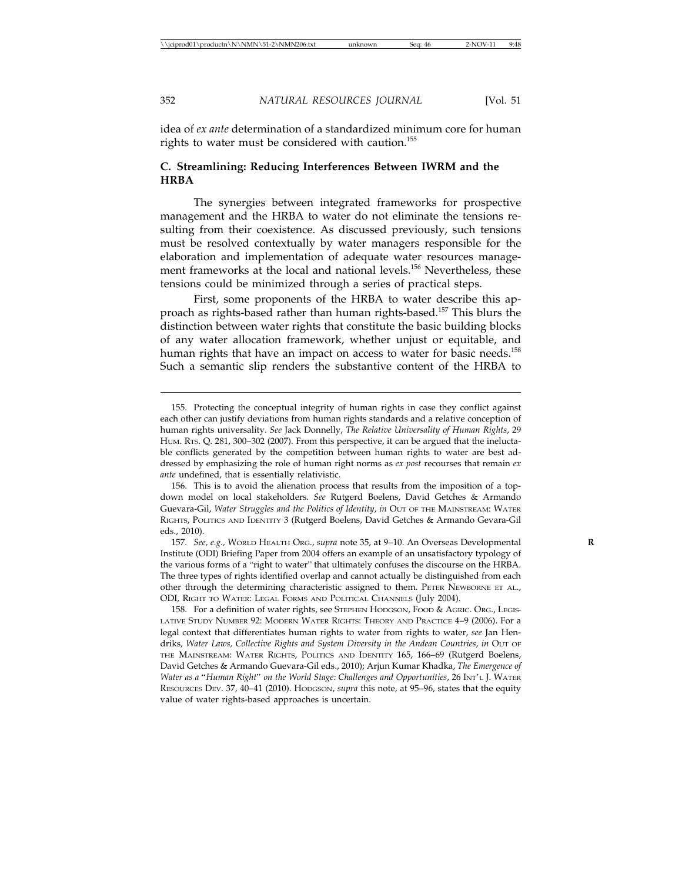idea of *ex ante* determination of a standardized minimum core for human rights to water must be considered with caution.[155]

### C. Streamlining: Reducing Interferences Between IWRM and the HRBA

The synergies between integrated frameworks for prospective management and the HRBA to water do not eliminate the tensions resulting from their coexistence. As discussed previously, such tensions must be resolved contextually by water managers responsible for the elaboration and implementation of adequate water resources management frameworks at the local and national levels.[156] Nevertheless, these tensions could be minimized through a series of practical steps.

First, some proponents of the HRBA to water describe this approach as rights-based rather than human rights-based.[157] This blurs the distinction between water rights that constitute the basic building blocks of any water allocation framework, whether unjust or equitable, and human rights that have an impact on access to water for basic needs.[158] Such a semantic slip renders the substantive content of the HRBA to

---

155. Protecting the conceptual integrity of human rights in case they conflict against each other can justify deviations from human rights standards and a relative conception of human rights universality. *See* Jack Donnelly, *The Relative Universality of Human Rights*, 29 HUM. RTS. Q. 281, 300–302 (2007). From this perspective, it can be argued that the ineluctable conflicts generated by the competition between human rights to water are best addressed by emphasizing the role of human right norms as *ex post* recourses that remain *ex ante* undefined, that is essentially relativistic.

156. This is to avoid the alienation process that results from the imposition of a top-down model on local stakeholders. *See* Rutgerd Boelens, David Getches & Armando Guevara-Gil, *Water Struggles and the Politics of Identity*, *in* OUT OF THE MAINSTREAM: WATER RIGHTS, POLITICS AND IDENTITY 3 (Rutgerd Boelens, David Getches & Armando Gevara-Gil eds., 2010).

157. *See, e.g.*, WORLD HEALTH ORG., *supra* note 35, at 9–10. An Overseas Developmental Institute (ODI) Briefing Paper from 2004 offers an example of an unsatisfactory typology of the various forms of a "right to water" that ultimately confuses the discourse on the HRBA. The three types of rights identified overlap and cannot actually be distinguished from each other through the determining characteristic assigned to them. PETER NEWBORNE ET AL., ODI, RIGHT TO WATER: LEGAL FORMS AND POLITICAL CHANNELS (July 2004).

158. For a definition of water rights, see STEPHEN HODGSON, FOOD & AGRIC. ORG., LEGISLATIVE STUDY NUMBER 92: MODERN WATER RIGHTS: THEORY AND PRACTICE 4–9 (2006). For a legal context that differentiates human rights to water from rights to water, *see* Jan Hendriks, *Water Laws, Collective Rights and System Diversity in the Andean Countries*, *in* OUT OF THE MAINSTREAM: WATER RIGHTS, POLITICS AND IDENTITY 165, 166–69 (Rutgerd Boelens, David Getches & Armando Guevara-Gil eds., 2010); Arjun Kumar Khadka, *The Emergence of Water as a "Human Right" on the World Stage: Challenges and Opportunities*, 26 INT'L J. WATER RESOURCES DEV. 37, 40–41 (2010). HODGSON, *supra* this note, at 95–96, states that the equity value of water rights-based approaches is uncertain.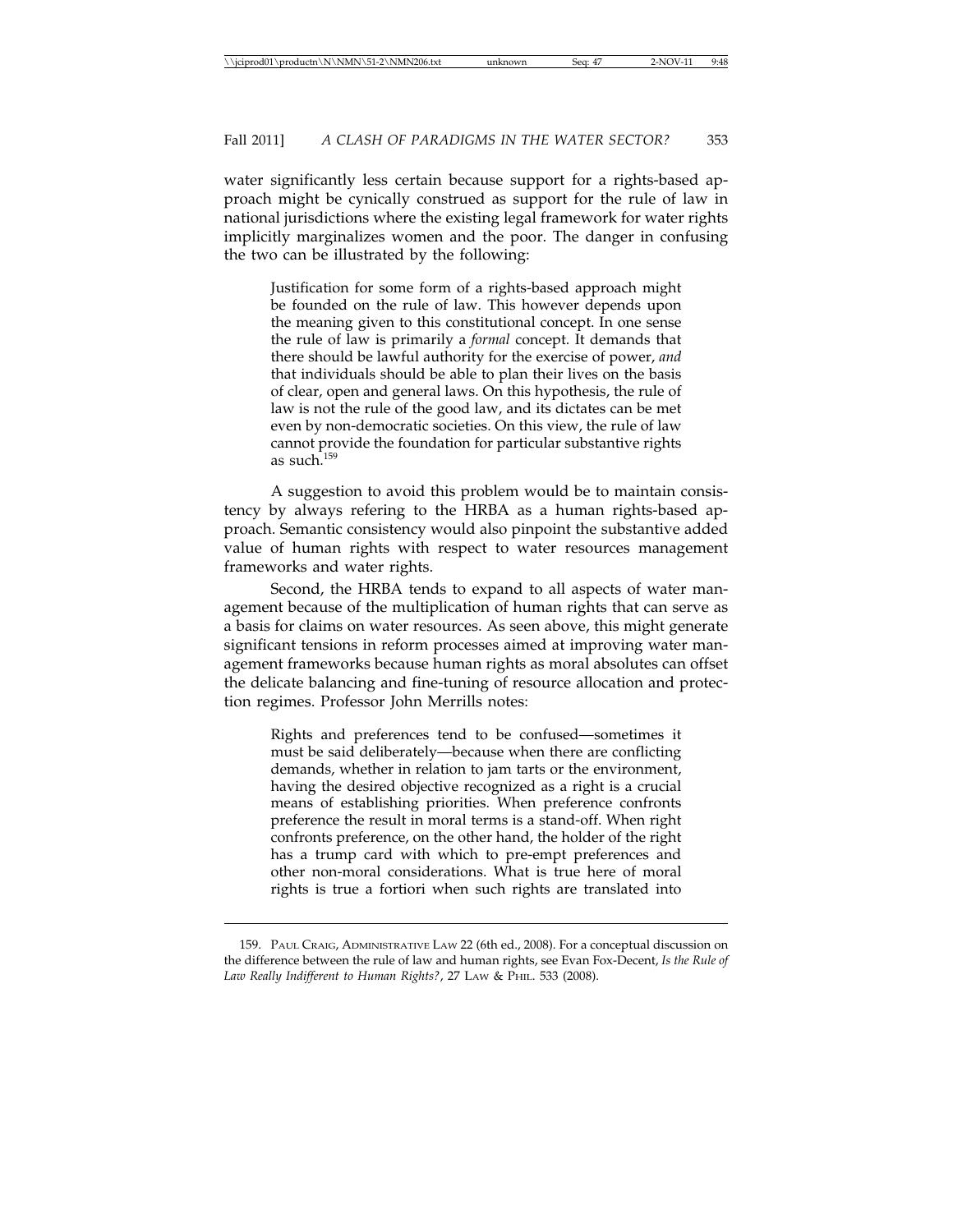water significantly less certain because support for a rights-based approach might be cynically construed as support for the rule of law in national jurisdictions where the existing legal framework for water rights implicitly marginalizes women and the poor. The danger in confusing the two can be illustrated by the following:

> Justification for some form of a rights-based approach might be founded on the rule of law. This however depends upon the meaning given to this constitutional concept. In one sense the rule of law is primarily a *formal* concept. It demands that there should be lawful authority for the exercise of power, *and* that individuals should be able to plan their lives on the basis of clear, open and general laws. On this hypothesis, the rule of law is not the rule of the good law, and its dictates can be met even by non-democratic societies. On this view, the rule of law cannot provide the foundation for particular substantive rights as such.[159]

A suggestion to avoid this problem would be to maintain consistency by always refering to the HRBA as a human rights-based approach. Semantic consistency would also pinpoint the substantive added value of human rights with respect to water resources management frameworks and water rights.

Second, the HRBA tends to expand to all aspects of water management because of the multiplication of human rights that can serve as a basis for claims on water resources. As seen above, this might generate significant tensions in reform processes aimed at improving water management frameworks because human rights as moral absolutes can offset the delicate balancing and fine-tuning of resource allocation and protection regimes. Professor John Merrills notes:

> Rights and preferences tend to be confused—sometimes it must be said deliberately—because when there are conflicting demands, whether in relation to jam tarts or the environment, having the desired objective recognized as a right is a crucial means of establishing priorities. When preference confronts preference the result in moral terms is a stand-off. When right confronts preference, on the other hand, the holder of the right has a trump card with which to pre-empt preferences and other non-moral considerations. What is true here of moral rights is true a fortiori when such rights are translated into

---

159. Paul Craig, Administrative Law 22 (6th ed., 2008). For a conceptual discussion on the difference between the rule of law and human rights, see Evan Fox-Decent, *Is the Rule of Law Really Indifferent to Human Rights?*, 27 Law & Phil. 533 (2008).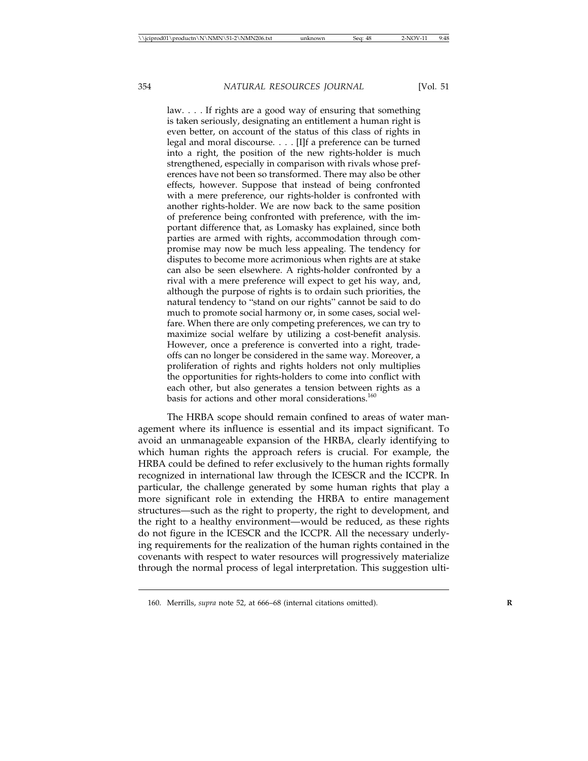> law. . . . If rights are a good way of ensuring that something is taken seriously, designating an entitlement a human right is even better, on account of the status of this class of rights in legal and moral discourse. . . . [I]f a preference can be turned into a right, the position of the new rights-holder is much strengthened, especially in comparison with rivals whose preferences have not been so transformed. There may also be other effects, however. Suppose that instead of being confronted with a mere preference, our rights-holder is confronted with another rights-holder. We are now back to the same position of preference being confronted with preference, with the important difference that, as Lomasky has explained, since both parties are armed with rights, accommodation through compromise may now be much less appealing. The tendency for disputes to become more acrimonious when rights are at stake can also be seen elsewhere. A rights-holder confronted by a rival with a mere preference will expect to get his way, and, although the purpose of rights is to ordain such priorities, the natural tendency to "stand on our rights" cannot be said to do much to promote social harmony or, in some cases, social welfare. When there are only competing preferences, we can try to maximize social welfare by utilizing a cost-benefit analysis. However, once a preference is converted into a right, tradeoffs can no longer be considered in the same way. Moreover, a proliferation of rights and rights holders not only multiplies the opportunities for rights-holders to come into conflict with each other, but also generates a tension between rights as a basis for actions and other moral considerations.[160]

The HRBA scope should remain confined to areas of water management where its influence is essential and its impact significant. To avoid an unmanageable expansion of the HRBA, clearly identifying to which human rights the approach refers is crucial. For example, the HRBA could be defined to refer exclusively to the human rights formally recognized in international law through the ICESCR and the ICCPR. In particular, the challenge generated by some human rights that play a more significant role in extending the HRBA to entire management structures—such as the right to property, the right to development, and the right to a healthy environment—would be reduced, as these rights do not figure in the ICESCR and the ICCPR. All the necessary underlying requirements for the realization of the human rights contained in the covenants with respect to water resources will progressively materialize through the normal process of legal interpretation. This suggestion ulti-

160. Merrills, *supra* note 52, at 666–68 (internal citations omitted).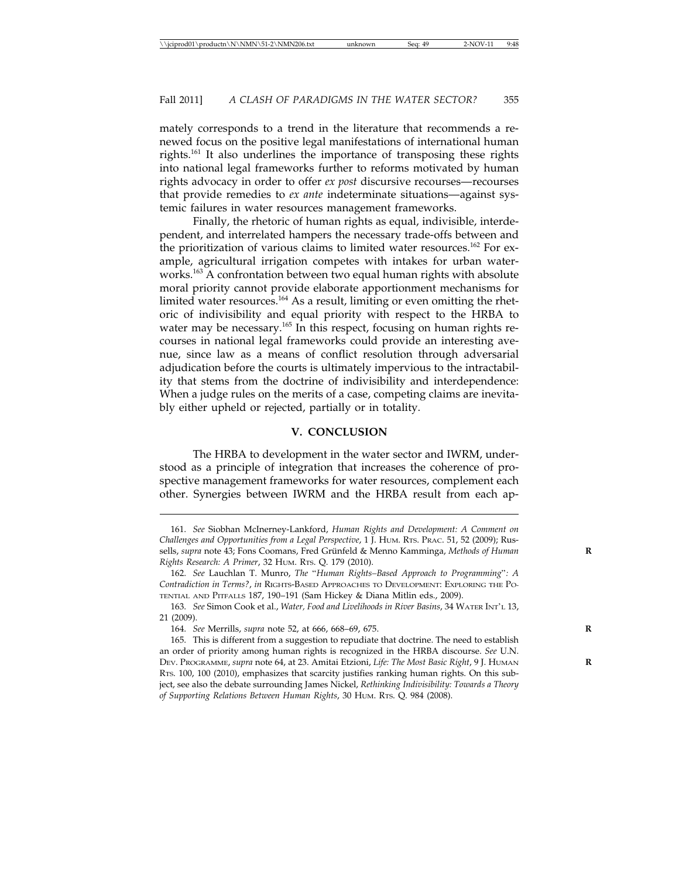mately corresponds to a trend in the literature that recommends a renewed focus on the positive legal manifestations of international human rights.[161] It also underlines the importance of transposing these rights into national legal frameworks further to reforms motivated by human rights advocacy in order to offer *ex post* discursive recourses—recourses that provide remedies to *ex ante* indeterminate situations—against systemic failures in water resources management frameworks.

Finally, the rhetoric of human rights as equal, indivisible, interdependent, and interrelated hampers the necessary trade-offs between and the prioritization of various claims to limited water resources.[162] For example, agricultural irrigation competes with intakes for urban waterworks.[163] A confrontation between two equal human rights with absolute moral priority cannot provide elaborate apportionment mechanisms for limited water resources.[164] As a result, limiting or even omitting the rhetoric of indivisibility and equal priority with respect to the HRBA to water may be necessary.[165] In this respect, focusing on human rights recourses in national legal frameworks could provide an interesting avenue, since law as a means of conflict resolution through adversarial adjudication before the courts is ultimately impervious to the intractability that stems from the doctrine of indivisibility and interdependence: When a judge rules on the merits of a case, competing claims are inevitably either upheld or rejected, partially or in totality.

## V. CONCLUSION

The HRBA to development in the water sector and IWRM, understood as a principle of integration that increases the coherence of prospective management frameworks for water resources, complement each other. Synergies between IWRM and the HRBA result from each ap-

---

161. *See* Siobhan McInerney-Lankford, *Human Rights and Development: A Comment on Challenges and Opportunities from a Legal Perspective*, 1 J. HUM. RTS. PRAC. 51, 52 (2009); Russells, *supra* note 43; Fons Coomans, Fred Grünfeld & Menno Kamminga, *Methods of Human Rights Research: A Primer*, 32 HUM. RTS. Q. 179 (2010).

162. *See* Lauchlan T. Munro, *The "Human Rights–Based Approach to Programming": A Contradiction in Terms?*, *in* RIGHTS-BASED APPROACHES TO DEVELOPMENT: EXPLORING THE POTENTIAL AND PITFALLS 187, 190–191 (Sam Hickey & Diana Mitlin eds., 2009).

163. *See* Simon Cook et al., *Water, Food and Livelihoods in River Basins*, 34 WATER INT'L 13, 21 (2009).

164. *See* Merrills, *supra* note 52, at 666, 668–69, 675.

165. This is different from a suggestion to repudiate that doctrine. The need to establish an order of priority among human rights is recognized in the HRBA discourse. *See* U.N. DEV. PROGRAMME, *supra* note 64, at 23. Amitai Etzioni, *Life: The Most Basic Right*, 9 J. HUMAN RTS. 100, 100 (2010), emphasizes that scarcity justifies ranking human rights. On this subject, see also the debate surrounding James Nickel, *Rethinking Indivisibility: Towards a Theory of Supporting Relations Between Human Rights*, 30 HUM. RTS. Q. 984 (2008).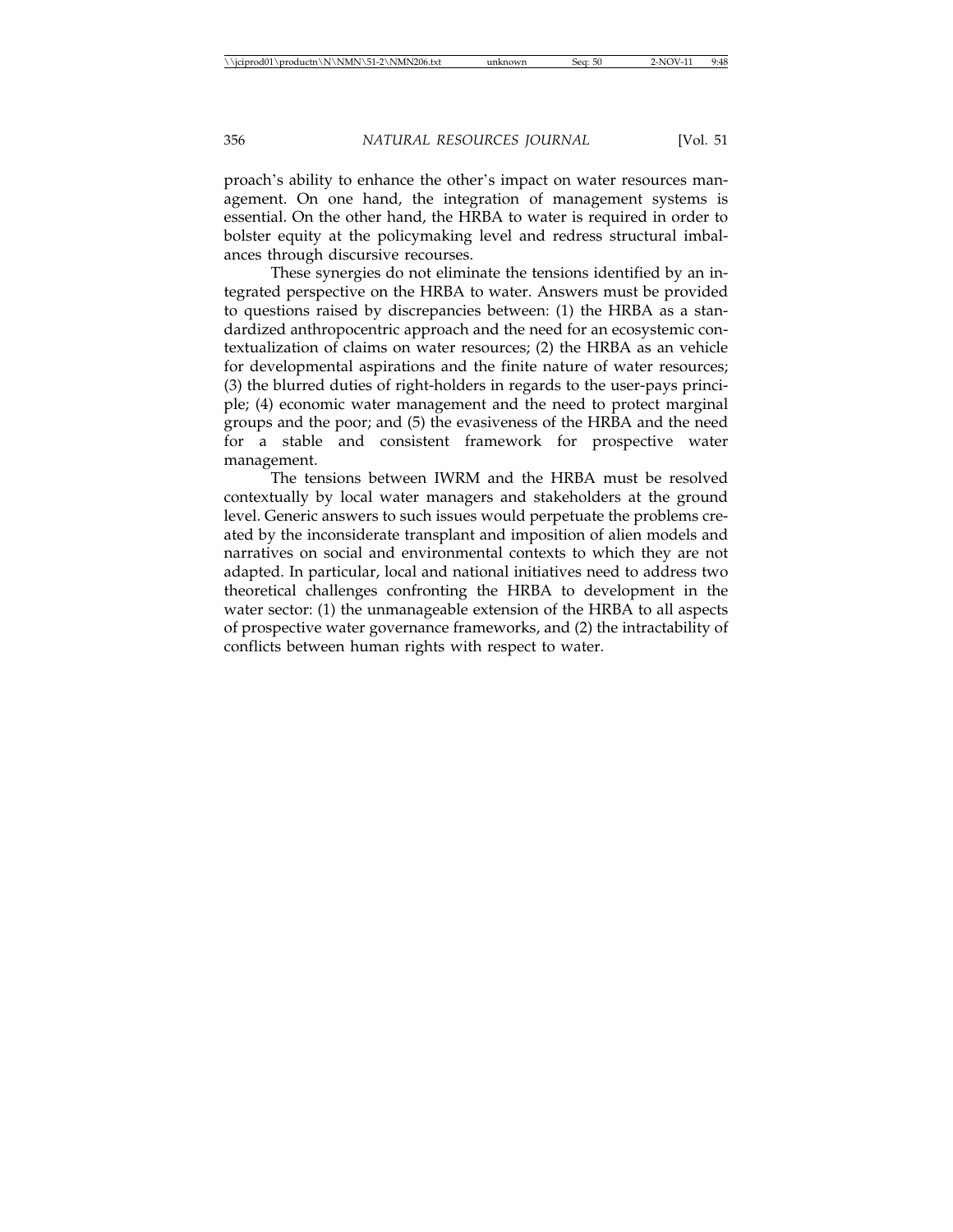proach's ability to enhance the other's impact on water resources management. On one hand, the integration of management systems is essential. On the other hand, the HRBA to water is required in order to bolster equity at the policymaking level and redress structural imbalances through discursive recourses.

These synergies do not eliminate the tensions identified by an integrated perspective on the HRBA to water. Answers must be provided to questions raised by discrepancies between: (1) the HRBA as a standardized anthropocentric approach and the need for an ecosystemic contextualization of claims on water resources; (2) the HRBA as an vehicle for developmental aspirations and the finite nature of water resources; (3) the blurred duties of right-holders in regards to the user-pays principle; (4) economic water management and the need to protect marginal groups and the poor; and (5) the evasiveness of the HRBA and the need for a stable and consistent framework for prospective water management.

The tensions between IWRM and the HRBA must be resolved contextually by local water managers and stakeholders at the ground level. Generic answers to such issues would perpetuate the problems created by the inconsiderate transplant and imposition of alien models and narratives on social and environmental contexts to which they are not adapted. In particular, local and national initiatives need to address two theoretical challenges confronting the HRBA to development in the water sector: (1) the unmanageable extension of the HRBA to all aspects of prospective water governance frameworks, and (2) the intractability of conflicts between human rights with respect to water.